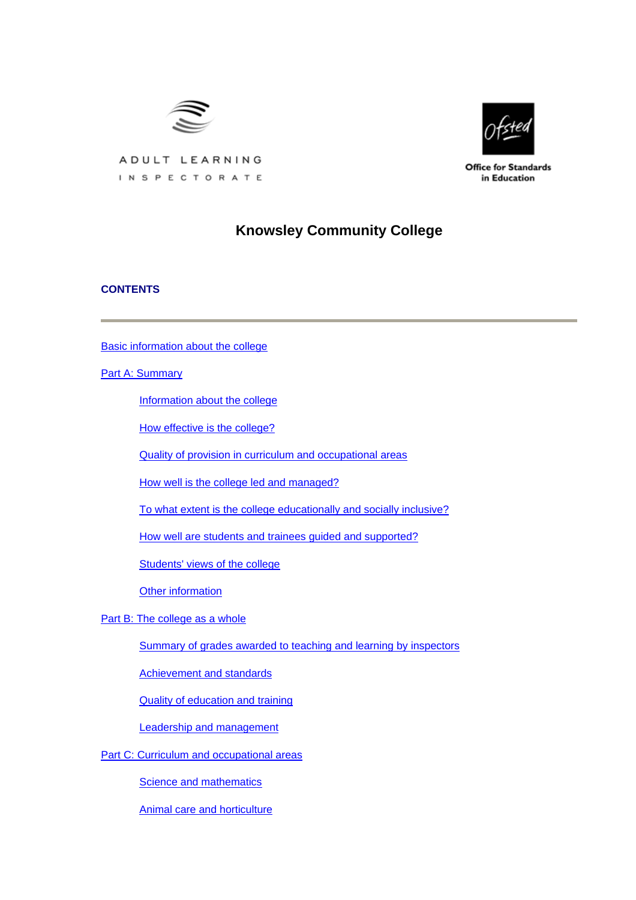ADULT LEARNING INSPECTORATE

Office for Standards in Education

# Knowsley Community College

## CONTENTS

---

Basic information about the college

Part A: Summary

- Information about the college
- How effective is the college?
- Quality of provision in curriculum and occupational areas
- How well is the college led and managed?
- To what extent is the college educationally and socially inclusive?
- How well are students and trainees guided and supported?
- Students' views of the college
- Other information

Part B: The college as a whole

- Summary of grades awarded to teaching and learning by inspectors
- Achievement and standards
- Quality of education and training
- Leadership and management

Part C: Curriculum and occupational areas

- Science and mathematics
- Animal care and horticulture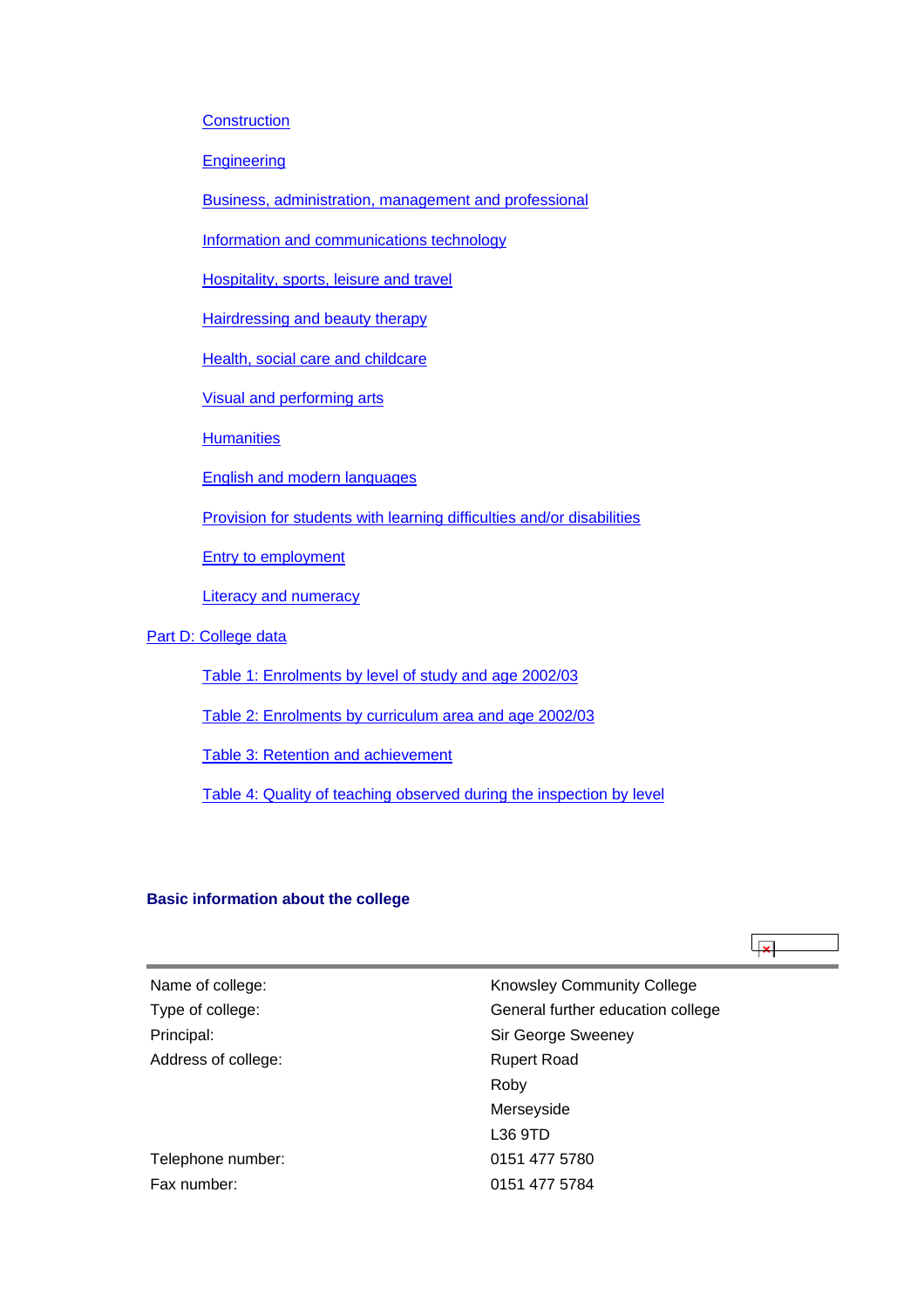- Construction
- Engineering
- Business, administration, management and professional
- Information and communications technology
- Hospitality, sports, leisure and travel
- Hairdressing and beauty therapy
- Health, social care and childcare
- Visual and performing arts
- Humanities
- English and modern languages
- Provision for students with learning difficulties and/or disabilities
- Entry to employment
- Literacy and numeracy

Part D: College data

- Table 1: Enrolments by level of study and age 2002/03
- Table 2: Enrolments by curriculum area and age 2002/03
- Table 3: Retention and achievement
- Table 4: Quality of teaching observed during the inspection by level

**Basic information about the college**

| | |
|---|---|
| Name of college: | Knowsley Community College |
| Type of college: | General further education college |
| Principal: | Sir George Sweeney |
| Address of college: | Rupert Road<br>Roby<br>Merseyside<br>L36 9TD |
| Telephone number: | 0151 477 5780 |
| Fax number: | 0151 477 5784 |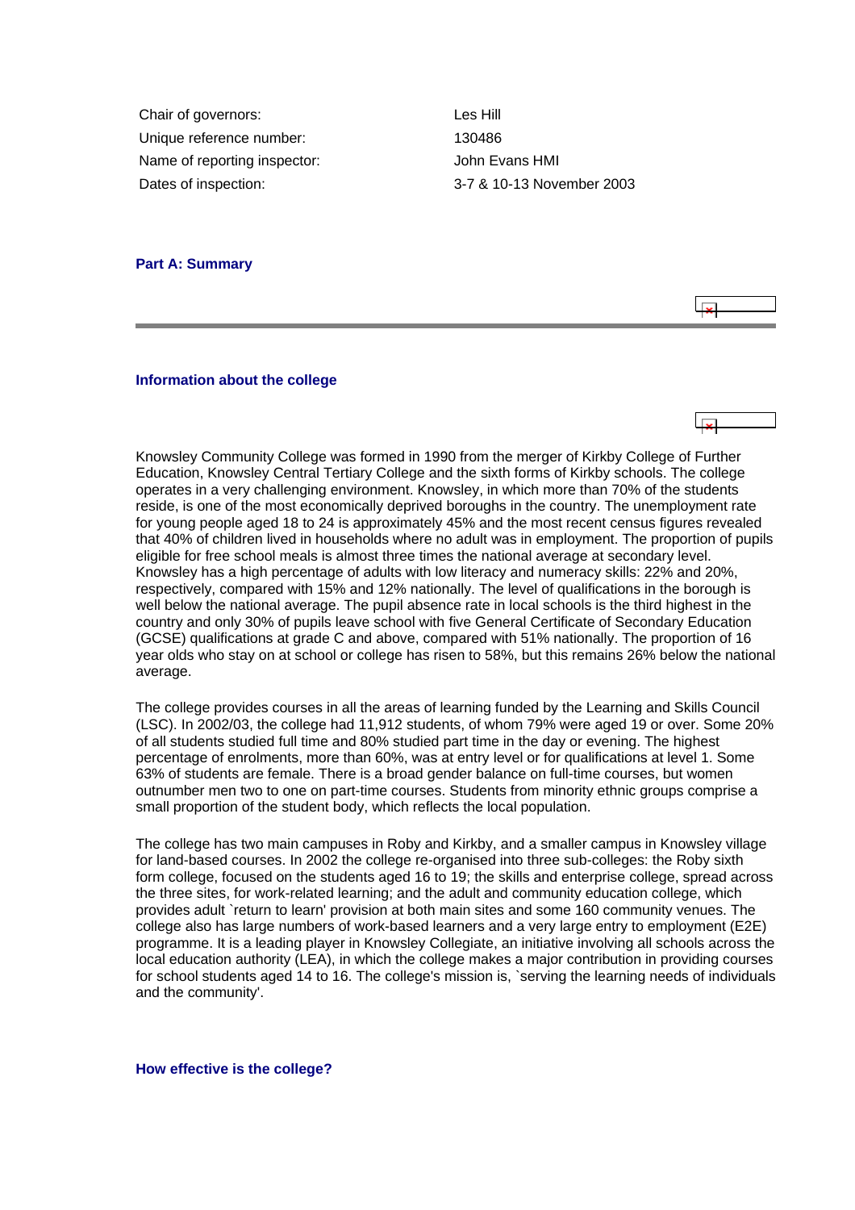| | |
|---|---|
| Chair of governors: | Les Hill |
| Unique reference number: | 130486 |
| Name of reporting inspector: | John Evans HMI |
| Dates of inspection: | 3-7 & 10-13 November 2003 |

## Part A: Summary

### Information about the college

Knowsley Community College was formed in 1990 from the merger of Kirkby College of Further Education, Knowsley Central Tertiary College and the sixth forms of Kirkby schools. The college operates in a very challenging environment. Knowsley, in which more than 70% of the students reside, is one of the most economically deprived boroughs in the country. The unemployment rate for young people aged 18 to 24 is approximately 45% and the most recent census figures revealed that 40% of children lived in households where no adult was in employment. The proportion of pupils eligible for free school meals is almost three times the national average at secondary level. Knowsley has a high percentage of adults with low literacy and numeracy skills: 22% and 20%, respectively, compared with 15% and 12% nationally. The level of qualifications in the borough is well below the national average. The pupil absence rate in local schools is the third highest in the country and only 30% of pupils leave school with five General Certificate of Secondary Education (GCSE) qualifications at grade C and above, compared with 51% nationally. The proportion of 16 year olds who stay on at school or college has risen to 58%, but this remains 26% below the national average.

The college provides courses in all the areas of learning funded by the Learning and Skills Council (LSC). In 2002/03, the college had 11,912 students, of whom 79% were aged 19 or over. Some 20% of all students studied full time and 80% studied part time in the day or evening. The highest percentage of enrolments, more than 60%, was at entry level or for qualifications at level 1. Some 63% of students are female. There is a broad gender balance on full-time courses, but women outnumber men two to one on part-time courses. Students from minority ethnic groups comprise a small proportion of the student body, which reflects the local population.

The college has two main campuses in Roby and Kirkby, and a smaller campus in Knowsley village for land-based courses. In 2002 the college re-organised into three sub-colleges: the Roby sixth form college, focused on the students aged 16 to 19; the skills and enterprise college, spread across the three sites, for work-related learning; and the adult and community education college, which provides adult `return to learn' provision at both main sites and some 160 community venues. The college also has large numbers of work-based learners and a very large entry to employment (E2E) programme. It is a leading player in Knowsley Collegiate, an initiative involving all schools across the local education authority (LEA), in which the college makes a major contribution in providing courses for school students aged 14 to 16. The college's mission is, `serving the learning needs of individuals and the community'.

### How effective is the college?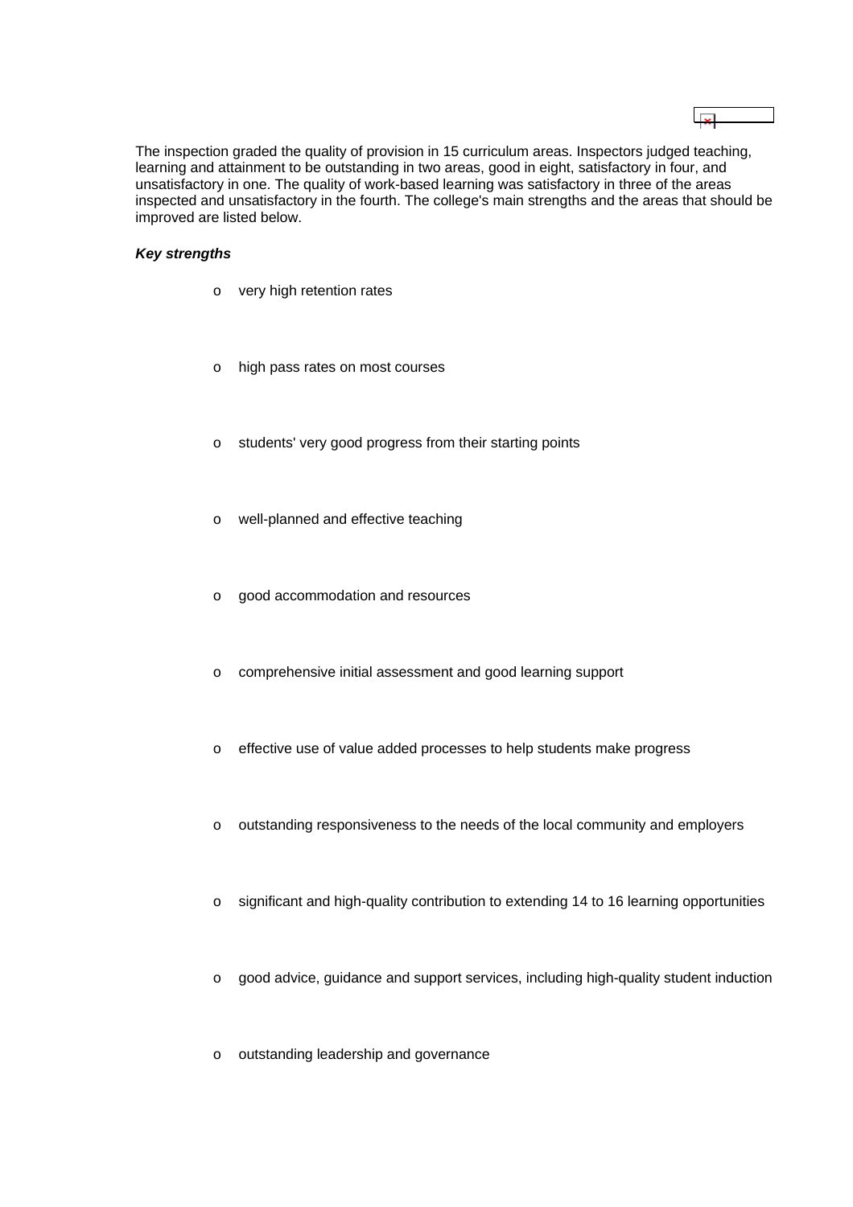The inspection graded the quality of provision in 15 curriculum areas. Inspectors judged teaching, learning and attainment to be outstanding in two areas, good in eight, satisfactory in four, and unsatisfactory in one. The quality of work-based learning was satisfactory in three of the areas inspected and unsatisfactory in the fourth. The college's main strengths and the areas that should be improved are listed below.

***Key strengths***

- very high retention rates
- high pass rates on most courses
- students' very good progress from their starting points
- well-planned and effective teaching
- good accommodation and resources
- comprehensive initial assessment and good learning support
- effective use of value added processes to help students make progress
- outstanding responsiveness to the needs of the local community and employers
- significant and high-quality contribution to extending 14 to 16 learning opportunities
- good advice, guidance and support services, including high-quality student induction
- outstanding leadership and governance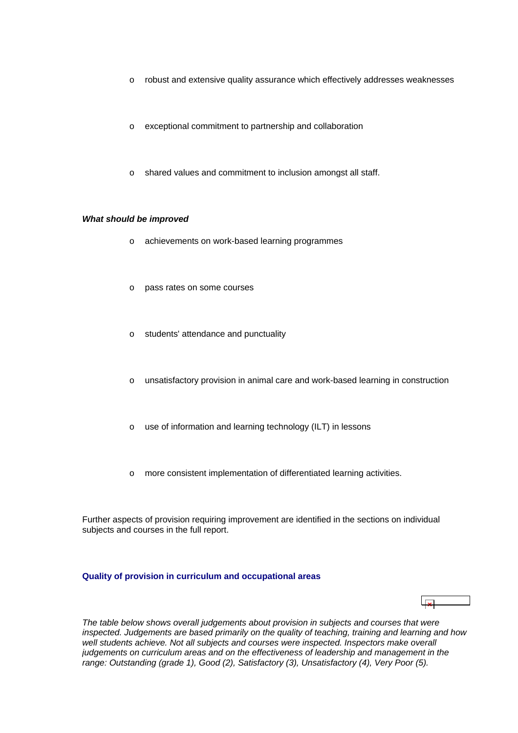- robust and extensive quality assurance which effectively addresses weaknesses
- exceptional commitment to partnership and collaboration
- shared values and commitment to inclusion amongst all staff.

***What should be improved***

- achievements on work-based learning programmes
- pass rates on some courses
- students' attendance and punctuality
- unsatisfactory provision in animal care and work-based learning in construction
- use of information and learning technology (ILT) in lessons
- more consistent implementation of differentiated learning activities.

Further aspects of provision requiring improvement are identified in the sections on individual subjects and courses in the full report.

### Quality of provision in curriculum and occupational areas

*The table below shows overall judgements about provision in subjects and courses that were inspected. Judgements are based primarily on the quality of teaching, training and learning and how well students achieve. Not all subjects and courses were inspected. Inspectors make overall judgements on curriculum areas and on the effectiveness of leadership and management in the range: Outstanding (grade 1), Good (2), Satisfactory (3), Unsatisfactory (4), Very Poor (5).*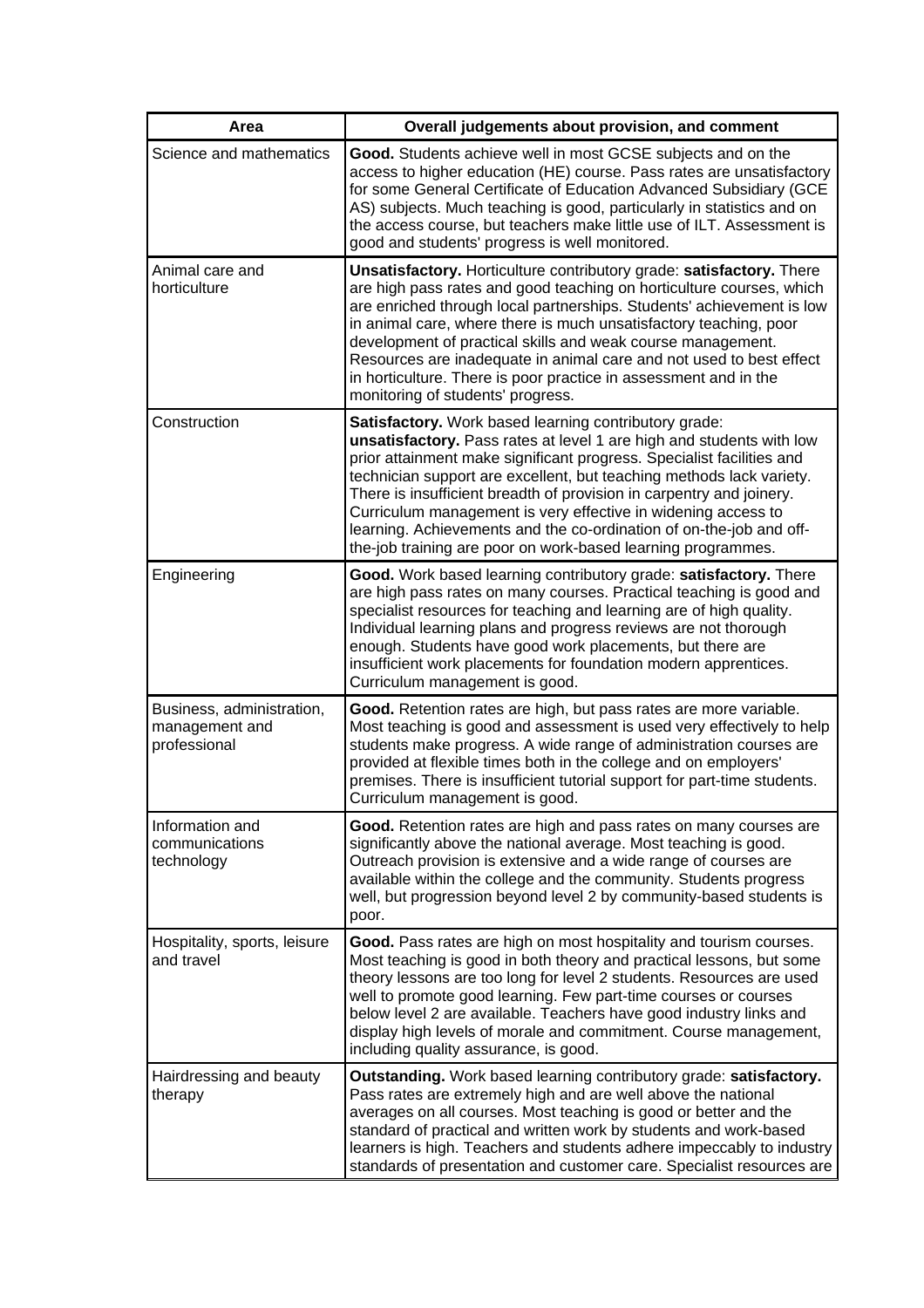| Area | Overall judgements about provision, and comment |
| --- | --- |
| Science and mathematics | **Good.** Students achieve well in most GCSE subjects and on the access to higher education (HE) course. Pass rates are unsatisfactory for some General Certificate of Education Advanced Subsidiary (GCE AS) subjects. Much teaching is good, particularly in statistics and on the access course, but teachers make little use of ILT. Assessment is good and students' progress is well monitored. |
| Animal care and horticulture | **Unsatisfactory.** Horticulture contributory grade: **satisfactory.** There are high pass rates and good teaching on horticulture courses, which are enriched through local partnerships. Students' achievement is low in animal care, where there is much unsatisfactory teaching, poor development of practical skills and weak course management. Resources are inadequate in animal care and not used to best effect in horticulture. There is poor practice in assessment and in the monitoring of students' progress. |
| Construction | **Satisfactory.** Work based learning contributory grade: **unsatisfactory.** Pass rates at level 1 are high and students with low prior attainment make significant progress. Specialist facilities and technician support are excellent, but teaching methods lack variety. There is insufficient breadth of provision in carpentry and joinery. Curriculum management is very effective in widening access to learning. Achievements and the co-ordination of on-the-job and off-the-job training are poor on work-based learning programmes. |
| Engineering | **Good.** Work based learning contributory grade: **satisfactory.** There are high pass rates on many courses. Practical teaching is good and specialist resources for teaching and learning are of high quality. Individual learning plans and progress reviews are not thorough enough. Students have good work placements, but there are insufficient work placements for foundation modern apprentices. Curriculum management is good. |
| Business, administration, management and professional | **Good.** Retention rates are high, but pass rates are more variable. Most teaching is good and assessment is used very effectively to help students make progress. A wide range of administration courses are provided at flexible times both in the college and on employers' premises. There is insufficient tutorial support for part-time students. Curriculum management is good. |
| Information and communications technology | **Good.** Retention rates are high and pass rates on many courses are significantly above the national average. Most teaching is good. Outreach provision is extensive and a wide range of courses are available within the college and the community. Students progress well, but progression beyond level 2 by community-based students is poor. |
| Hospitality, sports, leisure and travel | **Good.** Pass rates are high on most hospitality and tourism courses. Most teaching is good in both theory and practical lessons, but some theory lessons are too long for level 2 students. Resources are used well to promote good learning. Few part-time courses or courses below level 2 are available. Teachers have good industry links and display high levels of morale and commitment. Course management, including quality assurance, is good. |
| Hairdressing and beauty therapy | **Outstanding.** Work based learning contributory grade: **satisfactory.** Pass rates are extremely high and are well above the national averages on all courses. Most teaching is good or better and the standard of practical and written work by students and work-based learners is high. Teachers and students adhere impeccably to industry standards of presentation and customer care. Specialist resources are |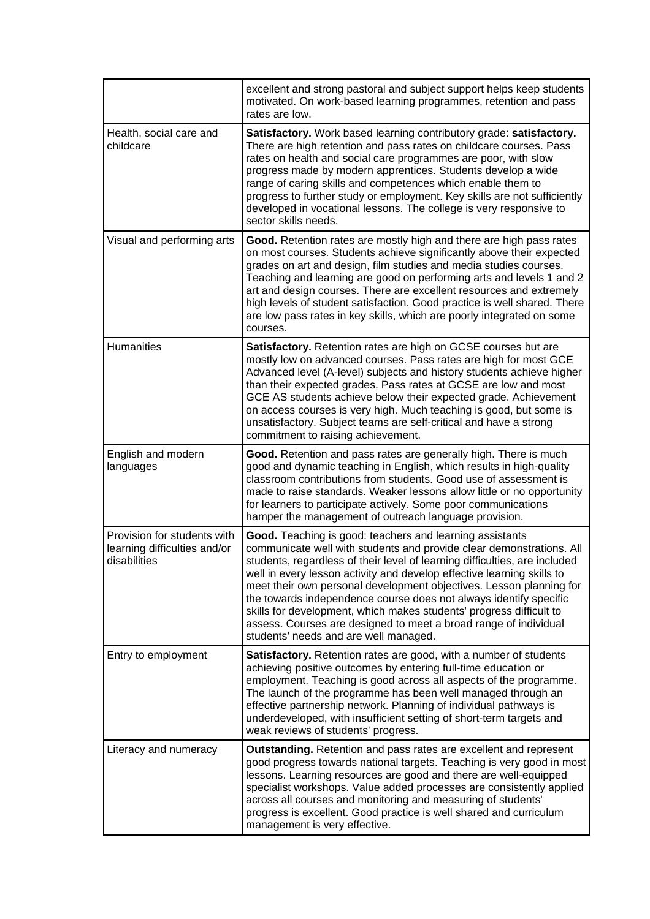| | |
|---|---|
| | excellent and strong pastoral and subject support helps keep students motivated. On work-based learning programmes, retention and pass rates are low. |
| Health, social care and childcare | **Satisfactory.** Work based learning contributory grade: **satisfactory.** There are high retention and pass rates on childcare courses. Pass rates on health and social care programmes are poor, with slow progress made by modern apprentices. Students develop a wide range of caring skills and competences which enable them to progress to further study or employment. Key skills are not sufficiently developed in vocational lessons. The college is very responsive to sector skills needs. |
| Visual and performing arts | **Good.** Retention rates are mostly high and there are high pass rates on most courses. Students achieve significantly above their expected grades on art and design, film studies and media studies courses. Teaching and learning are good on performing arts and levels 1 and 2 art and design courses. There are excellent resources and extremely high levels of student satisfaction. Good practice is well shared. There are low pass rates in key skills, which are poorly integrated on some courses. |
| Humanities | **Satisfactory.** Retention rates are high on GCSE courses but are mostly low on advanced courses. Pass rates are high for most GCE Advanced level (A-level) subjects and history students achieve higher than their expected grades. Pass rates at GCSE are low and most GCE AS students achieve below their expected grade. Achievement on access courses is very high. Much teaching is good, but some is unsatisfactory. Subject teams are self-critical and have a strong commitment to raising achievement. |
| English and modern languages | **Good.** Retention and pass rates are generally high. There is much good and dynamic teaching in English, which results in high-quality classroom contributions from students. Good use of assessment is made to raise standards. Weaker lessons allow little or no opportunity for learners to participate actively. Some poor communications hamper the management of outreach language provision. |
| Provision for students with learning difficulties and/or disabilities | **Good.** Teaching is good: teachers and learning assistants communicate well with students and provide clear demonstrations. All students, regardless of their level of learning difficulties, are included well in every lesson activity and develop effective learning skills to meet their own personal development objectives. Lesson planning for the towards independence course does not always identify specific skills for development, which makes students' progress difficult to assess. Courses are designed to meet a broad range of individual students' needs and are well managed. |
| Entry to employment | **Satisfactory.** Retention rates are good, with a number of students achieving positive outcomes by entering full-time education or employment. Teaching is good across all aspects of the programme. The launch of the programme has been well managed through an effective partnership network. Planning of individual pathways is underdeveloped, with insufficient setting of short-term targets and weak reviews of students' progress. |
| Literacy and numeracy | **Outstanding.** Retention and pass rates are excellent and represent good progress towards national targets. Teaching is very good in most lessons. Learning resources are good and there are well-equipped specialist workshops. Value added processes are consistently applied across all courses and monitoring and measuring of students' progress is excellent. Good practice is well shared and curriculum management is very effective. |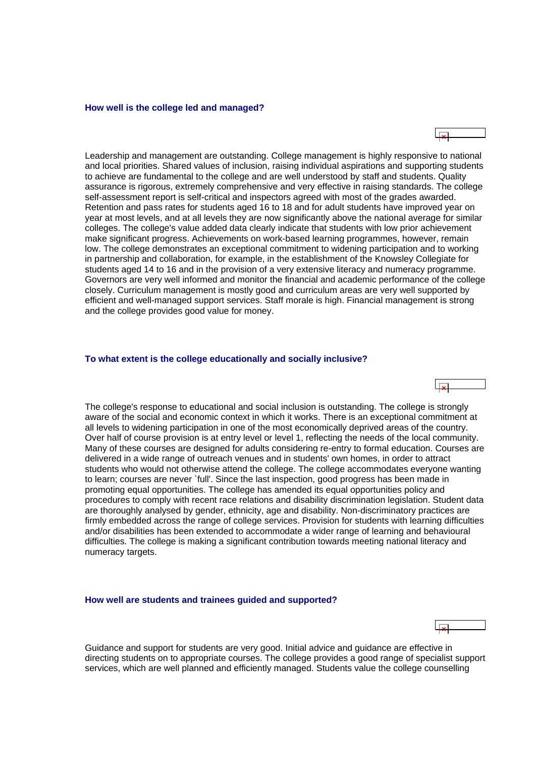### How well is the college led and managed?

Leadership and management are outstanding. College management is highly responsive to national and local priorities. Shared values of inclusion, raising individual aspirations and supporting students to achieve are fundamental to the college and are well understood by staff and students. Quality assurance is rigorous, extremely comprehensive and very effective in raising standards. The college self-assessment report is self-critical and inspectors agreed with most of the grades awarded. Retention and pass rates for students aged 16 to 18 and for adult students have improved year on year at most levels, and at all levels they are now significantly above the national average for similar colleges. The college's value added data clearly indicate that students with low prior achievement make significant progress. Achievements on work-based learning programmes, however, remain low. The college demonstrates an exceptional commitment to widening participation and to working in partnership and collaboration, for example, in the establishment of the Knowsley Collegiate for students aged 14 to 16 and in the provision of a very extensive literacy and numeracy programme. Governors are very well informed and monitor the financial and academic performance of the college closely. Curriculum management is mostly good and curriculum areas are very well supported by efficient and well-managed support services. Staff morale is high. Financial management is strong and the college provides good value for money.

### To what extent is the college educationally and socially inclusive?

The college's response to educational and social inclusion is outstanding. The college is strongly aware of the social and economic context in which it works. There is an exceptional commitment at all levels to widening participation in one of the most economically deprived areas of the country. Over half of course provision is at entry level or level 1, reflecting the needs of the local community. Many of these courses are designed for adults considering re-entry to formal education. Courses are delivered in a wide range of outreach venues and in students' own homes, in order to attract students who would not otherwise attend the college. The college accommodates everyone wanting to learn; courses are never `full'. Since the last inspection, good progress has been made in promoting equal opportunities. The college has amended its equal opportunities policy and procedures to comply with recent race relations and disability discrimination legislation. Student data are thoroughly analysed by gender, ethnicity, age and disability. Non-discriminatory practices are firmly embedded across the range of college services. Provision for students with learning difficulties and/or disabilities has been extended to accommodate a wider range of learning and behavioural difficulties. The college is making a significant contribution towards meeting national literacy and numeracy targets.

### How well are students and trainees guided and supported?

Guidance and support for students are very good. Initial advice and guidance are effective in directing students on to appropriate courses. The college provides a good range of specialist support services, which are well planned and efficiently managed. Students value the college counselling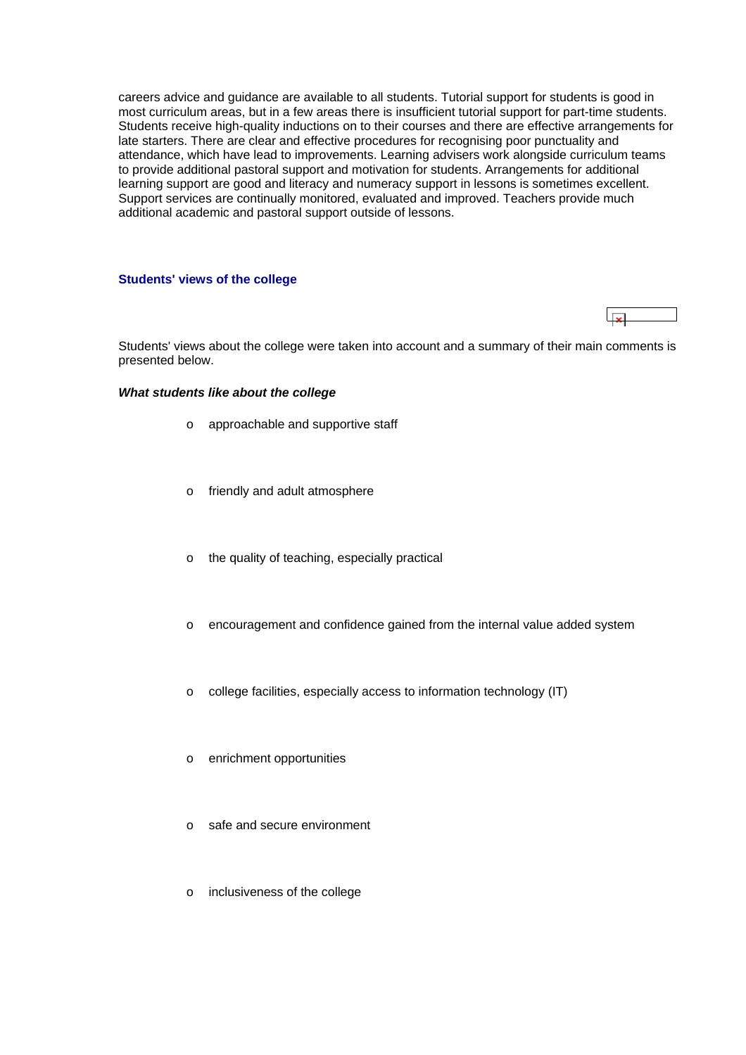careers advice and guidance are available to all students. Tutorial support for students is good in most curriculum areas, but in a few areas there is insufficient tutorial support for part-time students. Students receive high-quality inductions on to their courses and there are effective arrangements for late starters. There are clear and effective procedures for recognising poor punctuality and attendance, which have lead to improvements. Learning advisers work alongside curriculum teams to provide additional pastoral support and motivation for students. Arrangements for additional learning support are good and literacy and numeracy support in lessons is sometimes excellent. Support services are continually monitored, evaluated and improved. Teachers provide much additional academic and pastoral support outside of lessons.

## Students' views of the college

Students' views about the college were taken into account and a summary of their main comments is presented below.

### *What students like about the college*

- approachable and supportive staff
- friendly and adult atmosphere
- the quality of teaching, especially practical
- encouragement and confidence gained from the internal value added system
- college facilities, especially access to information technology (IT)
- enrichment opportunities
- safe and secure environment
- inclusiveness of the college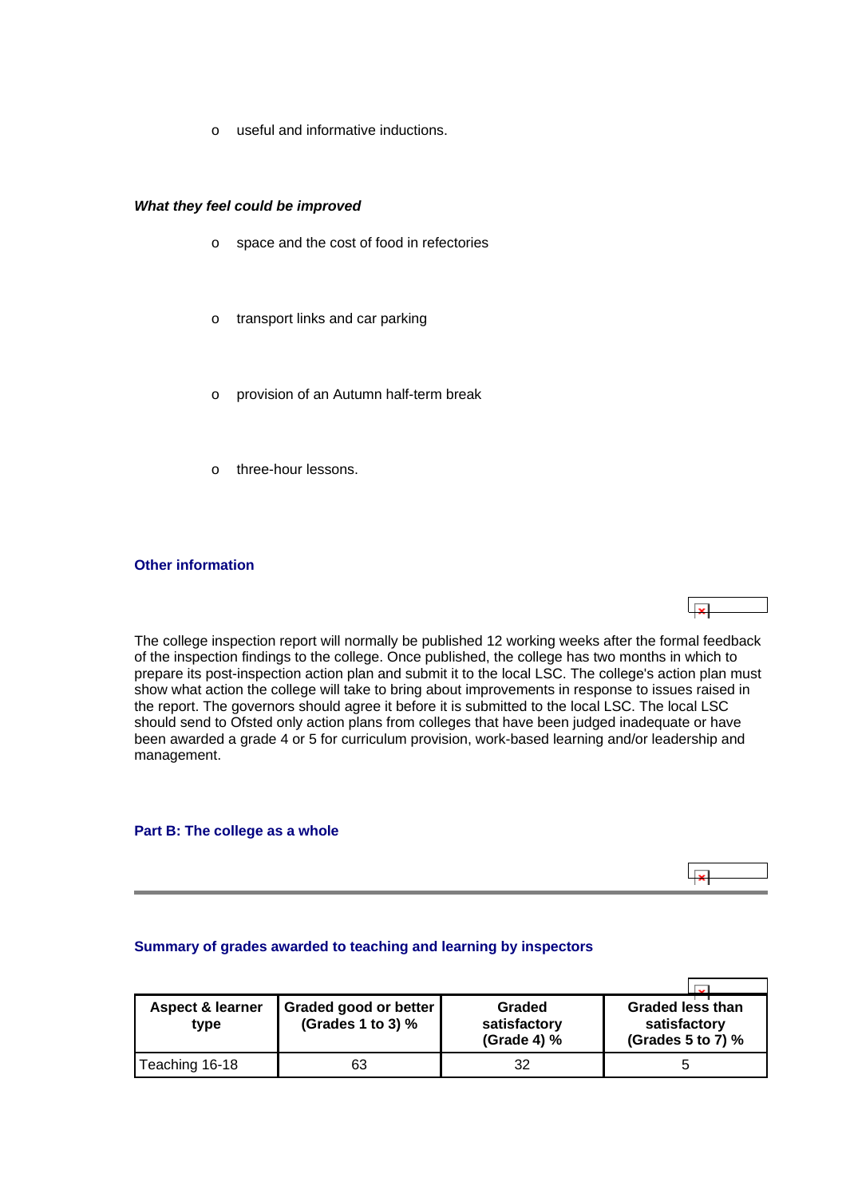- useful and informative inductions.

***What they feel could be improved***

- space and the cost of food in refectories
- transport links and car parking
- provision of an Autumn half-term break
- three-hour lessons.

### Other information

The college inspection report will normally be published 12 working weeks after the formal feedback of the inspection findings to the college. Once published, the college has two months in which to prepare its post-inspection action plan and submit it to the local LSC. The college's action plan must show what action the college will take to bring about improvements in response to issues raised in the report. The governors should agree it before it is submitted to the local LSC. The local LSC should send to Ofsted only action plans from colleges that have been judged inadequate or have been awarded a grade 4 or 5 for curriculum provision, work-based learning and/or leadership and management.

## Part B: The college as a whole

### Summary of grades awarded to teaching and learning by inspectors

| Aspect & learner type | Graded good or better (Grades 1 to 3) % | Graded satisfactory (Grade 4) % | Graded less than satisfactory (Grades 5 to 7) % |
|---|---|---|---|
| Teaching 16-18 | 63 | 32 | 5 |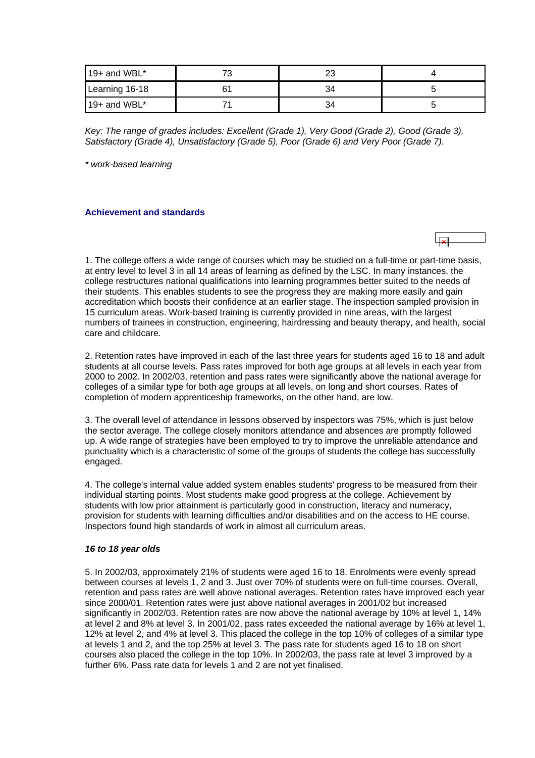| 19+ and WBL* | 73 | 23 | 4 |
|---|---|---|---|
| Learning 16-18 | 61 | 34 | 5 |
| 19+ and WBL* | 71 | 34 | 5 |

*Key: The range of grades includes: Excellent (Grade 1), Very Good (Grade 2), Good (Grade 3), Satisfactory (Grade 4), Unsatisfactory (Grade 5), Poor (Grade 6) and Very Poor (Grade 7).*

*\* work-based learning*

### Achievement and standards

1. The college offers a wide range of courses which may be studied on a full-time or part-time basis, at entry level to level 3 in all 14 areas of learning as defined by the LSC. In many instances, the college restructures national qualifications into learning programmes better suited to the needs of their students. This enables students to see the progress they are making more easily and gain accreditation which boosts their confidence at an earlier stage. The inspection sampled provision in 15 curriculum areas. Work-based training is currently provided in nine areas, with the largest numbers of trainees in construction, engineering, hairdressing and beauty therapy, and health, social care and childcare.

2. Retention rates have improved in each of the last three years for students aged 16 to 18 and adult students at all course levels. Pass rates improved for both age groups at all levels in each year from 2000 to 2002. In 2002/03, retention and pass rates were significantly above the national average for colleges of a similar type for both age groups at all levels, on long and short courses. Rates of completion of modern apprenticeship frameworks, on the other hand, are low.

3. The overall level of attendance in lessons observed by inspectors was 75%, which is just below the sector average. The college closely monitors attendance and absences are promptly followed up. A wide range of strategies have been employed to try to improve the unreliable attendance and punctuality which is a characteristic of some of the groups of students the college has successfully engaged.

4. The college's internal value added system enables students' progress to be measured from their individual starting points. Most students make good progress at the college. Achievement by students with low prior attainment is particularly good in construction, literacy and numeracy, provision for students with learning difficulties and/or disabilities and on the access to HE course. Inspectors found high standards of work in almost all curriculum areas.

#### *16 to 18 year olds*

5. In 2002/03, approximately 21% of students were aged 16 to 18. Enrolments were evenly spread between courses at levels 1, 2 and 3. Just over 70% of students were on full-time courses. Overall, retention and pass rates are well above national averages. Retention rates have improved each year since 2000/01. Retention rates were just above national averages in 2001/02 but increased significantly in 2002/03. Retention rates are now above the national average by 10% at level 1, 14% at level 2 and 8% at level 3. In 2001/02, pass rates exceeded the national average by 16% at level 1, 12% at level 2, and 4% at level 3. This placed the college in the top 10% of colleges of a similar type at levels 1 and 2, and the top 25% at level 3. The pass rate for students aged 16 to 18 on short courses also placed the college in the top 10%. In 2002/03, the pass rate at level 3 improved by a further 6%. Pass rate data for levels 1 and 2 are not yet finalised.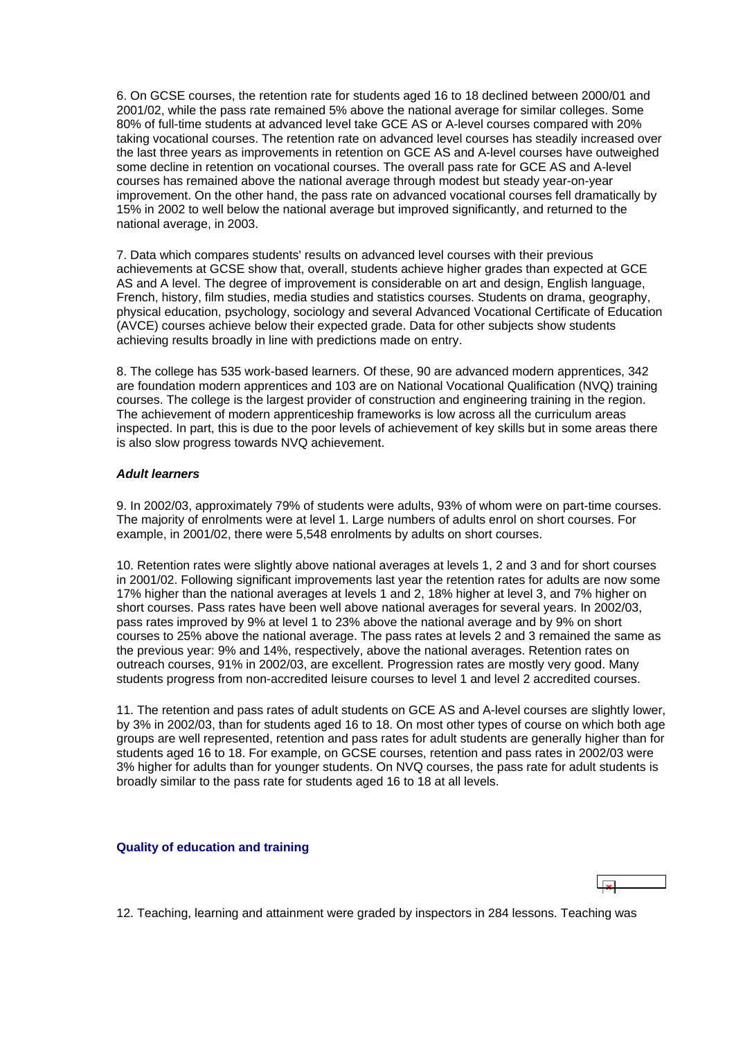6. On GCSE courses, the retention rate for students aged 16 to 18 declined between 2000/01 and 2001/02, while the pass rate remained 5% above the national average for similar colleges. Some 80% of full-time students at advanced level take GCE AS or A-level courses compared with 20% taking vocational courses. The retention rate on advanced level courses has steadily increased over the last three years as improvements in retention on GCE AS and A-level courses have outweighed some decline in retention on vocational courses. The overall pass rate for GCE AS and A-level courses has remained above the national average through modest but steady year-on-year improvement. On the other hand, the pass rate on advanced vocational courses fell dramatically by 15% in 2002 to well below the national average but improved significantly, and returned to the national average, in 2003.

7. Data which compares students' results on advanced level courses with their previous achievements at GCSE show that, overall, students achieve higher grades than expected at GCE AS and A level. The degree of improvement is considerable on art and design, English language, French, history, film studies, media studies and statistics courses. Students on drama, geography, physical education, psychology, sociology and several Advanced Vocational Certificate of Education (AVCE) courses achieve below their expected grade. Data for other subjects show students achieving results broadly in line with predictions made on entry.

8. The college has 535 work-based learners. Of these, 90 are advanced modern apprentices, 342 are foundation modern apprentices and 103 are on National Vocational Qualification (NVQ) training courses. The college is the largest provider of construction and engineering training in the region. The achievement of modern apprenticeship frameworks is low across all the curriculum areas inspected. In part, this is due to the poor levels of achievement of key skills but in some areas there is also slow progress towards NVQ achievement.

### *Adult learners*

9. In 2002/03, approximately 79% of students were adults, 93% of whom were on part-time courses. The majority of enrolments were at level 1. Large numbers of adults enrol on short courses. For example, in 2001/02, there were 5,548 enrolments by adults on short courses.

10. Retention rates were slightly above national averages at levels 1, 2 and 3 and for short courses in 2001/02. Following significant improvements last year the retention rates for adults are now some 17% higher than the national averages at levels 1 and 2, 18% higher at level 3, and 7% higher on short courses. Pass rates have been well above national averages for several years. In 2002/03, pass rates improved by 9% at level 1 to 23% above the national average and by 9% on short courses to 25% above the national average. The pass rates at levels 2 and 3 remained the same as the previous year: 9% and 14%, respectively, above the national averages. Retention rates on outreach courses, 91% in 2002/03, are excellent. Progression rates are mostly very good. Many students progress from non-accredited leisure courses to level 1 and level 2 accredited courses.

11. The retention and pass rates of adult students on GCE AS and A-level courses are slightly lower, by 3% in 2002/03, than for students aged 16 to 18. On most other types of course on which both age groups are well represented, retention and pass rates for adult students are generally higher than for students aged 16 to 18. For example, on GCSE courses, retention and pass rates in 2002/03 were 3% higher for adults than for younger students. On NVQ courses, the pass rate for adult students is broadly similar to the pass rate for students aged 16 to 18 at all levels.

## Quality of education and training

12. Teaching, learning and attainment were graded by inspectors in 284 lessons. Teaching was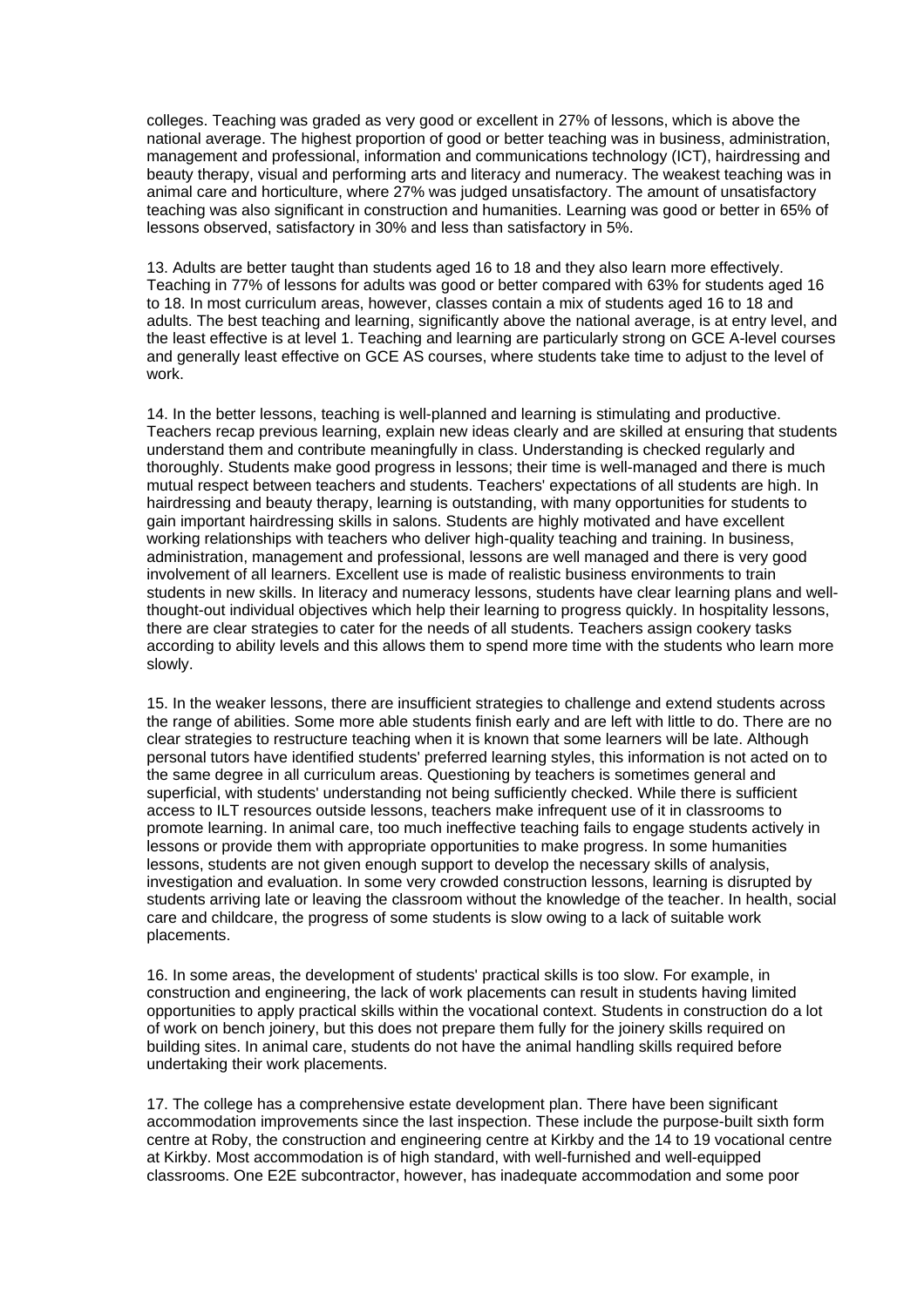colleges. Teaching was graded as very good or excellent in 27% of lessons, which is above the national average. The highest proportion of good or better teaching was in business, administration, management and professional, information and communications technology (ICT), hairdressing and beauty therapy, visual and performing arts and literacy and numeracy. The weakest teaching was in animal care and horticulture, where 27% was judged unsatisfactory. The amount of unsatisfactory teaching was also significant in construction and humanities. Learning was good or better in 65% of lessons observed, satisfactory in 30% and less than satisfactory in 5%.

13. Adults are better taught than students aged 16 to 18 and they also learn more effectively. Teaching in 77% of lessons for adults was good or better compared with 63% for students aged 16 to 18. In most curriculum areas, however, classes contain a mix of students aged 16 to 18 and adults. The best teaching and learning, significantly above the national average, is at entry level, and the least effective is at level 1. Teaching and learning are particularly strong on GCE A-level courses and generally least effective on GCE AS courses, where students take time to adjust to the level of work.

14. In the better lessons, teaching is well-planned and learning is stimulating and productive. Teachers recap previous learning, explain new ideas clearly and are skilled at ensuring that students understand them and contribute meaningfully in class. Understanding is checked regularly and thoroughly. Students make good progress in lessons; their time is well-managed and there is much mutual respect between teachers and students. Teachers' expectations of all students are high. In hairdressing and beauty therapy, learning is outstanding, with many opportunities for students to gain important hairdressing skills in salons. Students are highly motivated and have excellent working relationships with teachers who deliver high-quality teaching and training. In business, administration, management and professional, lessons are well managed and there is very good involvement of all learners. Excellent use is made of realistic business environments to train students in new skills. In literacy and numeracy lessons, students have clear learning plans and well-thought-out individual objectives which help their learning to progress quickly. In hospitality lessons, there are clear strategies to cater for the needs of all students. Teachers assign cookery tasks according to ability levels and this allows them to spend more time with the students who learn more slowly.

15. In the weaker lessons, there are insufficient strategies to challenge and extend students across the range of abilities. Some more able students finish early and are left with little to do. There are no clear strategies to restructure teaching when it is known that some learners will be late. Although personal tutors have identified students' preferred learning styles, this information is not acted on to the same degree in all curriculum areas. Questioning by teachers is sometimes general and superficial, with students' understanding not being sufficiently checked. While there is sufficient access to ILT resources outside lessons, teachers make infrequent use of it in classrooms to promote learning. In animal care, too much ineffective teaching fails to engage students actively in lessons or provide them with appropriate opportunities to make progress. In some humanities lessons, students are not given enough support to develop the necessary skills of analysis, investigation and evaluation. In some very crowded construction lessons, learning is disrupted by students arriving late or leaving the classroom without the knowledge of the teacher. In health, social care and childcare, the progress of some students is slow owing to a lack of suitable work placements.

16. In some areas, the development of students' practical skills is too slow. For example, in construction and engineering, the lack of work placements can result in students having limited opportunities to apply practical skills within the vocational context. Students in construction do a lot of work on bench joinery, but this does not prepare them fully for the joinery skills required on building sites. In animal care, students do not have the animal handling skills required before undertaking their work placements.

17. The college has a comprehensive estate development plan. There have been significant accommodation improvements since the last inspection. These include the purpose-built sixth form centre at Roby, the construction and engineering centre at Kirkby and the 14 to 19 vocational centre at Kirkby. Most accommodation is of high standard, with well-furnished and well-equipped classrooms. One E2E subcontractor, however, has inadequate accommodation and some poor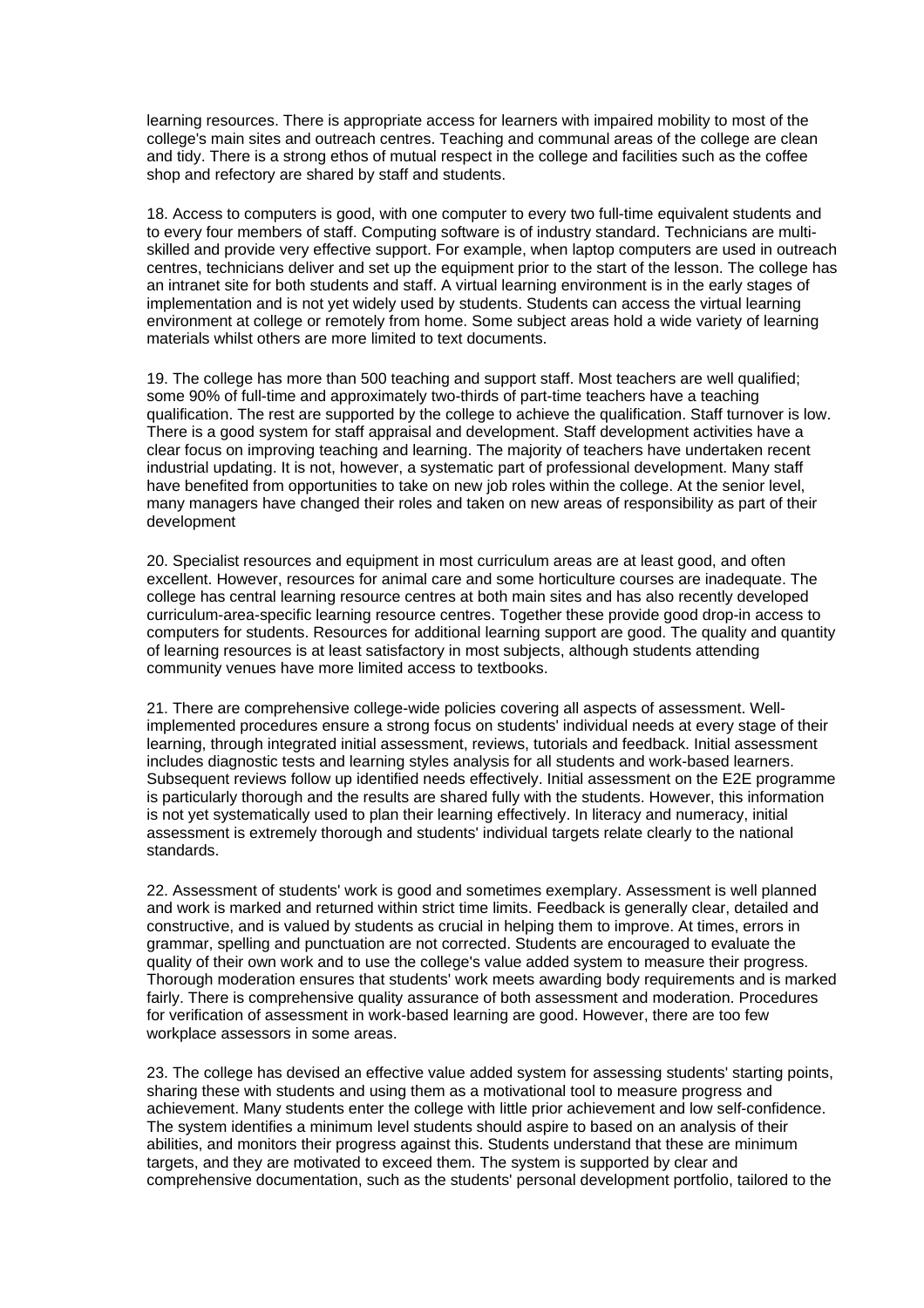learning resources. There is appropriate access for learners with impaired mobility to most of the college's main sites and outreach centres. Teaching and communal areas of the college are clean and tidy. There is a strong ethos of mutual respect in the college and facilities such as the coffee shop and refectory are shared by staff and students.

18. Access to computers is good, with one computer to every two full-time equivalent students and to every four members of staff. Computing software is of industry standard. Technicians are multi-skilled and provide very effective support. For example, when laptop computers are used in outreach centres, technicians deliver and set up the equipment prior to the start of the lesson. The college has an intranet site for both students and staff. A virtual learning environment is in the early stages of implementation and is not yet widely used by students. Students can access the virtual learning environment at college or remotely from home. Some subject areas hold a wide variety of learning materials whilst others are more limited to text documents.

19. The college has more than 500 teaching and support staff. Most teachers are well qualified; some 90% of full-time and approximately two-thirds of part-time teachers have a teaching qualification. The rest are supported by the college to achieve the qualification. Staff turnover is low. There is a good system for staff appraisal and development. Staff development activities have a clear focus on improving teaching and learning. The majority of teachers have undertaken recent industrial updating. It is not, however, a systematic part of professional development. Many staff have benefited from opportunities to take on new job roles within the college. At the senior level, many managers have changed their roles and taken on new areas of responsibility as part of their development

20. Specialist resources and equipment in most curriculum areas are at least good, and often excellent. However, resources for animal care and some horticulture courses are inadequate. The college has central learning resource centres at both main sites and has also recently developed curriculum-area-specific learning resource centres. Together these provide good drop-in access to computers for students. Resources for additional learning support are good. The quality and quantity of learning resources is at least satisfactory in most subjects, although students attending community venues have more limited access to textbooks.

21. There are comprehensive college-wide policies covering all aspects of assessment. Well-implemented procedures ensure a strong focus on students' individual needs at every stage of their learning, through integrated initial assessment, reviews, tutorials and feedback. Initial assessment includes diagnostic tests and learning styles analysis for all students and work-based learners. Subsequent reviews follow up identified needs effectively. Initial assessment on the E2E programme is particularly thorough and the results are shared fully with the students. However, this information is not yet systematically used to plan their learning effectively. In literacy and numeracy, initial assessment is extremely thorough and students' individual targets relate clearly to the national standards.

22. Assessment of students' work is good and sometimes exemplary. Assessment is well planned and work is marked and returned within strict time limits. Feedback is generally clear, detailed and constructive, and is valued by students as crucial in helping them to improve. At times, errors in grammar, spelling and punctuation are not corrected. Students are encouraged to evaluate the quality of their own work and to use the college's value added system to measure their progress. Thorough moderation ensures that students' work meets awarding body requirements and is marked fairly. There is comprehensive quality assurance of both assessment and moderation. Procedures for verification of assessment in work-based learning are good. However, there are too few workplace assessors in some areas.

23. The college has devised an effective value added system for assessing students' starting points, sharing these with students and using them as a motivational tool to measure progress and achievement. Many students enter the college with little prior achievement and low self-confidence. The system identifies a minimum level students should aspire to based on an analysis of their abilities, and monitors their progress against this. Students understand that these are minimum targets, and they are motivated to exceed them. The system is supported by clear and comprehensive documentation, such as the students' personal development portfolio, tailored to the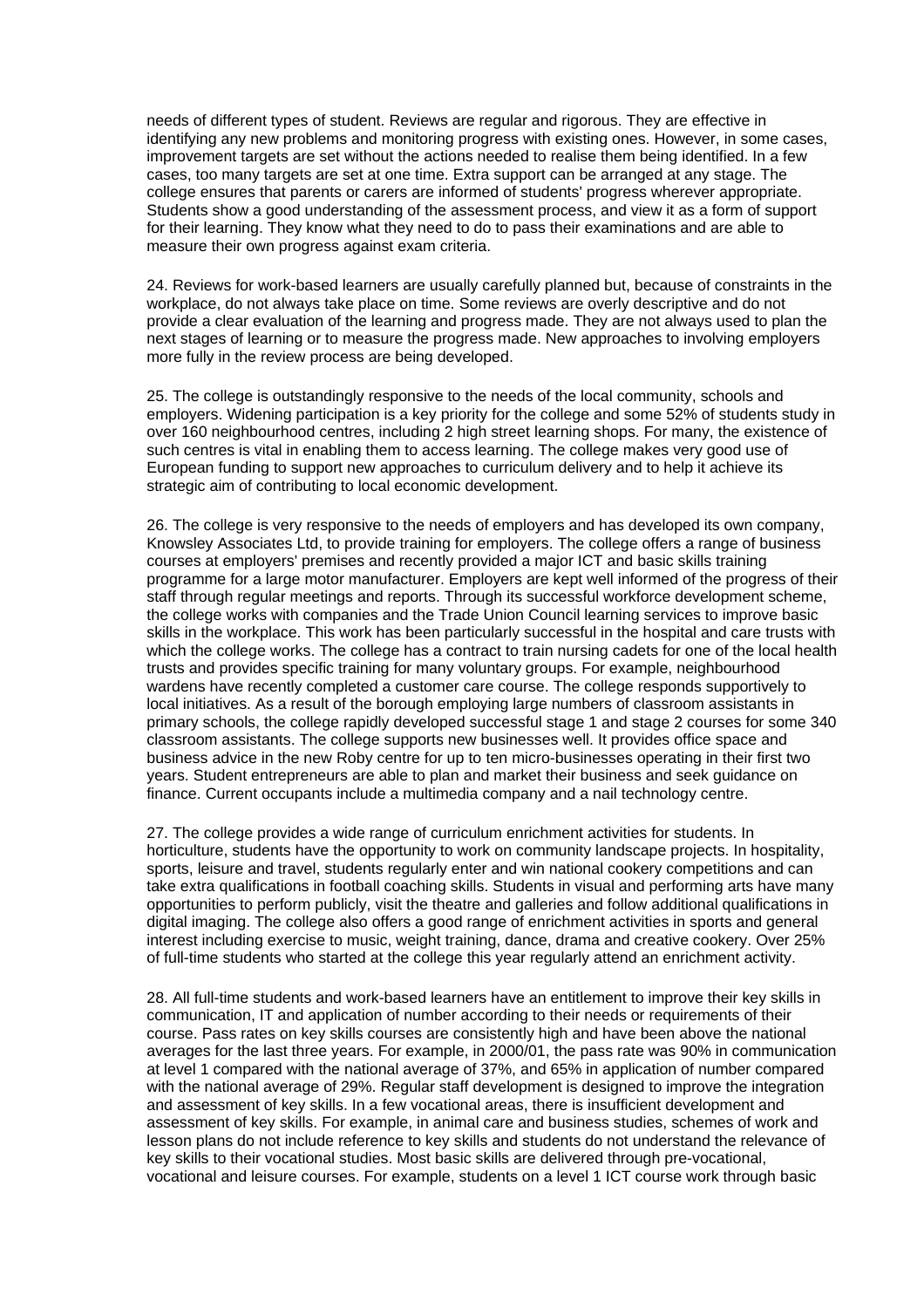needs of different types of student. Reviews are regular and rigorous. They are effective in identifying any new problems and monitoring progress with existing ones. However, in some cases, improvement targets are set without the actions needed to realise them being identified. In a few cases, too many targets are set at one time. Extra support can be arranged at any stage. The college ensures that parents or carers are informed of students' progress wherever appropriate. Students show a good understanding of the assessment process, and view it as a form of support for their learning. They know what they need to do to pass their examinations and are able to measure their own progress against exam criteria.

24. Reviews for work-based learners are usually carefully planned but, because of constraints in the workplace, do not always take place on time. Some reviews are overly descriptive and do not provide a clear evaluation of the learning and progress made. They are not always used to plan the next stages of learning or to measure the progress made. New approaches to involving employers more fully in the review process are being developed.

25. The college is outstandingly responsive to the needs of the local community, schools and employers. Widening participation is a key priority for the college and some 52% of students study in over 160 neighbourhood centres, including 2 high street learning shops. For many, the existence of such centres is vital in enabling them to access learning. The college makes very good use of European funding to support new approaches to curriculum delivery and to help it achieve its strategic aim of contributing to local economic development.

26. The college is very responsive to the needs of employers and has developed its own company, Knowsley Associates Ltd, to provide training for employers. The college offers a range of business courses at employers' premises and recently provided a major ICT and basic skills training programme for a large motor manufacturer. Employers are kept well informed of the progress of their staff through regular meetings and reports. Through its successful workforce development scheme, the college works with companies and the Trade Union Council learning services to improve basic skills in the workplace. This work has been particularly successful in the hospital and care trusts with which the college works. The college has a contract to train nursing cadets for one of the local health trusts and provides specific training for many voluntary groups. For example, neighbourhood wardens have recently completed a customer care course. The college responds supportively to local initiatives. As a result of the borough employing large numbers of classroom assistants in primary schools, the college rapidly developed successful stage 1 and stage 2 courses for some 340 classroom assistants. The college supports new businesses well. It provides office space and business advice in the new Roby centre for up to ten micro-businesses operating in their first two years. Student entrepreneurs are able to plan and market their business and seek guidance on finance. Current occupants include a multimedia company and a nail technology centre.

27. The college provides a wide range of curriculum enrichment activities for students. In horticulture, students have the opportunity to work on community landscape projects. In hospitality, sports, leisure and travel, students regularly enter and win national cookery competitions and can take extra qualifications in football coaching skills. Students in visual and performing arts have many opportunities to perform publicly, visit the theatre and galleries and follow additional qualifications in digital imaging. The college also offers a good range of enrichment activities in sports and general interest including exercise to music, weight training, dance, drama and creative cookery. Over 25% of full-time students who started at the college this year regularly attend an enrichment activity.

28. All full-time students and work-based learners have an entitlement to improve their key skills in communication, IT and application of number according to their needs or requirements of their course. Pass rates on key skills courses are consistently high and have been above the national averages for the last three years. For example, in 2000/01, the pass rate was 90% in communication at level 1 compared with the national average of 37%, and 65% in application of number compared with the national average of 29%. Regular staff development is designed to improve the integration and assessment of key skills. In a few vocational areas, there is insufficient development and assessment of key skills. For example, in animal care and business studies, schemes of work and lesson plans do not include reference to key skills and students do not understand the relevance of key skills to their vocational studies. Most basic skills are delivered through pre-vocational, vocational and leisure courses. For example, students on a level 1 ICT course work through basic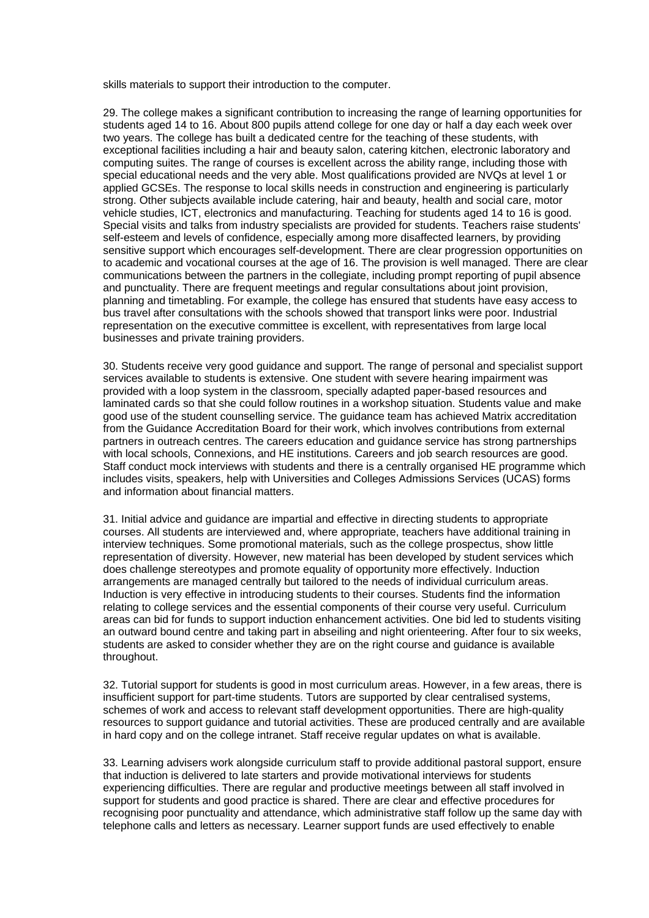skills materials to support their introduction to the computer.

29. The college makes a significant contribution to increasing the range of learning opportunities for students aged 14 to 16. About 800 pupils attend college for one day or half a day each week over two years. The college has built a dedicated centre for the teaching of these students, with exceptional facilities including a hair and beauty salon, catering kitchen, electronic laboratory and computing suites. The range of courses is excellent across the ability range, including those with special educational needs and the very able. Most qualifications provided are NVQs at level 1 or applied GCSEs. The response to local skills needs in construction and engineering is particularly strong. Other subjects available include catering, hair and beauty, health and social care, motor vehicle studies, ICT, electronics and manufacturing. Teaching for students aged 14 to 16 is good. Special visits and talks from industry specialists are provided for students. Teachers raise students' self-esteem and levels of confidence, especially among more disaffected learners, by providing sensitive support which encourages self-development. There are clear progression opportunities on to academic and vocational courses at the age of 16. The provision is well managed. There are clear communications between the partners in the collegiate, including prompt reporting of pupil absence and punctuality. There are frequent meetings and regular consultations about joint provision, planning and timetabling. For example, the college has ensured that students have easy access to bus travel after consultations with the schools showed that transport links were poor. Industrial representation on the executive committee is excellent, with representatives from large local businesses and private training providers.

30. Students receive very good guidance and support. The range of personal and specialist support services available to students is extensive. One student with severe hearing impairment was provided with a loop system in the classroom, specially adapted paper-based resources and laminated cards so that she could follow routines in a workshop situation. Students value and make good use of the student counselling service. The guidance team has achieved Matrix accreditation from the Guidance Accreditation Board for their work, which involves contributions from external partners in outreach centres. The careers education and guidance service has strong partnerships with local schools, Connexions, and HE institutions. Careers and job search resources are good. Staff conduct mock interviews with students and there is a centrally organised HE programme which includes visits, speakers, help with Universities and Colleges Admissions Services (UCAS) forms and information about financial matters.

31. Initial advice and guidance are impartial and effective in directing students to appropriate courses. All students are interviewed and, where appropriate, teachers have additional training in interview techniques. Some promotional materials, such as the college prospectus, show little representation of diversity. However, new material has been developed by student services which does challenge stereotypes and promote equality of opportunity more effectively. Induction arrangements are managed centrally but tailored to the needs of individual curriculum areas. Induction is very effective in introducing students to their courses. Students find the information relating to college services and the essential components of their course very useful. Curriculum areas can bid for funds to support induction enhancement activities. One bid led to students visiting an outward bound centre and taking part in abseiling and night orienteering. After four to six weeks, students are asked to consider whether they are on the right course and guidance is available throughout.

32. Tutorial support for students is good in most curriculum areas. However, in a few areas, there is insufficient support for part-time students. Tutors are supported by clear centralised systems, schemes of work and access to relevant staff development opportunities. There are high-quality resources to support guidance and tutorial activities. These are produced centrally and are available in hard copy and on the college intranet. Staff receive regular updates on what is available.

33. Learning advisers work alongside curriculum staff to provide additional pastoral support, ensure that induction is delivered to late starters and provide motivational interviews for students experiencing difficulties. There are regular and productive meetings between all staff involved in support for students and good practice is shared. There are clear and effective procedures for recognising poor punctuality and attendance, which administrative staff follow up the same day with telephone calls and letters as necessary. Learner support funds are used effectively to enable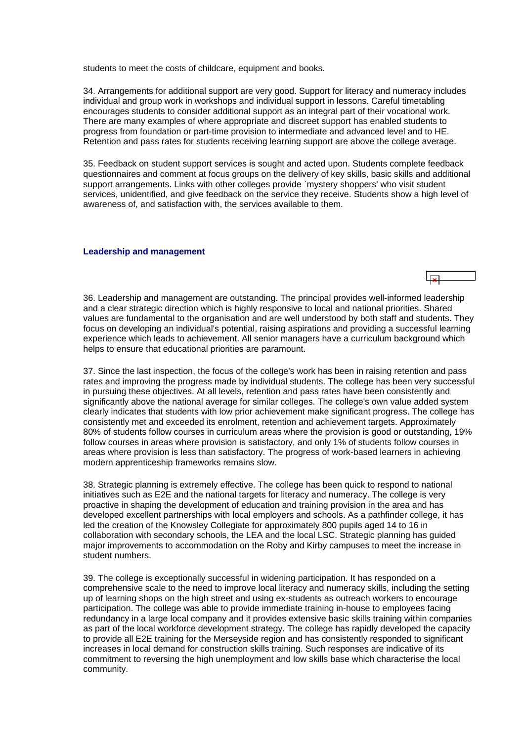students to meet the costs of childcare, equipment and books.

34. Arrangements for additional support are very good. Support for literacy and numeracy includes individual and group work in workshops and individual support in lessons. Careful timetabling encourages students to consider additional support as an integral part of their vocational work. There are many examples of where appropriate and discreet support has enabled students to progress from foundation or part-time provision to intermediate and advanced level and to HE. Retention and pass rates for students receiving learning support are above the college average.

35. Feedback on student support services is sought and acted upon. Students complete feedback questionnaires and comment at focus groups on the delivery of key skills, basic skills and additional support arrangements. Links with other colleges provide `mystery shoppers' who visit student services, unidentified, and give feedback on the service they receive. Students show a high level of awareness of, and satisfaction with, the services available to them.

### Leadership and management

36. Leadership and management are outstanding. The principal provides well-informed leadership and a clear strategic direction which is highly responsive to local and national priorities. Shared values are fundamental to the organisation and are well understood by both staff and students. They focus on developing an individual's potential, raising aspirations and providing a successful learning experience which leads to achievement. All senior managers have a curriculum background which helps to ensure that educational priorities are paramount.

37. Since the last inspection, the focus of the college's work has been in raising retention and pass rates and improving the progress made by individual students. The college has been very successful in pursuing these objectives. At all levels, retention and pass rates have been consistently and significantly above the national average for similar colleges. The college's own value added system clearly indicates that students with low prior achievement make significant progress. The college has consistently met and exceeded its enrolment, retention and achievement targets. Approximately 80% of students follow courses in curriculum areas where the provision is good or outstanding, 19% follow courses in areas where provision is satisfactory, and only 1% of students follow courses in areas where provision is less than satisfactory. The progress of work-based learners in achieving modern apprenticeship frameworks remains slow.

38. Strategic planning is extremely effective. The college has been quick to respond to national initiatives such as E2E and the national targets for literacy and numeracy. The college is very proactive in shaping the development of education and training provision in the area and has developed excellent partnerships with local employers and schools. As a pathfinder college, it has led the creation of the Knowsley Collegiate for approximately 800 pupils aged 14 to 16 in collaboration with secondary schools, the LEA and the local LSC. Strategic planning has guided major improvements to accommodation on the Roby and Kirby campuses to meet the increase in student numbers.

39. The college is exceptionally successful in widening participation. It has responded on a comprehensive scale to the need to improve local literacy and numeracy skills, including the setting up of learning shops on the high street and using ex-students as outreach workers to encourage participation. The college was able to provide immediate training in-house to employees facing redundancy in a large local company and it provides extensive basic skills training within companies as part of the local workforce development strategy. The college has rapidly developed the capacity to provide all E2E training for the Merseyside region and has consistently responded to significant increases in local demand for construction skills training. Such responses are indicative of its commitment to reversing the high unemployment and low skills base which characterise the local community.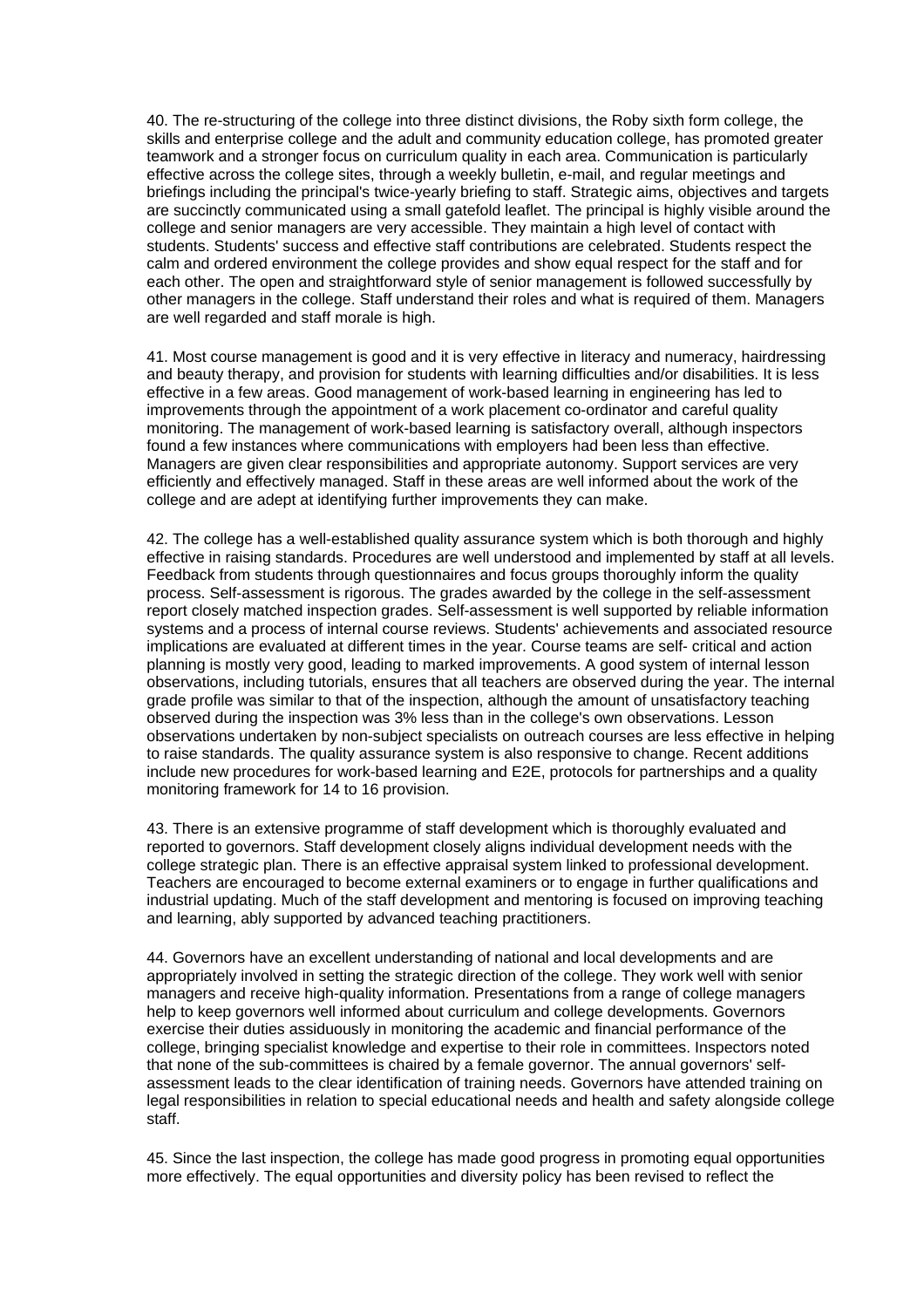40. The re-structuring of the college into three distinct divisions, the Roby sixth form college, the skills and enterprise college and the adult and community education college, has promoted greater teamwork and a stronger focus on curriculum quality in each area. Communication is particularly effective across the college sites, through a weekly bulletin, e-mail, and regular meetings and briefings including the principal's twice-yearly briefing to staff. Strategic aims, objectives and targets are succinctly communicated using a small gatefold leaflet. The principal is highly visible around the college and senior managers are very accessible. They maintain a high level of contact with students. Students' success and effective staff contributions are celebrated. Students respect the calm and ordered environment the college provides and show equal respect for the staff and for each other. The open and straightforward style of senior management is followed successfully by other managers in the college. Staff understand their roles and what is required of them. Managers are well regarded and staff morale is high.

41. Most course management is good and it is very effective in literacy and numeracy, hairdressing and beauty therapy, and provision for students with learning difficulties and/or disabilities. It is less effective in a few areas. Good management of work-based learning in engineering has led to improvements through the appointment of a work placement co-ordinator and careful quality monitoring. The management of work-based learning is satisfactory overall, although inspectors found a few instances where communications with employers had been less than effective. Managers are given clear responsibilities and appropriate autonomy. Support services are very efficiently and effectively managed. Staff in these areas are well informed about the work of the college and are adept at identifying further improvements they can make.

42. The college has a well-established quality assurance system which is both thorough and highly effective in raising standards. Procedures are well understood and implemented by staff at all levels. Feedback from students through questionnaires and focus groups thoroughly inform the quality process. Self-assessment is rigorous. The grades awarded by the college in the self-assessment report closely matched inspection grades. Self-assessment is well supported by reliable information systems and a process of internal course reviews. Students' achievements and associated resource implications are evaluated at different times in the year. Course teams are self- critical and action planning is mostly very good, leading to marked improvements. A good system of internal lesson observations, including tutorials, ensures that all teachers are observed during the year. The internal grade profile was similar to that of the inspection, although the amount of unsatisfactory teaching observed during the inspection was 3% less than in the college's own observations. Lesson observations undertaken by non-subject specialists on outreach courses are less effective in helping to raise standards. The quality assurance system is also responsive to change. Recent additions include new procedures for work-based learning and E2E, protocols for partnerships and a quality monitoring framework for 14 to 16 provision.

43. There is an extensive programme of staff development which is thoroughly evaluated and reported to governors. Staff development closely aligns individual development needs with the college strategic plan. There is an effective appraisal system linked to professional development. Teachers are encouraged to become external examiners or to engage in further qualifications and industrial updating. Much of the staff development and mentoring is focused on improving teaching and learning, ably supported by advanced teaching practitioners.

44. Governors have an excellent understanding of national and local developments and are appropriately involved in setting the strategic direction of the college. They work well with senior managers and receive high-quality information. Presentations from a range of college managers help to keep governors well informed about curriculum and college developments. Governors exercise their duties assiduously in monitoring the academic and financial performance of the college, bringing specialist knowledge and expertise to their role in committees. Inspectors noted that none of the sub-committees is chaired by a female governor. The annual governors' self-assessment leads to the clear identification of training needs. Governors have attended training on legal responsibilities in relation to special educational needs and health and safety alongside college staff.

45. Since the last inspection, the college has made good progress in promoting equal opportunities more effectively. The equal opportunities and diversity policy has been revised to reflect the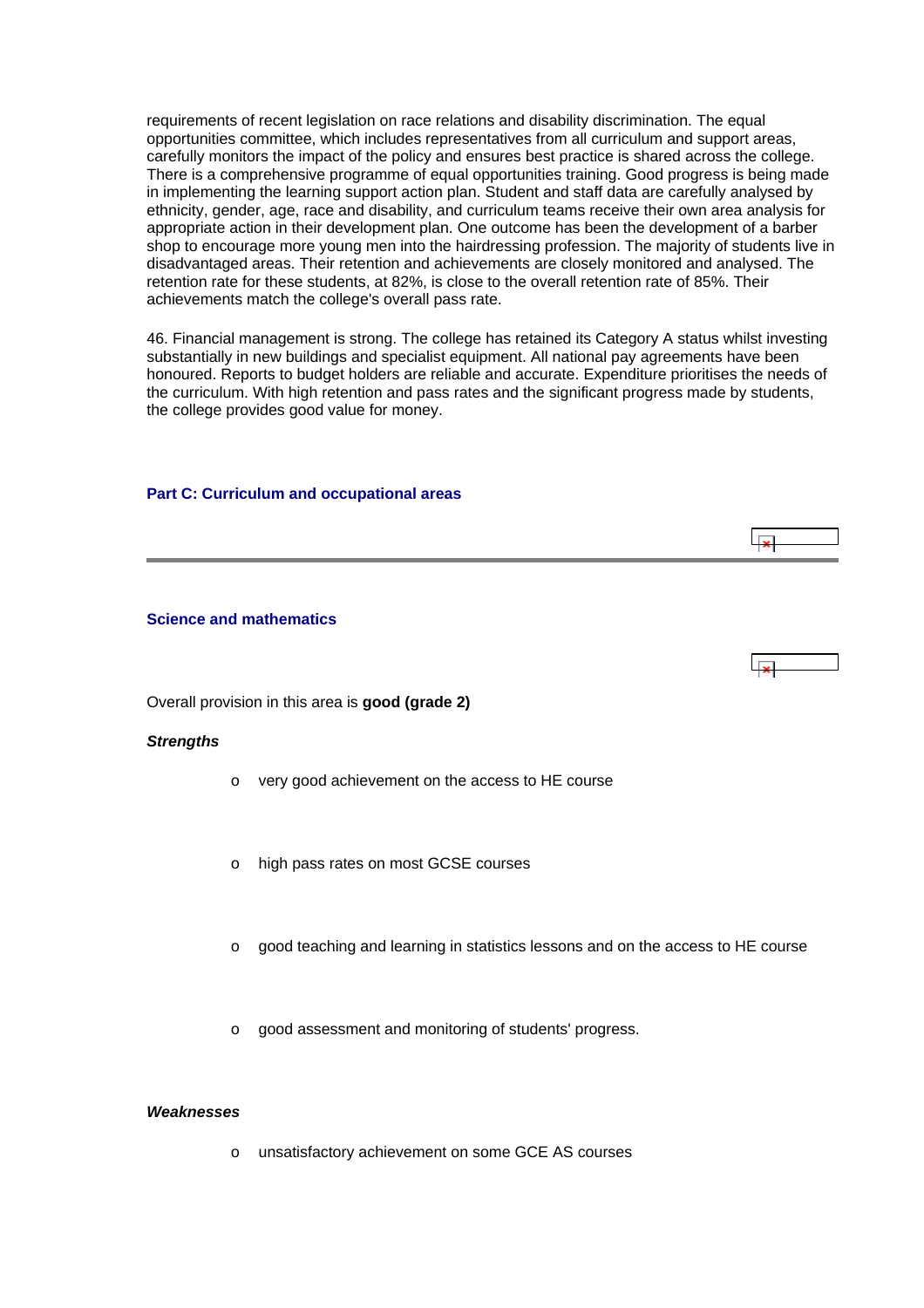requirements of recent legislation on race relations and disability discrimination. The equal opportunities committee, which includes representatives from all curriculum and support areas, carefully monitors the impact of the policy and ensures best practice is shared across the college. There is a comprehensive programme of equal opportunities training. Good progress is being made in implementing the learning support action plan. Student and staff data are carefully analysed by ethnicity, gender, age, race and disability, and curriculum teams receive their own area analysis for appropriate action in their development plan. One outcome has been the development of a barber shop to encourage more young men into the hairdressing profession. The majority of students live in disadvantaged areas. Their retention and achievements are closely monitored and analysed. The retention rate for these students, at 82%, is close to the overall retention rate of 85%. Their achievements match the college's overall pass rate.

46. Financial management is strong. The college has retained its Category A status whilst investing substantially in new buildings and specialist equipment. All national pay agreements have been honoured. Reports to budget holders are reliable and accurate. Expenditure prioritises the needs of the curriculum. With high retention and pass rates and the significant progress made by students, the college provides good value for money.

## Part C: Curriculum and occupational areas

### Science and mathematics

Overall provision in this area is **good (grade 2)**

***Strengths***

- very good achievement on the access to HE course
- high pass rates on most GCSE courses
- good teaching and learning in statistics lessons and on the access to HE course
- good assessment and monitoring of students' progress.

***Weaknesses***

- unsatisfactory achievement on some GCE AS courses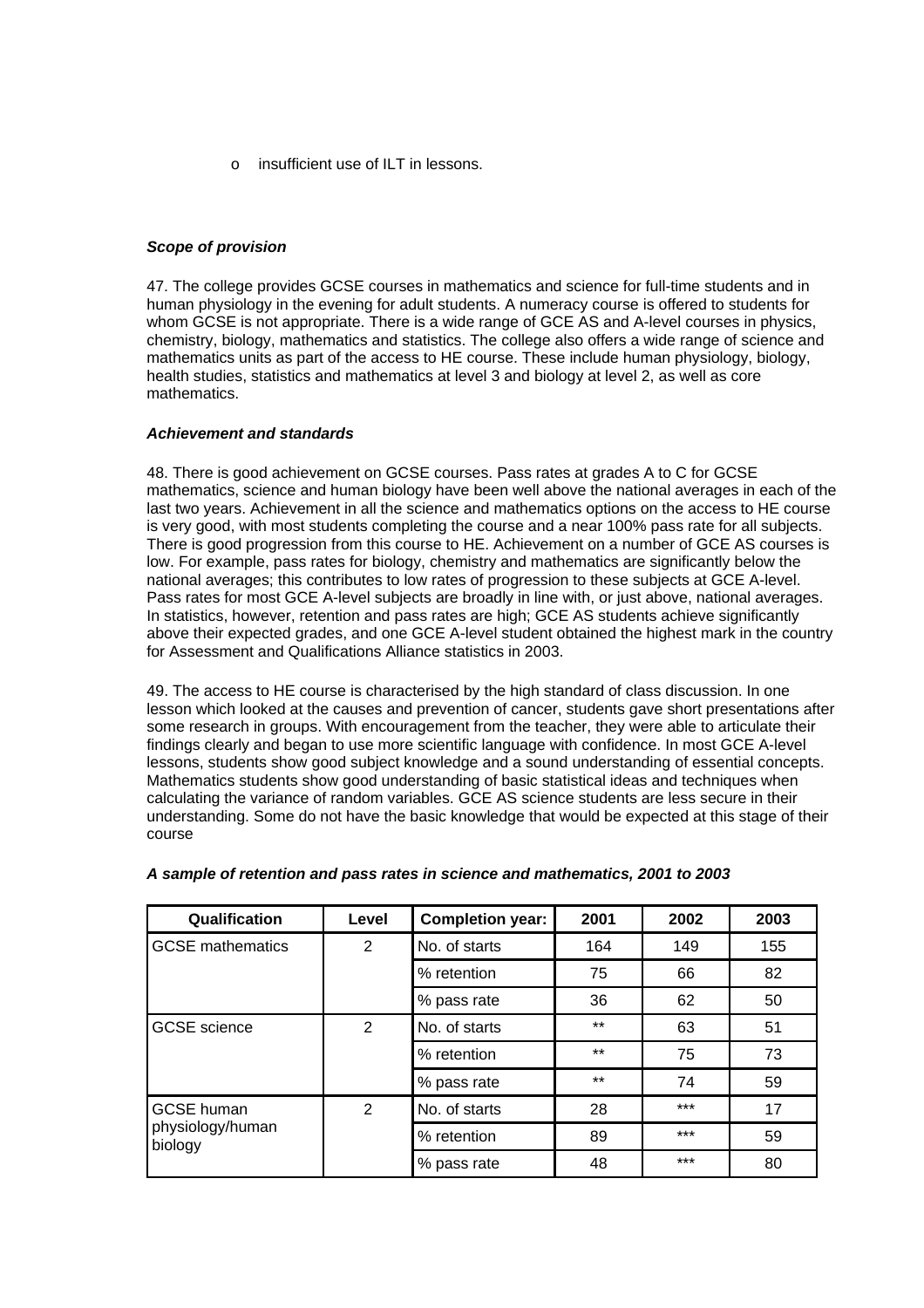- insufficient use of ILT in lessons.

***Scope of provision***

47. The college provides GCSE courses in mathematics and science for full-time students and in human physiology in the evening for adult students. A numeracy course is offered to students for whom GCSE is not appropriate. There is a wide range of GCE AS and A-level courses in physics, chemistry, biology, mathematics and statistics. The college also offers a wide range of science and mathematics units as part of the access to HE course. These include human physiology, biology, health studies, statistics and mathematics at level 3 and biology at level 2, as well as core mathematics.

***Achievement and standards***

48. There is good achievement on GCSE courses. Pass rates at grades A to C for GCSE mathematics, science and human biology have been well above the national averages in each of the last two years. Achievement in all the science and mathematics options on the access to HE course is very good, with most students completing the course and a near 100% pass rate for all subjects. There is good progression from this course to HE. Achievement on a number of GCE AS courses is low. For example, pass rates for biology, chemistry and mathematics are significantly below the national averages; this contributes to low rates of progression to these subjects at GCE A-level. Pass rates for most GCE A-level subjects are broadly in line with, or just above, national averages. In statistics, however, retention and pass rates are high; GCE AS students achieve significantly above their expected grades, and one GCE A-level student obtained the highest mark in the country for Assessment and Qualifications Alliance statistics in 2003.

49. The access to HE course is characterised by the high standard of class discussion. In one lesson which looked at the causes and prevention of cancer, students gave short presentations after some research in groups. With encouragement from the teacher, they were able to articulate their findings clearly and began to use more scientific language with confidence. In most GCE A-level lessons, students show good subject knowledge and a sound understanding of essential concepts. Mathematics students show good understanding of basic statistical ideas and techniques when calculating the variance of random variables. GCE AS science students are less secure in their understanding. Some do not have the basic knowledge that would be expected at this stage of their course

***A sample of retention and pass rates in science and mathematics, 2001 to 2003***

| Qualification | Level | Completion year: | 2001 | 2002 | 2003 |
|---|---|---|---|---|---|
| GCSE mathematics | 2 | No. of starts | 164 | 149 | 155 |
| | | % retention | 75 | 66 | 82 |
| | | % pass rate | 36 | 62 | 50 |
| GCSE science | 2 | No. of starts | ** | 63 | 51 |
| | | % retention | ** | 75 | 73 |
| | | % pass rate | ** | 74 | 59 |
| GCSE human physiology/human biology | 2 | No. of starts | 28 | *** | 17 |
| | | % retention | 89 | *** | 59 |
| | | % pass rate | 48 | *** | 80 |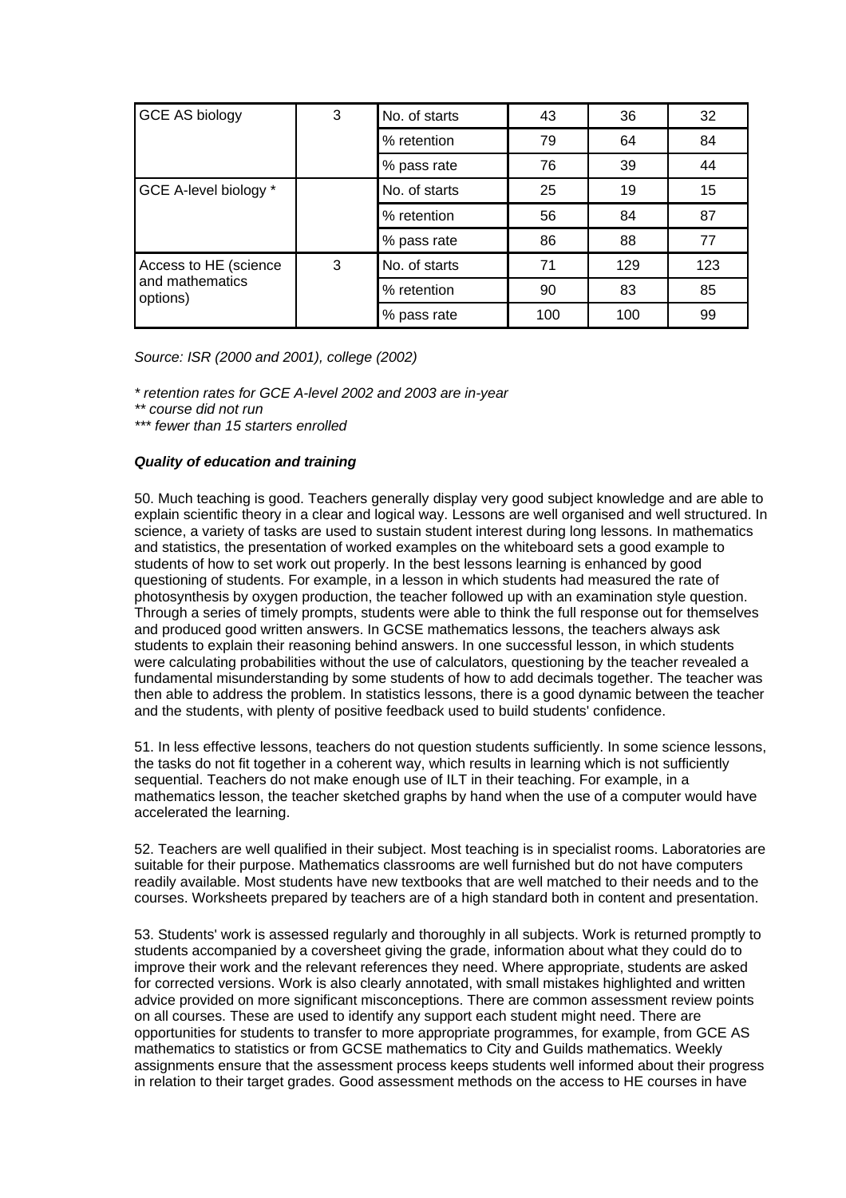| GCE AS biology | 3 | No. of starts | 43 | 36 | 32 |
|---|---|---|---|---|---|
| | | % retention | 79 | 64 | 84 |
| | | % pass rate | 76 | 39 | 44 |
| GCE A-level biology * | | No. of starts | 25 | 19 | 15 |
| | | % retention | 56 | 84 | 87 |
| | | % pass rate | 86 | 88 | 77 |
| Access to HE (science and mathematics options) | 3 | No. of starts | 71 | 129 | 123 |
| | | % retention | 90 | 83 | 85 |
| | | % pass rate | 100 | 100 | 99 |

*Source: ISR (2000 and 2001), college (2002)*

*\* retention rates for GCE A-level 2002 and 2003 are in-year*
*\*\* course did not run*
*\*\*\* fewer than 15 starters enrolled*

***Quality of education and training***

50. Much teaching is good. Teachers generally display very good subject knowledge and are able to explain scientific theory in a clear and logical way. Lessons are well organised and well structured. In science, a variety of tasks are used to sustain student interest during long lessons. In mathematics and statistics, the presentation of worked examples on the whiteboard sets a good example to students of how to set work out properly. In the best lessons learning is enhanced by good questioning of students. For example, in a lesson in which students had measured the rate of photosynthesis by oxygen production, the teacher followed up with an examination style question. Through a series of timely prompts, students were able to think the full response out for themselves and produced good written answers. In GCSE mathematics lessons, the teachers always ask students to explain their reasoning behind answers. In one successful lesson, in which students were calculating probabilities without the use of calculators, questioning by the teacher revealed a fundamental misunderstanding by some students of how to add decimals together. The teacher was then able to address the problem. In statistics lessons, there is a good dynamic between the teacher and the students, with plenty of positive feedback used to build students' confidence.

51. In less effective lessons, teachers do not question students sufficiently. In some science lessons, the tasks do not fit together in a coherent way, which results in learning which is not sufficiently sequential. Teachers do not make enough use of ILT in their teaching. For example, in a mathematics lesson, the teacher sketched graphs by hand when the use of a computer would have accelerated the learning.

52. Teachers are well qualified in their subject. Most teaching is in specialist rooms. Laboratories are suitable for their purpose. Mathematics classrooms are well furnished but do not have computers readily available. Most students have new textbooks that are well matched to their needs and to the courses. Worksheets prepared by teachers are of a high standard both in content and presentation.

53. Students' work is assessed regularly and thoroughly in all subjects. Work is returned promptly to students accompanied by a coversheet giving the grade, information about what they could do to improve their work and the relevant references they need. Where appropriate, students are asked for corrected versions. Work is also clearly annotated, with small mistakes highlighted and written advice provided on more significant misconceptions. There are common assessment review points on all courses. These are used to identify any support each student might need. There are opportunities for students to transfer to more appropriate programmes, for example, from GCE AS mathematics to statistics or from GCSE mathematics to City and Guilds mathematics. Weekly assignments ensure that the assessment process keeps students well informed about their progress in relation to their target grades. Good assessment methods on the access to HE courses in have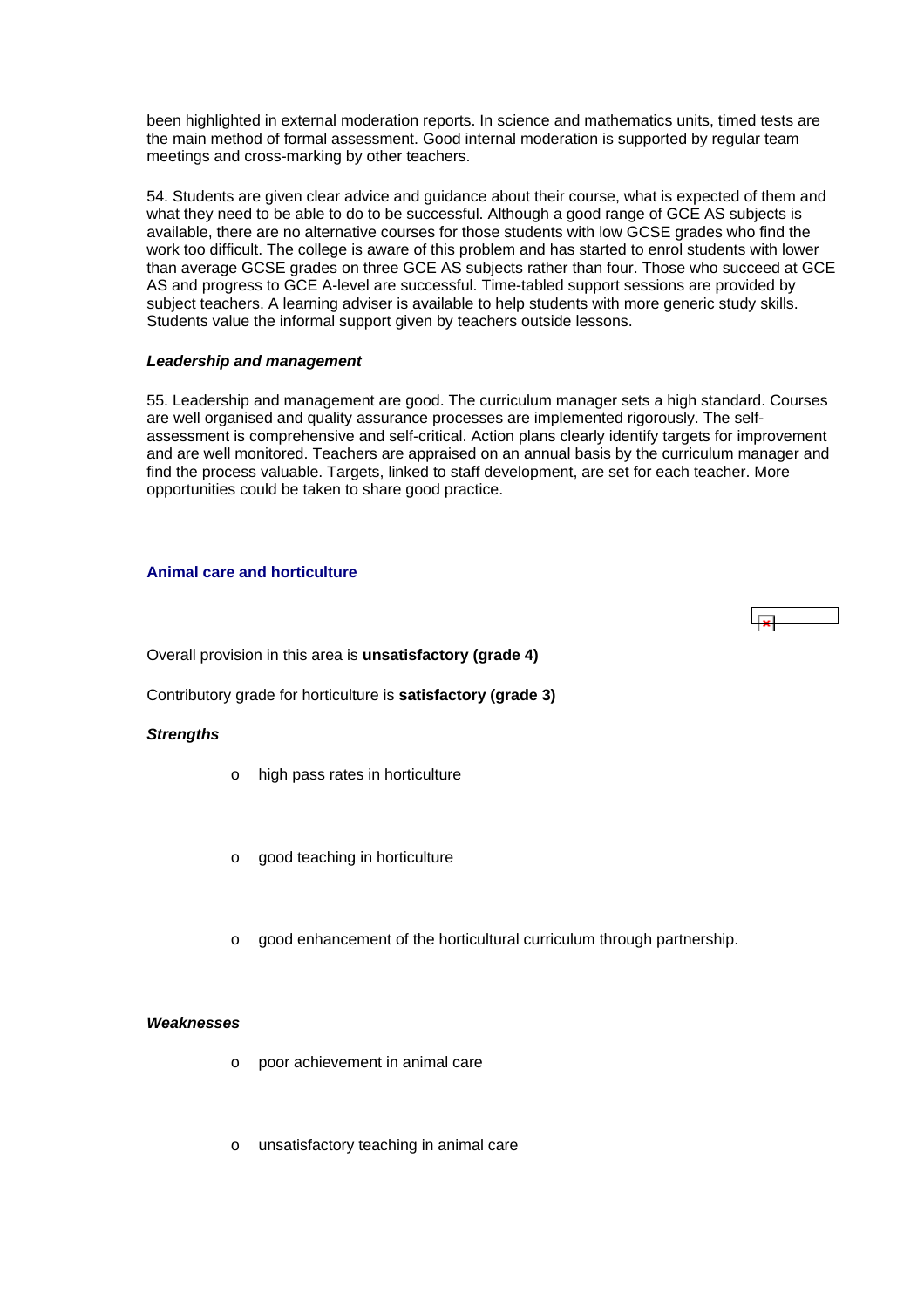been highlighted in external moderation reports. In science and mathematics units, timed tests are the main method of formal assessment. Good internal moderation is supported by regular team meetings and cross-marking by other teachers.

54. Students are given clear advice and guidance about their course, what is expected of them and what they need to be able to do to be successful. Although a good range of GCE AS subjects is available, there are no alternative courses for those students with low GCSE grades who find the work too difficult. The college is aware of this problem and has started to enrol students with lower than average GCSE grades on three GCE AS subjects rather than four. Those who succeed at GCE AS and progress to GCE A-level are successful. Time-tabled support sessions are provided by subject teachers. A learning adviser is available to help students with more generic study skills. Students value the informal support given by teachers outside lessons.

***Leadership and management***

55. Leadership and management are good. The curriculum manager sets a high standard. Courses are well organised and quality assurance processes are implemented rigorously. The self-assessment is comprehensive and self-critical. Action plans clearly identify targets for improvement and are well monitored. Teachers are appraised on an annual basis by the curriculum manager and find the process valuable. Targets, linked to staff development, are set for each teacher. More opportunities could be taken to share good practice.

## Animal care and horticulture

Overall provision in this area is **unsatisfactory (grade 4)**

Contributory grade for horticulture is **satisfactory (grade 3)**

***Strengths***

- high pass rates in horticulture
- good teaching in horticulture
- good enhancement of the horticultural curriculum through partnership.

***Weaknesses***

- poor achievement in animal care
- unsatisfactory teaching in animal care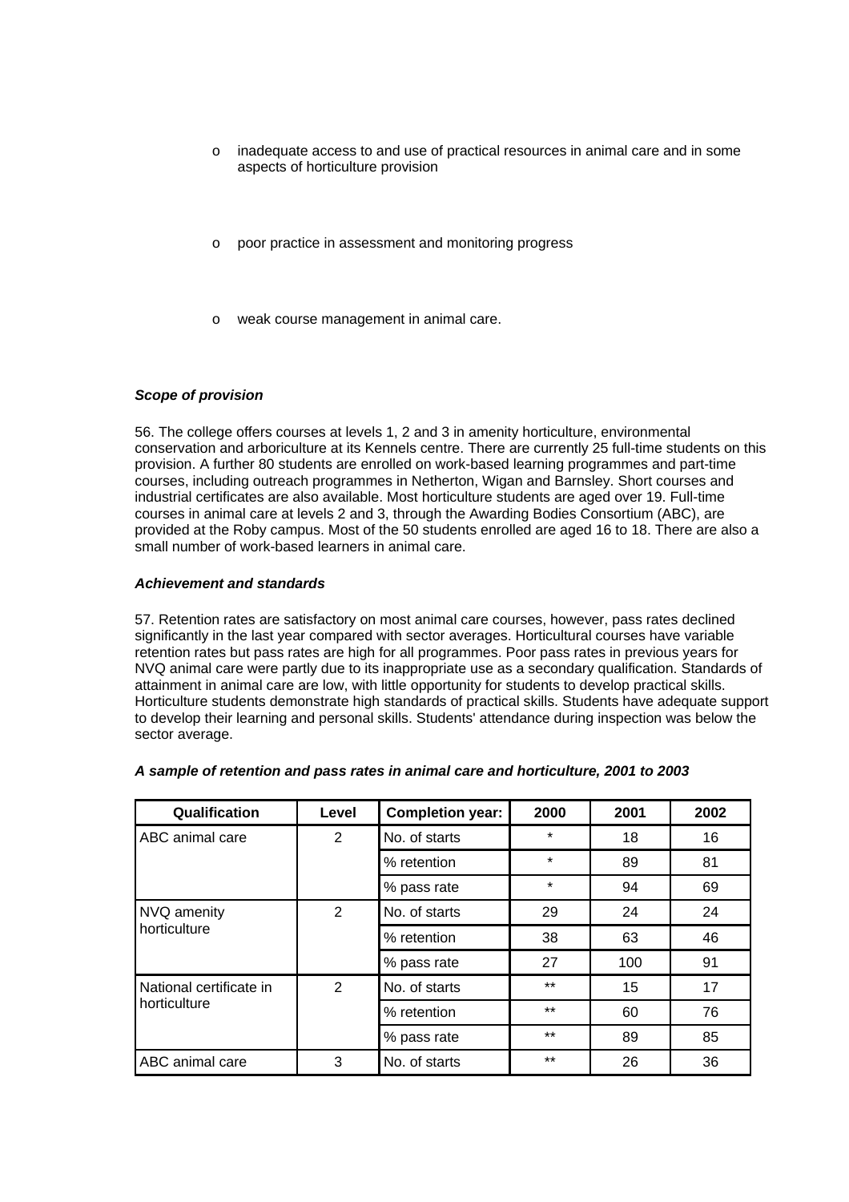- inadequate access to and use of practical resources in animal care and in some aspects of horticulture provision
- poor practice in assessment and monitoring progress
- weak course management in animal care.

***Scope of provision***

56. The college offers courses at levels 1, 2 and 3 in amenity horticulture, environmental conservation and arboriculture at its Kennels centre. There are currently 25 full-time students on this provision. A further 80 students are enrolled on work-based learning programmes and part-time courses, including outreach programmes in Netherton, Wigan and Barnsley. Short courses and industrial certificates are also available. Most horticulture students are aged over 19. Full-time courses in animal care at levels 2 and 3, through the Awarding Bodies Consortium (ABC), are provided at the Roby campus. Most of the 50 students enrolled are aged 16 to 18. There are also a small number of work-based learners in animal care.

***Achievement and standards***

57. Retention rates are satisfactory on most animal care courses, however, pass rates declined significantly in the last year compared with sector averages. Horticultural courses have variable retention rates but pass rates are high for all programmes. Poor pass rates in previous years for NVQ animal care were partly due to its inappropriate use as a secondary qualification. Standards of attainment in animal care are low, with little opportunity for students to develop practical skills. Horticulture students demonstrate high standards of practical skills. Students have adequate support to develop their learning and personal skills. Students' attendance during inspection was below the sector average.

***A sample of retention and pass rates in animal care and horticulture, 2001 to 2003***

| Qualification | Level | Completion year: | 2000 | 2001 | 2002 |
|---|---|---|---|---|---|
| ABC animal care | 2 | No. of starts | * | 18 | 16 |
| | | % retention | * | 89 | 81 |
| | | % pass rate | * | 94 | 69 |
| NVQ amenity horticulture | 2 | No. of starts | 29 | 24 | 24 |
| | | % retention | 38 | 63 | 46 |
| | | % pass rate | 27 | 100 | 91 |
| National certificate in horticulture | 2 | No. of starts | ** | 15 | 17 |
| | | % retention | ** | 60 | 76 |
| | | % pass rate | ** | 89 | 85 |
| ABC animal care | 3 | No. of starts | ** | 26 | 36 |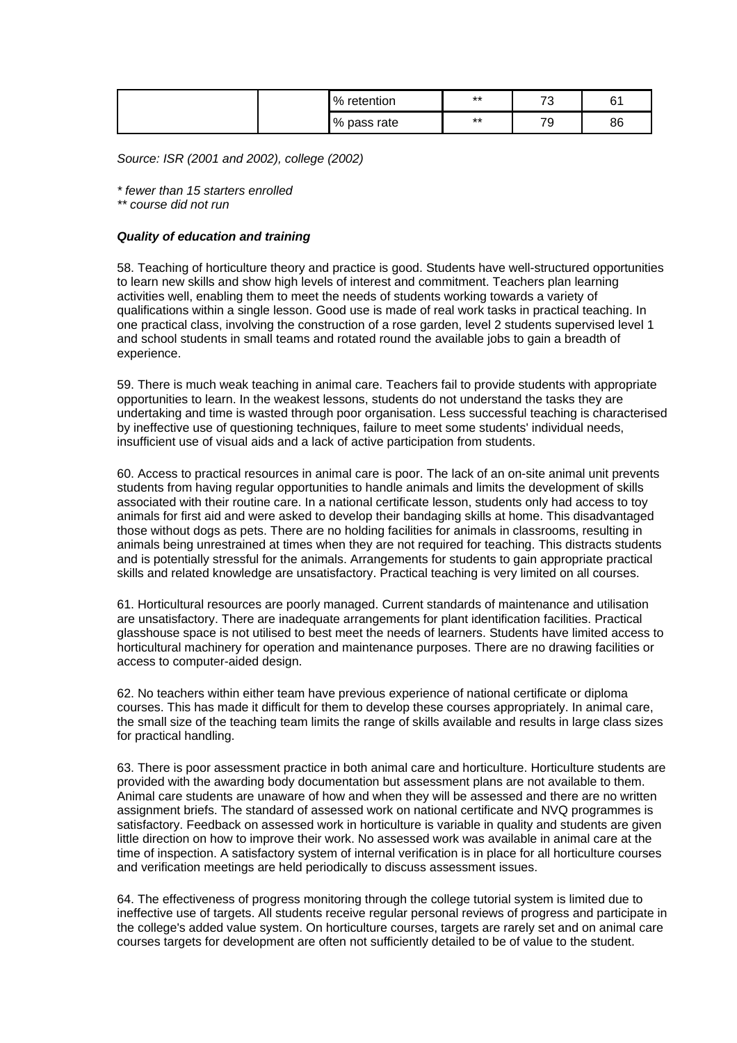| | | % retention | ** | 73 | 61 |
|---|---|---|---|---|---|
| | | % pass rate | ** | 79 | 86 |

*Source: ISR (2001 and 2002), college (2002)*

*\* fewer than 15 starters enrolled*
*\*\* course did not run*

***Quality of education and training***

58. Teaching of horticulture theory and practice is good. Students have well-structured opportunities to learn new skills and show high levels of interest and commitment. Teachers plan learning activities well, enabling them to meet the needs of students working towards a variety of qualifications within a single lesson. Good use is made of real work tasks in practical teaching. In one practical class, involving the construction of a rose garden, level 2 students supervised level 1 and school students in small teams and rotated round the available jobs to gain a breadth of experience.

59. There is much weak teaching in animal care. Teachers fail to provide students with appropriate opportunities to learn. In the weakest lessons, students do not understand the tasks they are undertaking and time is wasted through poor organisation. Less successful teaching is characterised by ineffective use of questioning techniques, failure to meet some students' individual needs, insufficient use of visual aids and a lack of active participation from students.

60. Access to practical resources in animal care is poor. The lack of an on-site animal unit prevents students from having regular opportunities to handle animals and limits the development of skills associated with their routine care. In a national certificate lesson, students only had access to toy animals for first aid and were asked to develop their bandaging skills at home. This disadvantaged those without dogs as pets. There are no holding facilities for animals in classrooms, resulting in animals being unrestrained at times when they are not required for teaching. This distracts students and is potentially stressful for the animals. Arrangements for students to gain appropriate practical skills and related knowledge are unsatisfactory. Practical teaching is very limited on all courses.

61. Horticultural resources are poorly managed. Current standards of maintenance and utilisation are unsatisfactory. There are inadequate arrangements for plant identification facilities. Practical glasshouse space is not utilised to best meet the needs of learners. Students have limited access to horticultural machinery for operation and maintenance purposes. There are no drawing facilities or access to computer-aided design.

62. No teachers within either team have previous experience of national certificate or diploma courses. This has made it difficult for them to develop these courses appropriately. In animal care, the small size of the teaching team limits the range of skills available and results in large class sizes for practical handling.

63. There is poor assessment practice in both animal care and horticulture. Horticulture students are provided with the awarding body documentation but assessment plans are not available to them. Animal care students are unaware of how and when they will be assessed and there are no written assignment briefs. The standard of assessed work on national certificate and NVQ programmes is satisfactory. Feedback on assessed work in horticulture is variable in quality and students are given little direction on how to improve their work. No assessed work was available in animal care at the time of inspection. A satisfactory system of internal verification is in place for all horticulture courses and verification meetings are held periodically to discuss assessment issues.

64. The effectiveness of progress monitoring through the college tutorial system is limited due to ineffective use of targets. All students receive regular personal reviews of progress and participate in the college's added value system. On horticulture courses, targets are rarely set and on animal care courses targets for development are often not sufficiently detailed to be of value to the student.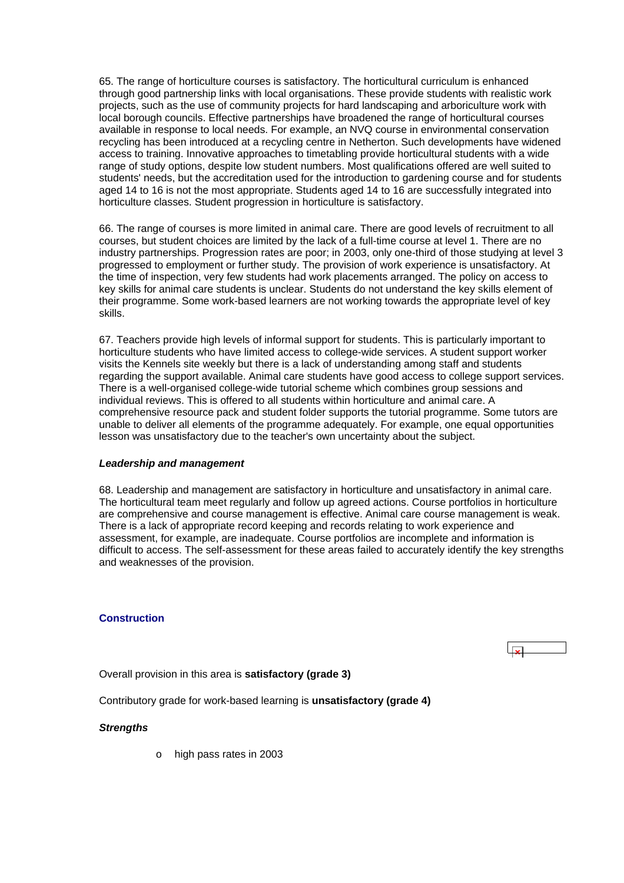65. The range of horticulture courses is satisfactory. The horticultural curriculum is enhanced through good partnership links with local organisations. These provide students with realistic work projects, such as the use of community projects for hard landscaping and arboriculture work with local borough councils. Effective partnerships have broadened the range of horticultural courses available in response to local needs. For example, an NVQ course in environmental conservation recycling has been introduced at a recycling centre in Netherton. Such developments have widened access to training. Innovative approaches to timetabling provide horticultural students with a wide range of study options, despite low student numbers. Most qualifications offered are well suited to students' needs, but the accreditation used for the introduction to gardening course and for students aged 14 to 16 is not the most appropriate. Students aged 14 to 16 are successfully integrated into horticulture classes. Student progression in horticulture is satisfactory.

66. The range of courses is more limited in animal care. There are good levels of recruitment to all courses, but student choices are limited by the lack of a full-time course at level 1. There are no industry partnerships. Progression rates are poor; in 2003, only one-third of those studying at level 3 progressed to employment or further study. The provision of work experience is unsatisfactory. At the time of inspection, very few students had work placements arranged. The policy on access to key skills for animal care students is unclear. Students do not understand the key skills element of their programme. Some work-based learners are not working towards the appropriate level of key skills.

67. Teachers provide high levels of informal support for students. This is particularly important to horticulture students who have limited access to college-wide services. A student support worker visits the Kennels site weekly but there is a lack of understanding among staff and students regarding the support available. Animal care students have good access to college support services. There is a well-organised college-wide tutorial scheme which combines group sessions and individual reviews. This is offered to all students within horticulture and animal care. A comprehensive resource pack and student folder supports the tutorial programme. Some tutors are unable to deliver all elements of the programme adequately. For example, one equal opportunities lesson was unsatisfactory due to the teacher's own uncertainty about the subject.

### *Leadership and management*

68. Leadership and management are satisfactory in horticulture and unsatisfactory in animal care. The horticultural team meet regularly and follow up agreed actions. Course portfolios in horticulture are comprehensive and course management is effective. Animal care course management is weak. There is a lack of appropriate record keeping and records relating to work experience and assessment, for example, are inadequate. Course portfolios are incomplete and information is difficult to access. The self-assessment for these areas failed to accurately identify the key strengths and weaknesses of the provision.

## Construction

Overall provision in this area is **satisfactory (grade 3)**

Contributory grade for work-based learning is **unsatisfactory (grade 4)**

### *Strengths*

- high pass rates in 2003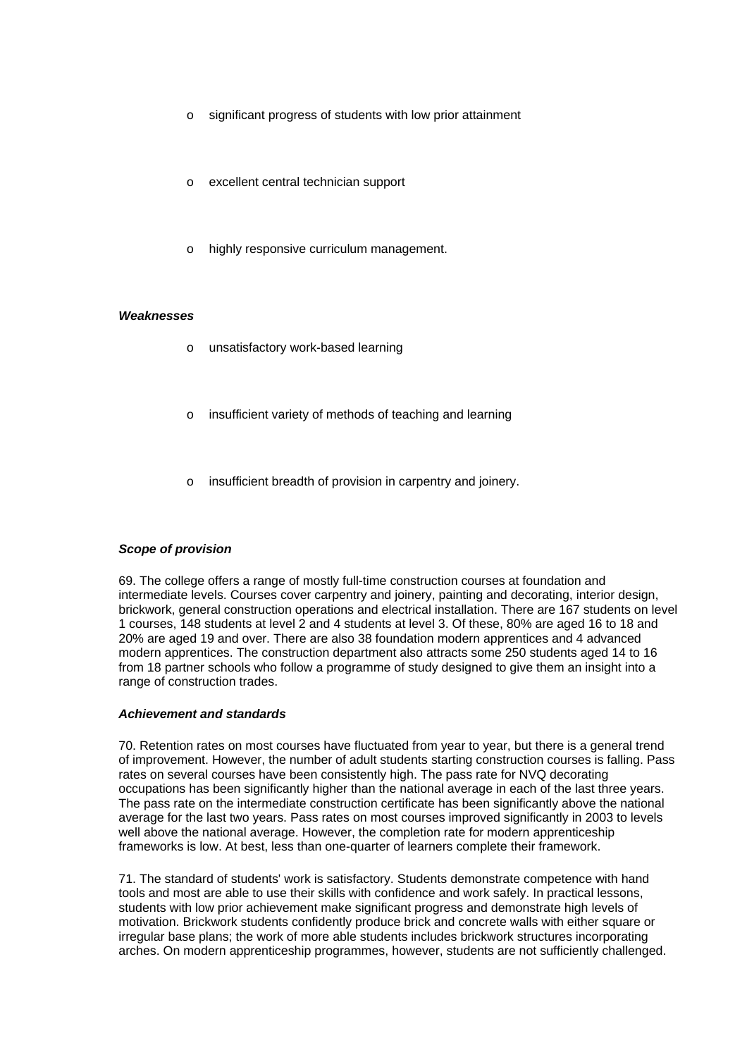- significant progress of students with low prior attainment
- excellent central technician support
- highly responsive curriculum management.

***Weaknesses***

- unsatisfactory work-based learning
- insufficient variety of methods of teaching and learning
- insufficient breadth of provision in carpentry and joinery.

***Scope of provision***

69. The college offers a range of mostly full-time construction courses at foundation and intermediate levels. Courses cover carpentry and joinery, painting and decorating, interior design, brickwork, general construction operations and electrical installation. There are 167 students on level 1 courses, 148 students at level 2 and 4 students at level 3. Of these, 80% are aged 16 to 18 and 20% are aged 19 and over. There are also 38 foundation modern apprentices and 4 advanced modern apprentices. The construction department also attracts some 250 students aged 14 to 16 from 18 partner schools who follow a programme of study designed to give them an insight into a range of construction trades.

***Achievement and standards***

70. Retention rates on most courses have fluctuated from year to year, but there is a general trend of improvement. However, the number of adult students starting construction courses is falling. Pass rates on several courses have been consistently high. The pass rate for NVQ decorating occupations has been significantly higher than the national average in each of the last three years. The pass rate on the intermediate construction certificate has been significantly above the national average for the last two years. Pass rates on most courses improved significantly in 2003 to levels well above the national average. However, the completion rate for modern apprenticeship frameworks is low. At best, less than one-quarter of learners complete their framework.

71. The standard of students' work is satisfactory. Students demonstrate competence with hand tools and most are able to use their skills with confidence and work safely. In practical lessons, students with low prior achievement make significant progress and demonstrate high levels of motivation. Brickwork students confidently produce brick and concrete walls with either square or irregular base plans; the work of more able students includes brickwork structures incorporating arches. On modern apprenticeship programmes, however, students are not sufficiently challenged.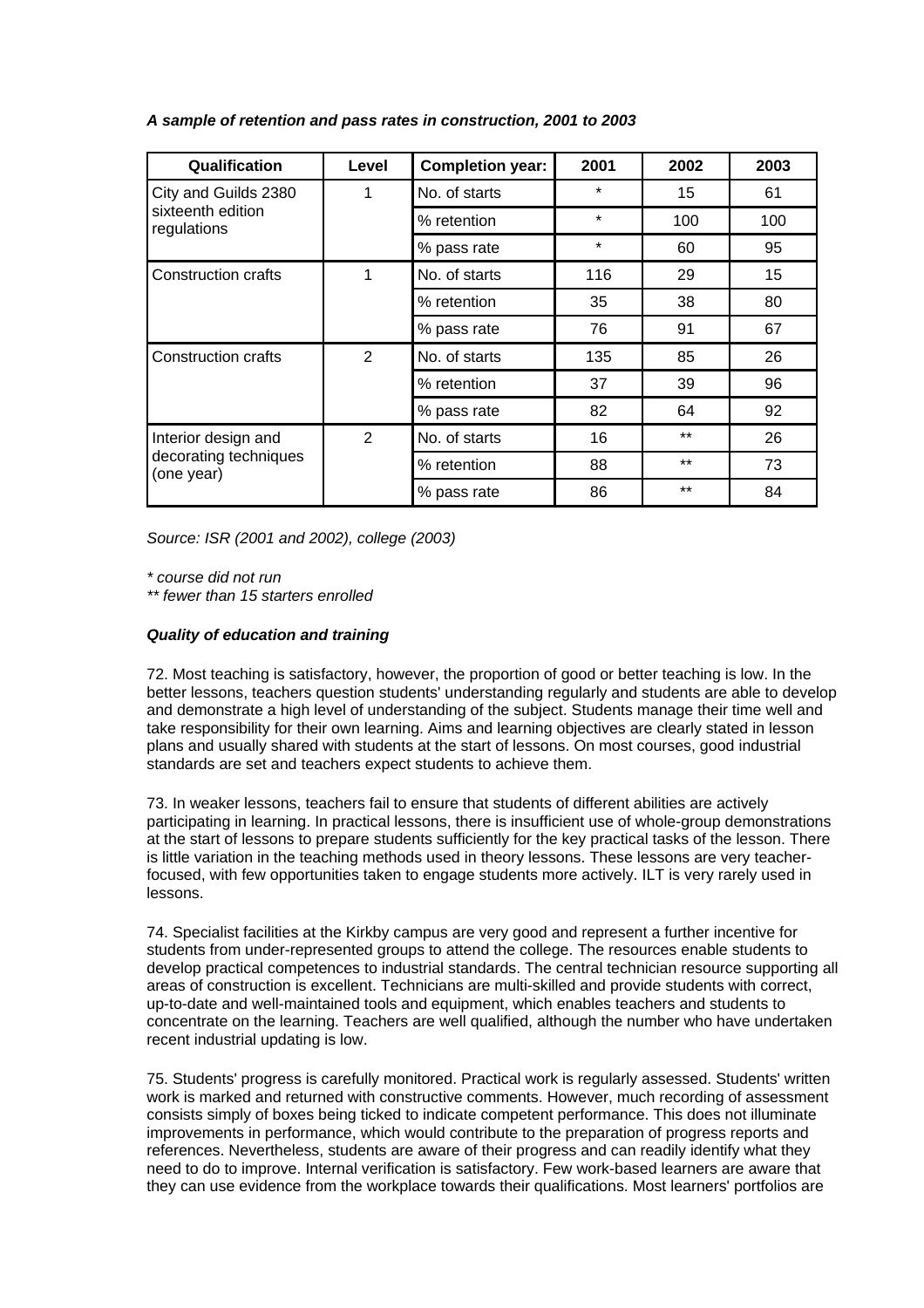***A sample of retention and pass rates in construction, 2001 to 2003***

| Qualification | Level | Completion year: | 2001 | 2002 | 2003 |
|---|---|---|---|---|---|
| City and Guilds 2380 sixteenth edition regulations | 1 | No. of starts | * | 15 | 61 |
| | | % retention | * | 100 | 100 |
| | | % pass rate | * | 60 | 95 |
| Construction crafts | 1 | No. of starts | 116 | 29 | 15 |
| | | % retention | 35 | 38 | 80 |
| | | % pass rate | 76 | 91 | 67 |
| Construction crafts | 2 | No. of starts | 135 | 85 | 26 |
| | | % retention | 37 | 39 | 96 |
| | | % pass rate | 82 | 64 | 92 |
| Interior design and decorating techniques (one year) | 2 | No. of starts | 16 | ** | 26 |
| | | % retention | 88 | ** | 73 |
| | | % pass rate | 86 | ** | 84 |

*Source: ISR (2001 and 2002), college (2003)*

*\* course did not run*
*\*\* fewer than 15 starters enrolled*

***Quality of education and training***

72. Most teaching is satisfactory, however, the proportion of good or better teaching is low. In the better lessons, teachers question students' understanding regularly and students are able to develop and demonstrate a high level of understanding of the subject. Students manage their time well and take responsibility for their own learning. Aims and learning objectives are clearly stated in lesson plans and usually shared with students at the start of lessons. On most courses, good industrial standards are set and teachers expect students to achieve them.

73. In weaker lessons, teachers fail to ensure that students of different abilities are actively participating in learning. In practical lessons, there is insufficient use of whole-group demonstrations at the start of lessons to prepare students sufficiently for the key practical tasks of the lesson. There is little variation in the teaching methods used in theory lessons. These lessons are very teacher-focused, with few opportunities taken to engage students more actively. ILT is very rarely used in lessons.

74. Specialist facilities at the Kirkby campus are very good and represent a further incentive for students from under-represented groups to attend the college. The resources enable students to develop practical competences to industrial standards. The central technician resource supporting all areas of construction is excellent. Technicians are multi-skilled and provide students with correct, up-to-date and well-maintained tools and equipment, which enables teachers and students to concentrate on the learning. Teachers are well qualified, although the number who have undertaken recent industrial updating is low.

75. Students' progress is carefully monitored. Practical work is regularly assessed. Students' written work is marked and returned with constructive comments. However, much recording of assessment consists simply of boxes being ticked to indicate competent performance. This does not illuminate improvements in performance, which would contribute to the preparation of progress reports and references. Nevertheless, students are aware of their progress and can readily identify what they need to do to improve. Internal verification is satisfactory. Few work-based learners are aware that they can use evidence from the workplace towards their qualifications. Most learners' portfolios are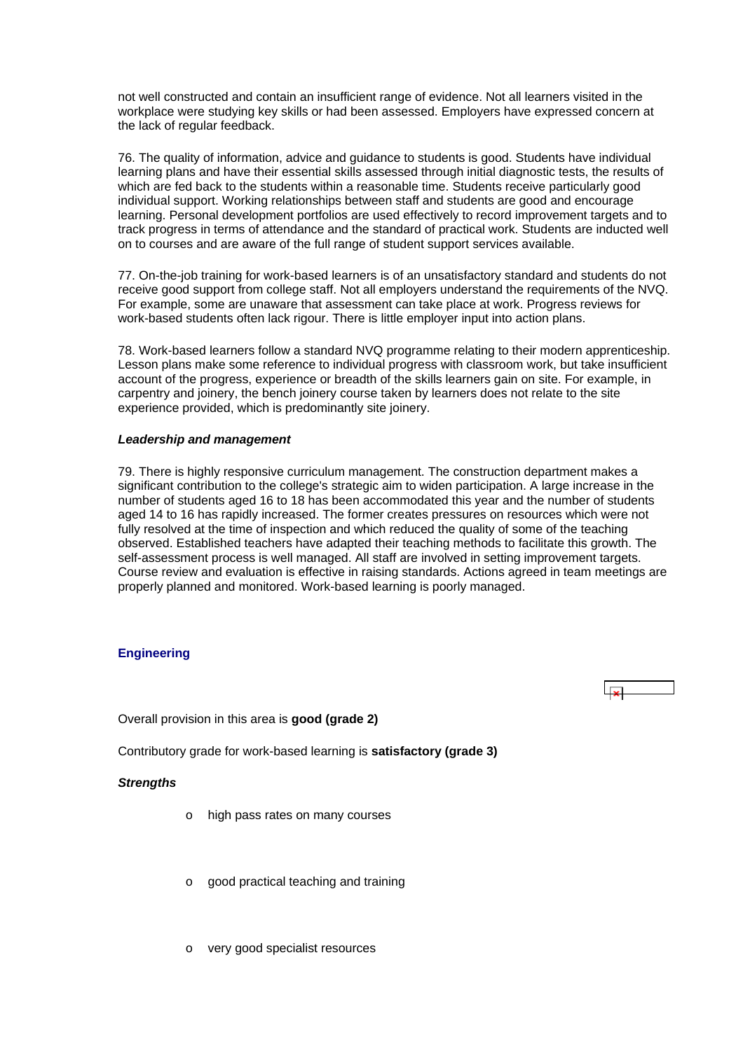not well constructed and contain an insufficient range of evidence. Not all learners visited in the workplace were studying key skills or had been assessed. Employers have expressed concern at the lack of regular feedback.

76. The quality of information, advice and guidance to students is good. Students have individual learning plans and have their essential skills assessed through initial diagnostic tests, the results of which are fed back to the students within a reasonable time. Students receive particularly good individual support. Working relationships between staff and students are good and encourage learning. Personal development portfolios are used effectively to record improvement targets and to track progress in terms of attendance and the standard of practical work. Students are inducted well on to courses and are aware of the full range of student support services available.

77. On-the-job training for work-based learners is of an unsatisfactory standard and students do not receive good support from college staff. Not all employers understand the requirements of the NVQ. For example, some are unaware that assessment can take place at work. Progress reviews for work-based students often lack rigour. There is little employer input into action plans.

78. Work-based learners follow a standard NVQ programme relating to their modern apprenticeship. Lesson plans make some reference to individual progress with classroom work, but take insufficient account of the progress, experience or breadth of the skills learners gain on site. For example, in carpentry and joinery, the bench joinery course taken by learners does not relate to the site experience provided, which is predominantly site joinery.

***Leadership and management***

79. There is highly responsive curriculum management. The construction department makes a significant contribution to the college's strategic aim to widen participation. A large increase in the number of students aged 16 to 18 has been accommodated this year and the number of students aged 14 to 16 has rapidly increased. The former creates pressures on resources which were not fully resolved at the time of inspection and which reduced the quality of some of the teaching observed. Established teachers have adapted their teaching methods to facilitate this growth. The self-assessment process is well managed. All staff are involved in setting improvement targets. Course review and evaluation is effective in raising standards. Actions agreed in team meetings are properly planned and monitored. Work-based learning is poorly managed.

## Engineering

Overall provision in this area is **good (grade 2)**

Contributory grade for work-based learning is **satisfactory (grade 3)**

***Strengths***

- high pass rates on many courses
- good practical teaching and training
- very good specialist resources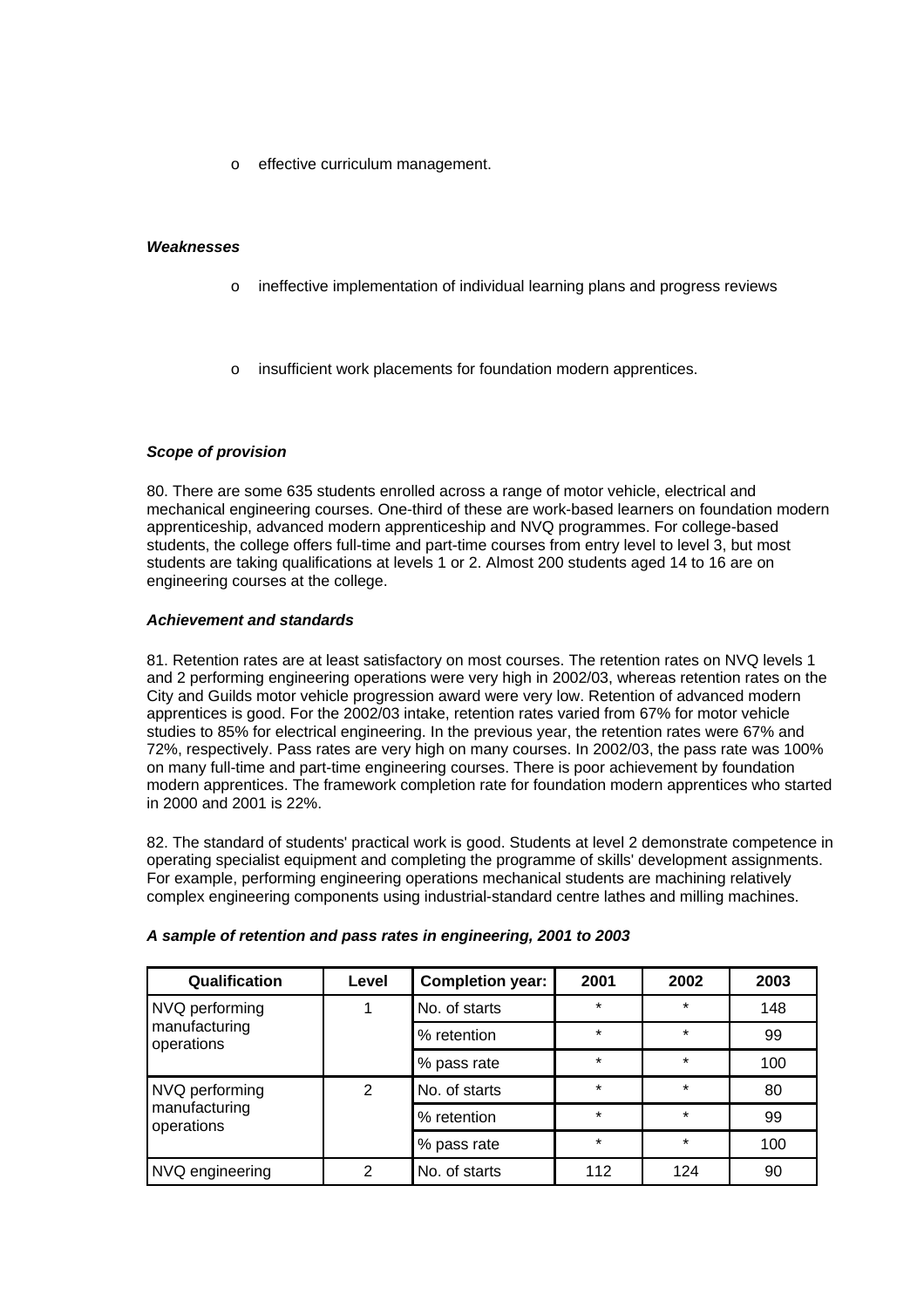- effective curriculum management.

***Weaknesses***

- ineffective implementation of individual learning plans and progress reviews

- insufficient work placements for foundation modern apprentices.

***Scope of provision***

80. There are some 635 students enrolled across a range of motor vehicle, electrical and mechanical engineering courses. One-third of these are work-based learners on foundation modern apprenticeship, advanced modern apprenticeship and NVQ programmes. For college-based students, the college offers full-time and part-time courses from entry level to level 3, but most students are taking qualifications at levels 1 or 2. Almost 200 students aged 14 to 16 are on engineering courses at the college.

***Achievement and standards***

81. Retention rates are at least satisfactory on most courses. The retention rates on NVQ levels 1 and 2 performing engineering operations were very high in 2002/03, whereas retention rates on the City and Guilds motor vehicle progression award were very low. Retention of advanced modern apprentices is good. For the 2002/03 intake, retention rates varied from 67% for motor vehicle studies to 85% for electrical engineering. In the previous year, the retention rates were 67% and 72%, respectively. Pass rates are very high on many courses. In 2002/03, the pass rate was 100% on many full-time and part-time engineering courses. There is poor achievement by foundation modern apprentices. The framework completion rate for foundation modern apprentices who started in 2000 and 2001 is 22%.

82. The standard of students' practical work is good. Students at level 2 demonstrate competence in operating specialist equipment and completing the programme of skills' development assignments. For example, performing engineering operations mechanical students are machining relatively complex engineering components using industrial-standard centre lathes and milling machines.

***A sample of retention and pass rates in engineering, 2001 to 2003***

| Qualification | Level | Completion year: | 2001 | 2002 | 2003 |
|---|---|---|---|---|---|
| NVQ performing manufacturing operations | 1 | No. of starts | * | * | 148 |
| | | % retention | * | * | 99 |
| | | % pass rate | * | * | 100 |
| NVQ performing manufacturing operations | 2 | No. of starts | * | * | 80 |
| | | % retention | * | * | 99 |
| | | % pass rate | * | * | 100 |
| NVQ engineering | 2 | No. of starts | 112 | 124 | 90 |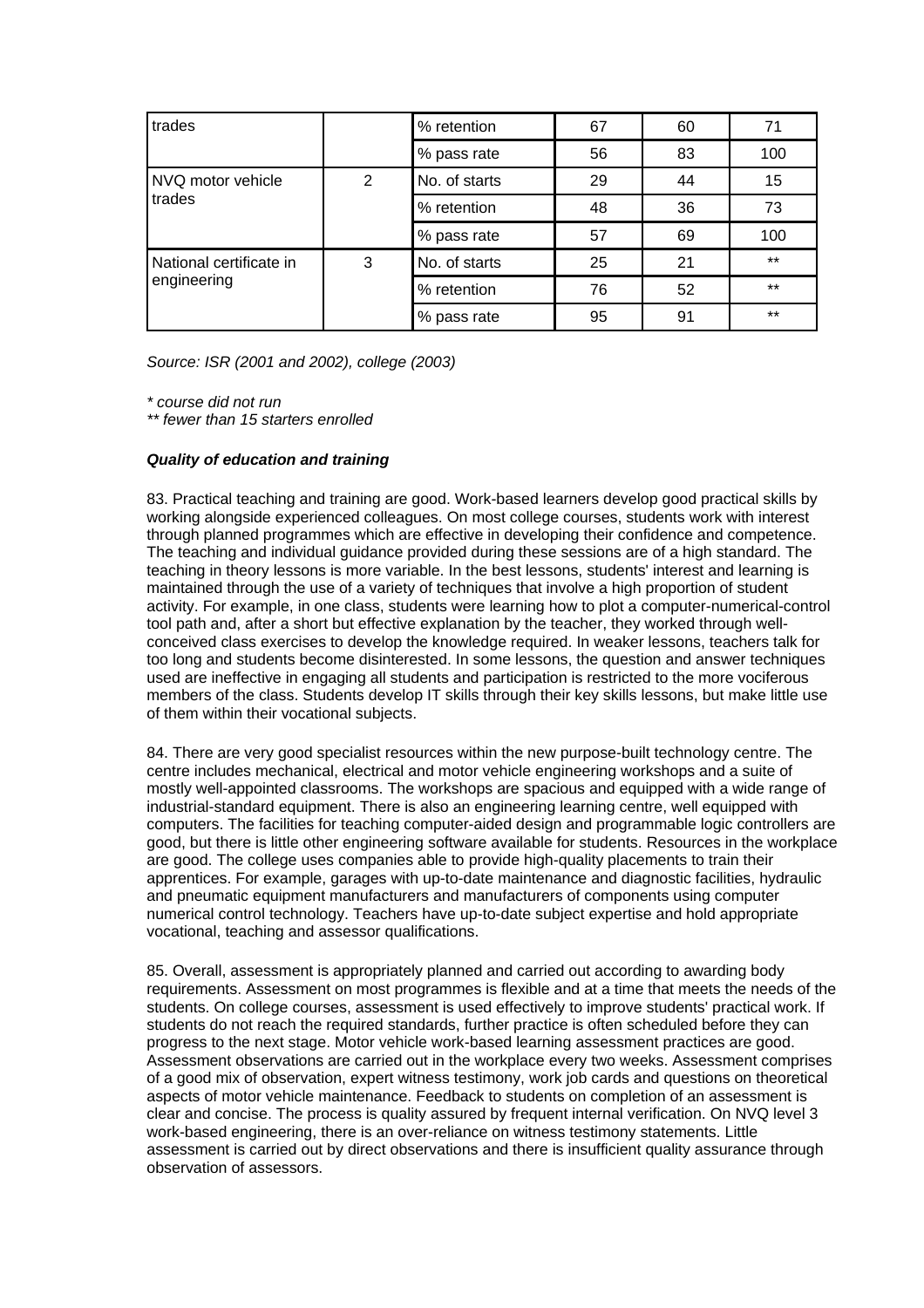| | | | | | |
|---|---|---|---|---|---|
| trades | | % retention | 67 | 60 | 71 |
| | | % pass rate | 56 | 83 | 100 |
| NVQ motor vehicle trades | 2 | No. of starts | 29 | 44 | 15 |
| | | % retention | 48 | 36 | 73 |
| | | % pass rate | 57 | 69 | 100 |
| National certificate in engineering | 3 | No. of starts | 25 | 21 | ** |
| | | % retention | 76 | 52 | ** |
| | | % pass rate | 95 | 91 | ** |

*Source: ISR (2001 and 2002), college (2003)*

*\* course did not run*
*\*\* fewer than 15 starters enrolled*

***Quality of education and training***

83. Practical teaching and training are good. Work-based learners develop good practical skills by working alongside experienced colleagues. On most college courses, students work with interest through planned programmes which are effective in developing their confidence and competence. The teaching and individual guidance provided during these sessions are of a high standard. The teaching in theory lessons is more variable. In the best lessons, students' interest and learning is maintained through the use of a variety of techniques that involve a high proportion of student activity. For example, in one class, students were learning how to plot a computer-numerical-control tool path and, after a short but effective explanation by the teacher, they worked through well-conceived class exercises to develop the knowledge required. In weaker lessons, teachers talk for too long and students become disinterested. In some lessons, the question and answer techniques used are ineffective in engaging all students and participation is restricted to the more vociferous members of the class. Students develop IT skills through their key skills lessons, but make little use of them within their vocational subjects.

84. There are very good specialist resources within the new purpose-built technology centre. The centre includes mechanical, electrical and motor vehicle engineering workshops and a suite of mostly well-appointed classrooms. The workshops are spacious and equipped with a wide range of industrial-standard equipment. There is also an engineering learning centre, well equipped with computers. The facilities for teaching computer-aided design and programmable logic controllers are good, but there is little other engineering software available for students. Resources in the workplace are good. The college uses companies able to provide high-quality placements to train their apprentices. For example, garages with up-to-date maintenance and diagnostic facilities, hydraulic and pneumatic equipment manufacturers and manufacturers of components using computer numerical control technology. Teachers have up-to-date subject expertise and hold appropriate vocational, teaching and assessor qualifications.

85. Overall, assessment is appropriately planned and carried out according to awarding body requirements. Assessment on most programmes is flexible and at a time that meets the needs of the students. On college courses, assessment is used effectively to improve students' practical work. If students do not reach the required standards, further practice is often scheduled before they can progress to the next stage. Motor vehicle work-based learning assessment practices are good. Assessment observations are carried out in the workplace every two weeks. Assessment comprises of a good mix of observation, expert witness testimony, work job cards and questions on theoretical aspects of motor vehicle maintenance. Feedback to students on completion of an assessment is clear and concise. The process is quality assured by frequent internal verification. On NVQ level 3 work-based engineering, there is an over-reliance on witness testimony statements. Little assessment is carried out by direct observations and there is insufficient quality assurance through observation of assessors.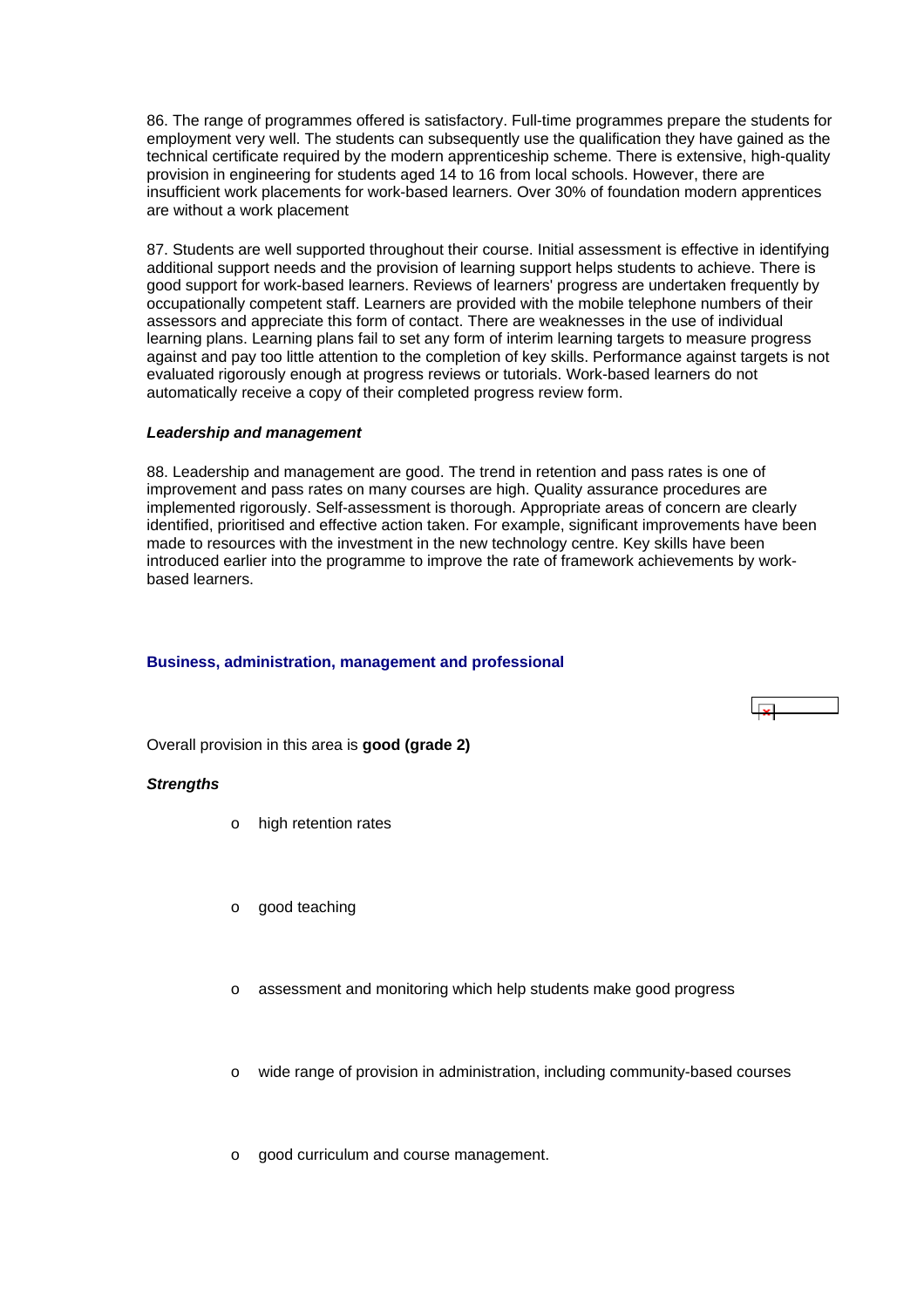86. The range of programmes offered is satisfactory. Full-time programmes prepare the students for employment very well. The students can subsequently use the qualification they have gained as the technical certificate required by the modern apprenticeship scheme. There is extensive, high-quality provision in engineering for students aged 14 to 16 from local schools. However, there are insufficient work placements for work-based learners. Over 30% of foundation modern apprentices are without a work placement

87. Students are well supported throughout their course. Initial assessment is effective in identifying additional support needs and the provision of learning support helps students to achieve. There is good support for work-based learners. Reviews of learners' progress are undertaken frequently by occupationally competent staff. Learners are provided with the mobile telephone numbers of their assessors and appreciate this form of contact. There are weaknesses in the use of individual learning plans. Learning plans fail to set any form of interim learning targets to measure progress against and pay too little attention to the completion of key skills. Performance against targets is not evaluated rigorously enough at progress reviews or tutorials. Work-based learners do not automatically receive a copy of their completed progress review form.

***Leadership and management***

88. Leadership and management are good. The trend in retention and pass rates is one of improvement and pass rates on many courses are high. Quality assurance procedures are implemented rigorously. Self-assessment is thorough. Appropriate areas of concern are clearly identified, prioritised and effective action taken. For example, significant improvements have been made to resources with the investment in the new technology centre. Key skills have been introduced earlier into the programme to improve the rate of framework achievements by work-based learners.

### Business, administration, management and professional

Overall provision in this area is **good (grade 2)**

***Strengths***

- high retention rates
- good teaching
- assessment and monitoring which help students make good progress
- wide range of provision in administration, including community-based courses
- good curriculum and course management.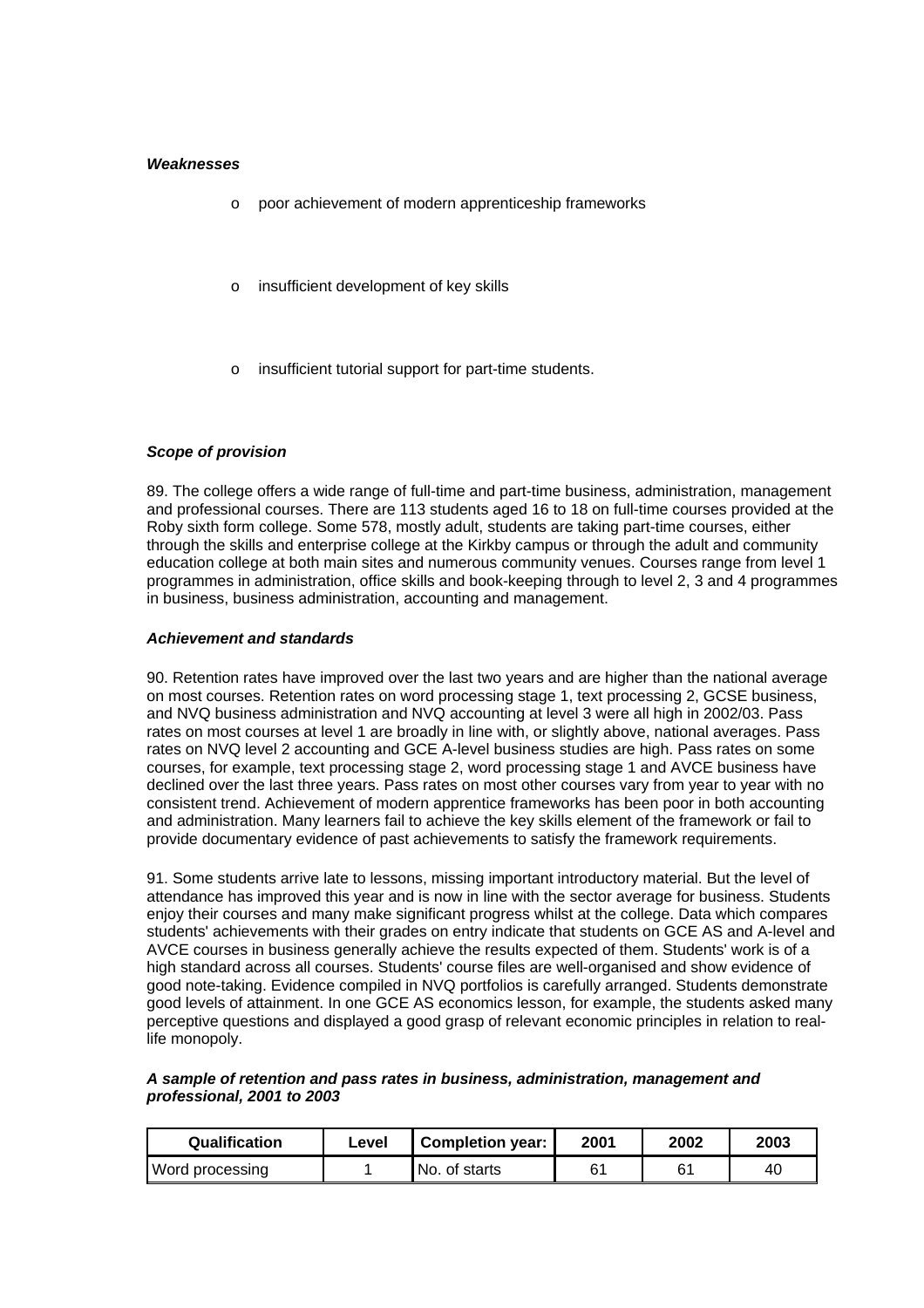***Weaknesses***

- poor achievement of modern apprenticeship frameworks

- insufficient development of key skills

- insufficient tutorial support for part-time students.

***Scope of provision***

89. The college offers a wide range of full-time and part-time business, administration, management and professional courses. There are 113 students aged 16 to 18 on full-time courses provided at the Roby sixth form college. Some 578, mostly adult, students are taking part-time courses, either through the skills and enterprise college at the Kirkby campus or through the adult and community education college at both main sites and numerous community venues. Courses range from level 1 programmes in administration, office skills and book-keeping through to level 2, 3 and 4 programmes in business, business administration, accounting and management.

***Achievement and standards***

90. Retention rates have improved over the last two years and are higher than the national average on most courses. Retention rates on word processing stage 1, text processing 2, GCSE business, and NVQ business administration and NVQ accounting at level 3 were all high in 2002/03. Pass rates on most courses at level 1 are broadly in line with, or slightly above, national averages. Pass rates on NVQ level 2 accounting and GCE A-level business studies are high. Pass rates on some courses, for example, text processing stage 2, word processing stage 1 and AVCE business have declined over the last three years. Pass rates on most other courses vary from year to year with no consistent trend. Achievement of modern apprentice frameworks has been poor in both accounting and administration. Many learners fail to achieve the key skills element of the framework or fail to provide documentary evidence of past achievements to satisfy the framework requirements.

91. Some students arrive late to lessons, missing important introductory material. But the level of attendance has improved this year and is now in line with the sector average for business. Students enjoy their courses and many make significant progress whilst at the college. Data which compares students' achievements with their grades on entry indicate that students on GCE AS and A-level and AVCE courses in business generally achieve the results expected of them. Students' work is of a high standard across all courses. Students' course files are well-organised and show evidence of good note-taking. Evidence compiled in NVQ portfolios is carefully arranged. Students demonstrate good levels of attainment. In one GCE AS economics lesson, for example, the students asked many perceptive questions and displayed a good grasp of relevant economic principles in relation to real-life monopoly.

***A sample of retention and pass rates in business, administration, management and professional, 2001 to 2003***

| Qualification | Level | Completion year: | 2001 | 2002 | 2003 |
|---|---|---|---|---|---|
| Word processing | 1 | No. of starts | 61 | 61 | 40 |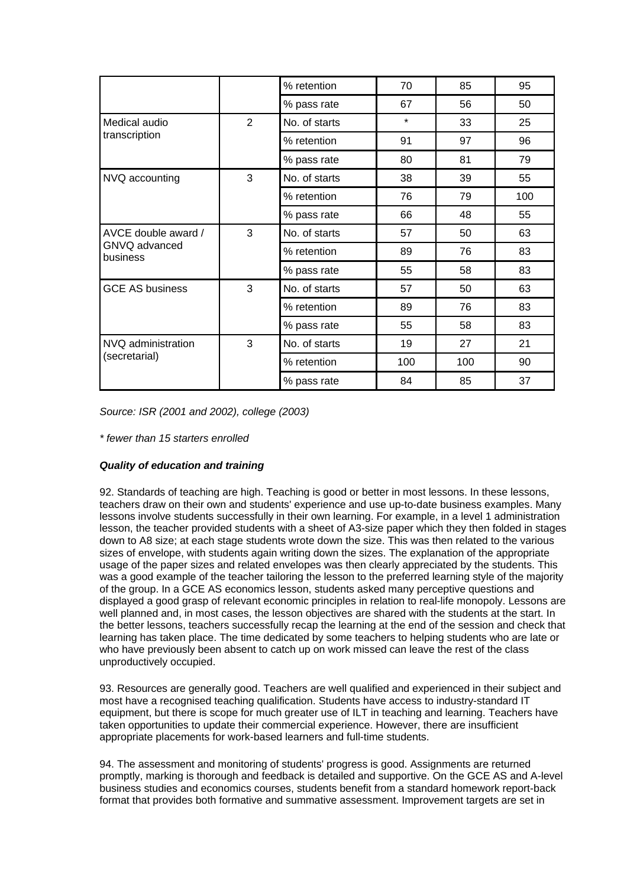| | | % retention | 70 | 85 | 95 |
|---|---|---|---|---|---|
| | | % pass rate | 67 | 56 | 50 |
| Medical audio transcription | 2 | No. of starts | * | 33 | 25 |
| | | % retention | 91 | 97 | 96 |
| | | % pass rate | 80 | 81 | 79 |
| NVQ accounting | 3 | No. of starts | 38 | 39 | 55 |
| | | % retention | 76 | 79 | 100 |
| | | % pass rate | 66 | 48 | 55 |
| AVCE double award / GNVQ advanced business | 3 | No. of starts | 57 | 50 | 63 |
| | | % retention | 89 | 76 | 83 |
| | | % pass rate | 55 | 58 | 83 |
| GCE AS business | 3 | No. of starts | 57 | 50 | 63 |
| | | % retention | 89 | 76 | 83 |
| | | % pass rate | 55 | 58 | 83 |
| NVQ administration (secretarial) | 3 | No. of starts | 19 | 27 | 21 |
| | | % retention | 100 | 100 | 90 |
| | | % pass rate | 84 | 85 | 37 |

*Source: ISR (2001 and 2002), college (2003)*

*\* fewer than 15 starters enrolled*

***Quality of education and training***

92. Standards of teaching are high. Teaching is good or better in most lessons. In these lessons, teachers draw on their own and students' experience and use up-to-date business examples. Many lessons involve students successfully in their own learning. For example, in a level 1 administration lesson, the teacher provided students with a sheet of A3-size paper which they then folded in stages down to A8 size; at each stage students wrote down the size. This was then related to the various sizes of envelope, with students again writing down the sizes. The explanation of the appropriate usage of the paper sizes and related envelopes was then clearly appreciated by the students. This was a good example of the teacher tailoring the lesson to the preferred learning style of the majority of the group. In a GCE AS economics lesson, students asked many perceptive questions and displayed a good grasp of relevant economic principles in relation to real-life monopoly. Lessons are well planned and, in most cases, the lesson objectives are shared with the students at the start. In the better lessons, teachers successfully recap the learning at the end of the session and check that learning has taken place. The time dedicated by some teachers to helping students who are late or who have previously been absent to catch up on work missed can leave the rest of the class unproductively occupied.

93. Resources are generally good. Teachers are well qualified and experienced in their subject and most have a recognised teaching qualification. Students have access to industry-standard IT equipment, but there is scope for much greater use of ILT in teaching and learning. Teachers have taken opportunities to update their commercial experience. However, there are insufficient appropriate placements for work-based learners and full-time students.

94. The assessment and monitoring of students' progress is good. Assignments are returned promptly, marking is thorough and feedback is detailed and supportive. On the GCE AS and A-level business studies and economics courses, students benefit from a standard homework report-back format that provides both formative and summative assessment. Improvement targets are set in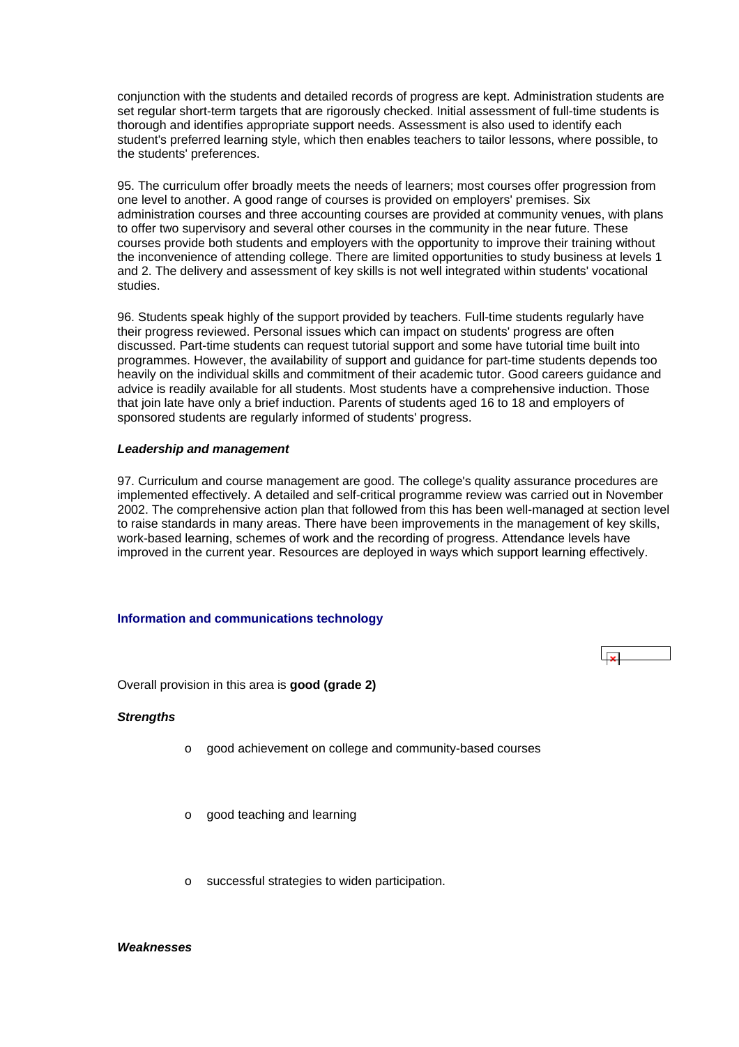conjunction with the students and detailed records of progress are kept. Administration students are set regular short-term targets that are rigorously checked. Initial assessment of full-time students is thorough and identifies appropriate support needs. Assessment is also used to identify each student's preferred learning style, which then enables teachers to tailor lessons, where possible, to the students' preferences.

95. The curriculum offer broadly meets the needs of learners; most courses offer progression from one level to another. A good range of courses is provided on employers' premises. Six administration courses and three accounting courses are provided at community venues, with plans to offer two supervisory and several other courses in the community in the near future. These courses provide both students and employers with the opportunity to improve their training without the inconvenience of attending college. There are limited opportunities to study business at levels 1 and 2. The delivery and assessment of key skills is not well integrated within students' vocational studies.

96. Students speak highly of the support provided by teachers. Full-time students regularly have their progress reviewed. Personal issues which can impact on students' progress are often discussed. Part-time students can request tutorial support and some have tutorial time built into programmes. However, the availability of support and guidance for part-time students depends too heavily on the individual skills and commitment of their academic tutor. Good careers guidance and advice is readily available for all students. Most students have a comprehensive induction. Those that join late have only a brief induction. Parents of students aged 16 to 18 and employers of sponsored students are regularly informed of students' progress.

***Leadership and management***

97. Curriculum and course management are good. The college's quality assurance procedures are implemented effectively. A detailed and self-critical programme review was carried out in November 2002. The comprehensive action plan that followed from this has been well-managed at section level to raise standards in many areas. There have been improvements in the management of key skills, work-based learning, schemes of work and the recording of progress. Attendance levels have improved in the current year. Resources are deployed in ways which support learning effectively.

### Information and communications technology

Overall provision in this area is **good (grade 2)**

***Strengths***

- good achievement on college and community-based courses
- good teaching and learning
- successful strategies to widen participation.

***Weaknesses***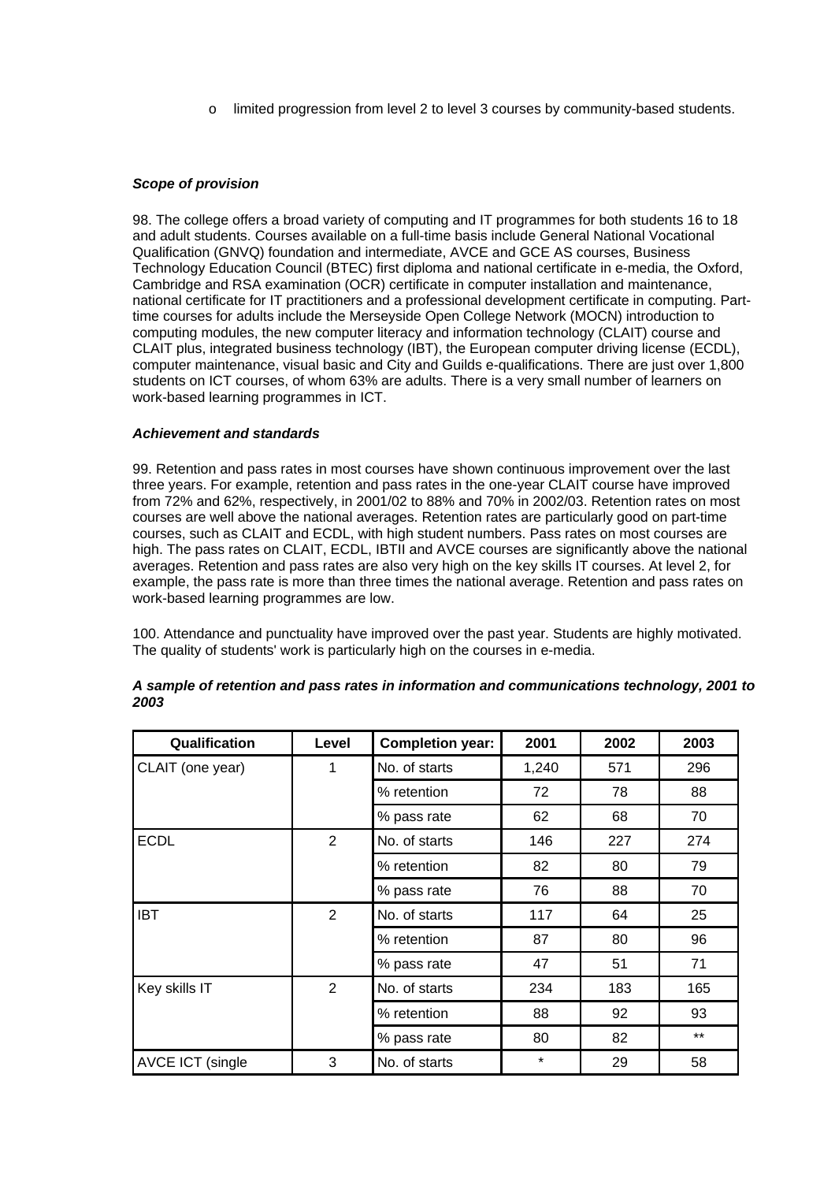- limited progression from level 2 to level 3 courses by community-based students.

### *Scope of provision*

98. The college offers a broad variety of computing and IT programmes for both students 16 to 18 and adult students. Courses available on a full-time basis include General National Vocational Qualification (GNVQ) foundation and intermediate, AVCE and GCE AS courses, Business Technology Education Council (BTEC) first diploma and national certificate in e-media, the Oxford, Cambridge and RSA examination (OCR) certificate in computer installation and maintenance, national certificate for IT practitioners and a professional development certificate in computing. Part-time courses for adults include the Merseyside Open College Network (MOCN) introduction to computing modules, the new computer literacy and information technology (CLAIT) course and CLAIT plus, integrated business technology (IBT), the European computer driving license (ECDL), computer maintenance, visual basic and City and Guilds e-qualifications. There are just over 1,800 students on ICT courses, of whom 63% are adults. There is a very small number of learners on work-based learning programmes in ICT.

### *Achievement and standards*

99. Retention and pass rates in most courses have shown continuous improvement over the last three years. For example, retention and pass rates in the one-year CLAIT course have improved from 72% and 62%, respectively, in 2001/02 to 88% and 70% in 2002/03. Retention rates on most courses are well above the national averages. Retention rates are particularly good on part-time courses, such as CLAIT and ECDL, with high student numbers. Pass rates on most courses are high. The pass rates on CLAIT, ECDL, IBTII and AVCE courses are significantly above the national averages. Retention and pass rates are also very high on the key skills IT courses. At level 2, for example, the pass rate is more than three times the national average. Retention and pass rates on work-based learning programmes are low.

100. Attendance and punctuality have improved over the past year. Students are highly motivated. The quality of students' work is particularly high on the courses in e-media.

***A sample of retention and pass rates in information and communications technology, 2001 to 2003***

| Qualification | Level | Completion year: | 2001 | 2002 | 2003 |
|---|---|---|---|---|---|
| CLAIT (one year) | 1 | No. of starts | 1,240 | 571 | 296 |
| | | % retention | 72 | 78 | 88 |
| | | % pass rate | 62 | 68 | 70 |
| ECDL | 2 | No. of starts | 146 | 227 | 274 |
| | | % retention | 82 | 80 | 79 |
| | | % pass rate | 76 | 88 | 70 |
| IBT | 2 | No. of starts | 117 | 64 | 25 |
| | | % retention | 87 | 80 | 96 |
| | | % pass rate | 47 | 51 | 71 |
| Key skills IT | 2 | No. of starts | 234 | 183 | 165 |
| | | % retention | 88 | 92 | 93 |
| | | % pass rate | 80 | 82 | ** |
| AVCE ICT (single | 3 | No. of starts | * | 29 | 58 |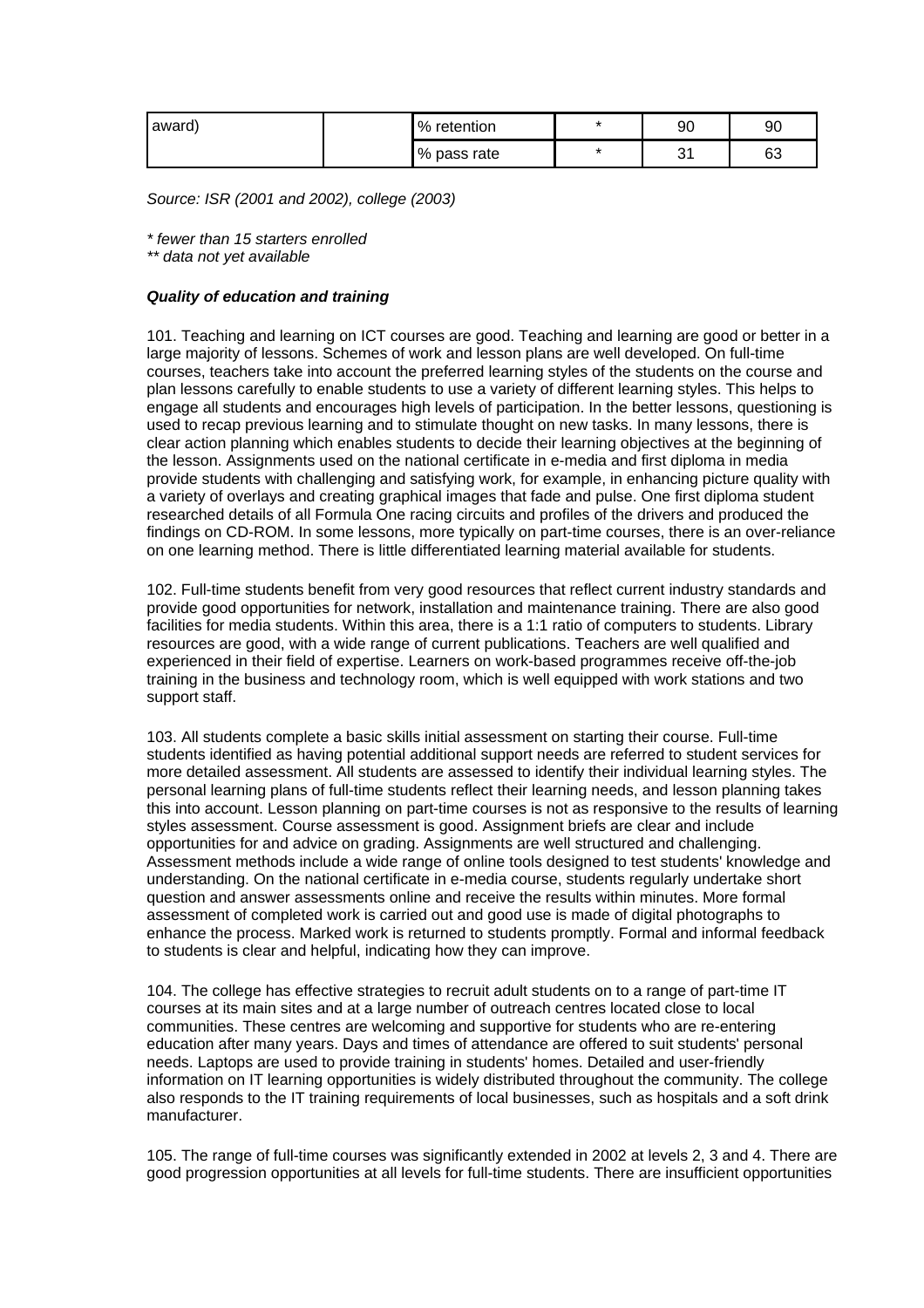| award) | | % retention | * | 90 | 90 |
|---|---|---|---|---|---|
| | | % pass rate | * | 31 | 63 |

*Source: ISR (2001 and 2002), college (2003)*

*\* fewer than 15 starters enrolled*
*\*\* data not yet available*

***Quality of education and training***

101. Teaching and learning on ICT courses are good. Teaching and learning are good or better in a large majority of lessons. Schemes of work and lesson plans are well developed. On full-time courses, teachers take into account the preferred learning styles of the students on the course and plan lessons carefully to enable students to use a variety of different learning styles. This helps to engage all students and encourages high levels of participation. In the better lessons, questioning is used to recap previous learning and to stimulate thought on new tasks. In many lessons, there is clear action planning which enables students to decide their learning objectives at the beginning of the lesson. Assignments used on the national certificate in e-media and first diploma in media provide students with challenging and satisfying work, for example, in enhancing picture quality with a variety of overlays and creating graphical images that fade and pulse. One first diploma student researched details of all Formula One racing circuits and profiles of the drivers and produced the findings on CD-ROM. In some lessons, more typically on part-time courses, there is an over-reliance on one learning method. There is little differentiated learning material available for students.

102. Full-time students benefit from very good resources that reflect current industry standards and provide good opportunities for network, installation and maintenance training. There are also good facilities for media students. Within this area, there is a 1:1 ratio of computers to students. Library resources are good, with a wide range of current publications. Teachers are well qualified and experienced in their field of expertise. Learners on work-based programmes receive off-the-job training in the business and technology room, which is well equipped with work stations and two support staff.

103. All students complete a basic skills initial assessment on starting their course. Full-time students identified as having potential additional support needs are referred to student services for more detailed assessment. All students are assessed to identify their individual learning styles. The personal learning plans of full-time students reflect their learning needs, and lesson planning takes this into account. Lesson planning on part-time courses is not as responsive to the results of learning styles assessment. Course assessment is good. Assignment briefs are clear and include opportunities for and advice on grading. Assignments are well structured and challenging. Assessment methods include a wide range of online tools designed to test students' knowledge and understanding. On the national certificate in e-media course, students regularly undertake short question and answer assessments online and receive the results within minutes. More formal assessment of completed work is carried out and good use is made of digital photographs to enhance the process. Marked work is returned to students promptly. Formal and informal feedback to students is clear and helpful, indicating how they can improve.

104. The college has effective strategies to recruit adult students on to a range of part-time IT courses at its main sites and at a large number of outreach centres located close to local communities. These centres are welcoming and supportive for students who are re-entering education after many years. Days and times of attendance are offered to suit students' personal needs. Laptops are used to provide training in students' homes. Detailed and user-friendly information on IT learning opportunities is widely distributed throughout the community. The college also responds to the IT training requirements of local businesses, such as hospitals and a soft drink manufacturer.

105. The range of full-time courses was significantly extended in 2002 at levels 2, 3 and 4. There are good progression opportunities at all levels for full-time students. There are insufficient opportunities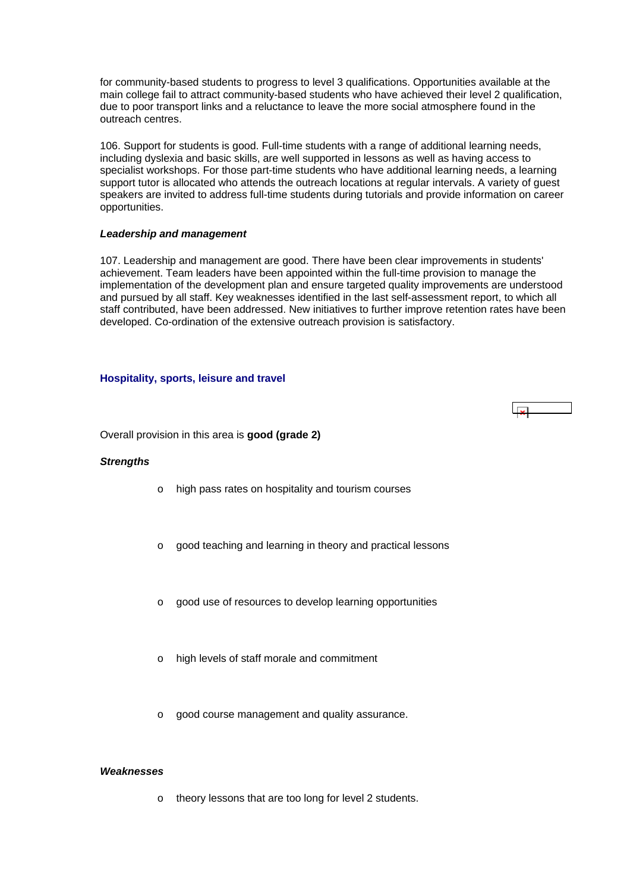for community-based students to progress to level 3 qualifications. Opportunities available at the main college fail to attract community-based students who have achieved their level 2 qualification, due to poor transport links and a reluctance to leave the more social atmosphere found in the outreach centres.

106. Support for students is good. Full-time students with a range of additional learning needs, including dyslexia and basic skills, are well supported in lessons as well as having access to specialist workshops. For those part-time students who have additional learning needs, a learning support tutor is allocated who attends the outreach locations at regular intervals. A variety of guest speakers are invited to address full-time students during tutorials and provide information on career opportunities.

***Leadership and management***

107. Leadership and management are good. There have been clear improvements in students' achievement. Team leaders have been appointed within the full-time provision to manage the implementation of the development plan and ensure targeted quality improvements are understood and pursued by all staff. Key weaknesses identified in the last self-assessment report, to which all staff contributed, have been addressed. New initiatives to further improve retention rates have been developed. Co-ordination of the extensive outreach provision is satisfactory.

### Hospitality, sports, leisure and travel

Overall provision in this area is **good (grade 2)**

***Strengths***

- high pass rates on hospitality and tourism courses
- good teaching and learning in theory and practical lessons
- good use of resources to develop learning opportunities
- high levels of staff morale and commitment
- good course management and quality assurance.

***Weaknesses***

- theory lessons that are too long for level 2 students.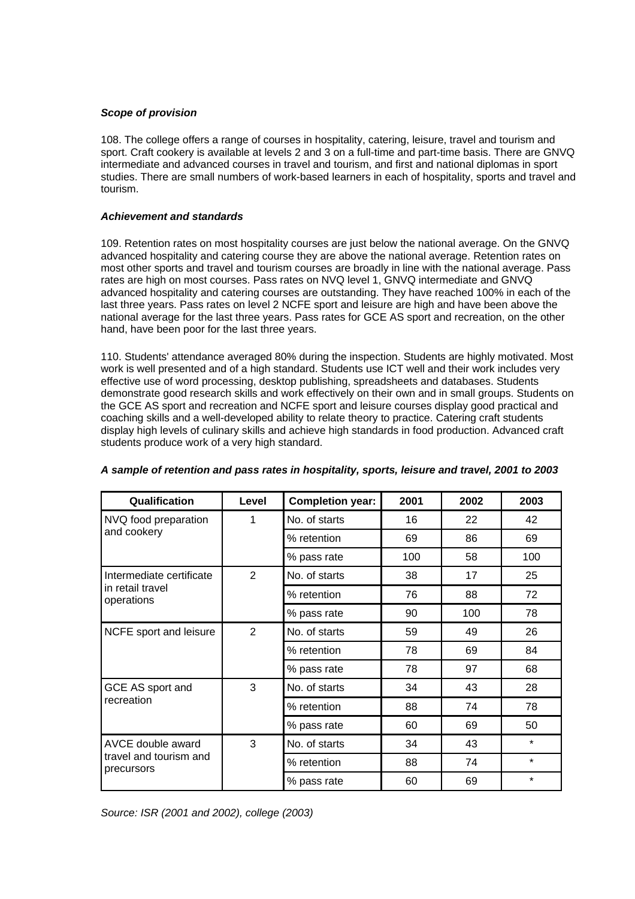*Scope of provision*

108. The college offers a range of courses in hospitality, catering, leisure, travel and tourism and sport. Craft cookery is available at levels 2 and 3 on a full-time and part-time basis. There are GNVQ intermediate and advanced courses in travel and tourism, and first and national diplomas in sport studies. There are small numbers of work-based learners in each of hospitality, sports and travel and tourism.

*Achievement and standards*

109. Retention rates on most hospitality courses are just below the national average. On the GNVQ advanced hospitality and catering course they are above the national average. Retention rates on most other sports and travel and tourism courses are broadly in line with the national average. Pass rates are high on most courses. Pass rates on NVQ level 1, GNVQ intermediate and GNVQ advanced hospitality and catering courses are outstanding. They have reached 100% in each of the last three years. Pass rates on level 2 NCFE sport and leisure are high and have been above the national average for the last three years. Pass rates for GCE AS sport and recreation, on the other hand, have been poor for the last three years.

110. Students' attendance averaged 80% during the inspection. Students are highly motivated. Most work is well presented and of a high standard. Students use ICT well and their work includes very effective use of word processing, desktop publishing, spreadsheets and databases. Students demonstrate good research skills and work effectively on their own and in small groups. Students on the GCE AS sport and recreation and NCFE sport and leisure courses display good practical and coaching skills and a well-developed ability to relate theory to practice. Catering craft students display high levels of culinary skills and achieve high standards in food production. Advanced craft students produce work of a very high standard.

***A sample of retention and pass rates in hospitality, sports, leisure and travel, 2001 to 2003***

| Qualification | Level | Completion year: | 2001 | 2002 | 2003 |
|---|---|---|---|---|---|
| NVQ food preparation and cookery | 1 | No. of starts | 16 | 22 | 42 |
| | | % retention | 69 | 86 | 69 |
| | | % pass rate | 100 | 58 | 100 |
| Intermediate certificate in retail travel operations | 2 | No. of starts | 38 | 17 | 25 |
| | | % retention | 76 | 88 | 72 |
| | | % pass rate | 90 | 100 | 78 |
| NCFE sport and leisure | 2 | No. of starts | 59 | 49 | 26 |
| | | % retention | 78 | 69 | 84 |
| | | % pass rate | 78 | 97 | 68 |
| GCE AS sport and recreation | 3 | No. of starts | 34 | 43 | 28 |
| | | % retention | 88 | 74 | 78 |
| | | % pass rate | 60 | 69 | 50 |
| AVCE double award travel and tourism and precursors | 3 | No. of starts | 34 | 43 | * |
| | | % retention | 88 | 74 | * |
| | | % pass rate | 60 | 69 | * |

*Source: ISR (2001 and 2002), college (2003)*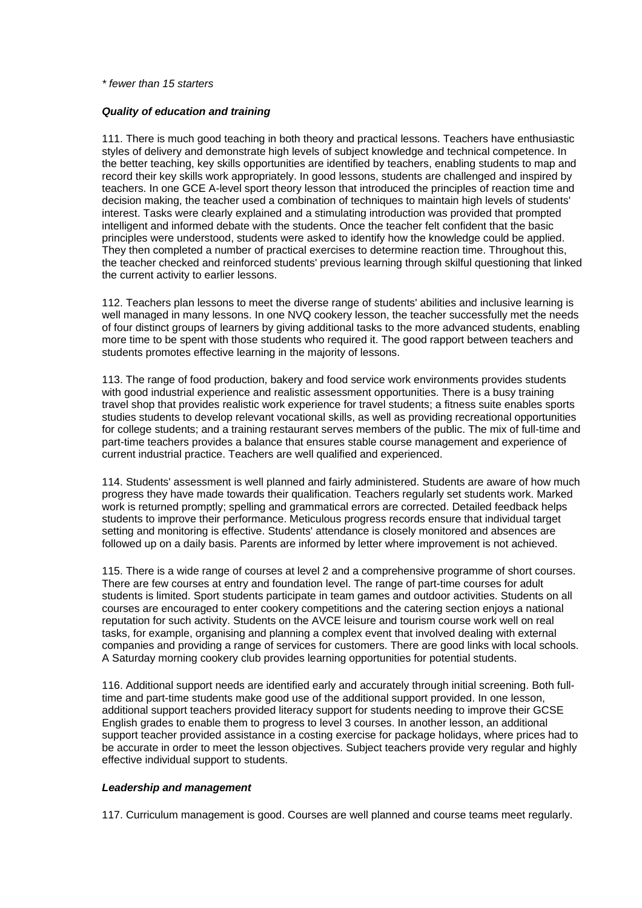*\* fewer than 15 starters*

### *Quality of education and training*

111. There is much good teaching in both theory and practical lessons. Teachers have enthusiastic styles of delivery and demonstrate high levels of subject knowledge and technical competence. In the better teaching, key skills opportunities are identified by teachers, enabling students to map and record their key skills work appropriately. In good lessons, students are challenged and inspired by teachers. In one GCE A-level sport theory lesson that introduced the principles of reaction time and decision making, the teacher used a combination of techniques to maintain high levels of students' interest. Tasks were clearly explained and a stimulating introduction was provided that prompted intelligent and informed debate with the students. Once the teacher felt confident that the basic principles were understood, students were asked to identify how the knowledge could be applied. They then completed a number of practical exercises to determine reaction time. Throughout this, the teacher checked and reinforced students' previous learning through skilful questioning that linked the current activity to earlier lessons.

112. Teachers plan lessons to meet the diverse range of students' abilities and inclusive learning is well managed in many lessons. In one NVQ cookery lesson, the teacher successfully met the needs of four distinct groups of learners by giving additional tasks to the more advanced students, enabling more time to be spent with those students who required it. The good rapport between teachers and students promotes effective learning in the majority of lessons.

113. The range of food production, bakery and food service work environments provides students with good industrial experience and realistic assessment opportunities. There is a busy training travel shop that provides realistic work experience for travel students; a fitness suite enables sports studies students to develop relevant vocational skills, as well as providing recreational opportunities for college students; and a training restaurant serves members of the public. The mix of full-time and part-time teachers provides a balance that ensures stable course management and experience of current industrial practice. Teachers are well qualified and experienced.

114. Students' assessment is well planned and fairly administered. Students are aware of how much progress they have made towards their qualification. Teachers regularly set students work. Marked work is returned promptly; spelling and grammatical errors are corrected. Detailed feedback helps students to improve their performance. Meticulous progress records ensure that individual target setting and monitoring is effective. Students' attendance is closely monitored and absences are followed up on a daily basis. Parents are informed by letter where improvement is not achieved.

115. There is a wide range of courses at level 2 and a comprehensive programme of short courses. There are few courses at entry and foundation level. The range of part-time courses for adult students is limited. Sport students participate in team games and outdoor activities. Students on all courses are encouraged to enter cookery competitions and the catering section enjoys a national reputation for such activity. Students on the AVCE leisure and tourism course work well on real tasks, for example, organising and planning a complex event that involved dealing with external companies and providing a range of services for customers. There are good links with local schools. A Saturday morning cookery club provides learning opportunities for potential students.

116. Additional support needs are identified early and accurately through initial screening. Both full-time and part-time students make good use of the additional support provided. In one lesson, additional support teachers provided literacy support for students needing to improve their GCSE English grades to enable them to progress to level 3 courses. In another lesson, an additional support teacher provided assistance in a costing exercise for package holidays, where prices had to be accurate in order to meet the lesson objectives. Subject teachers provide very regular and highly effective individual support to students.

### *Leadership and management*

117. Curriculum management is good. Courses are well planned and course teams meet regularly.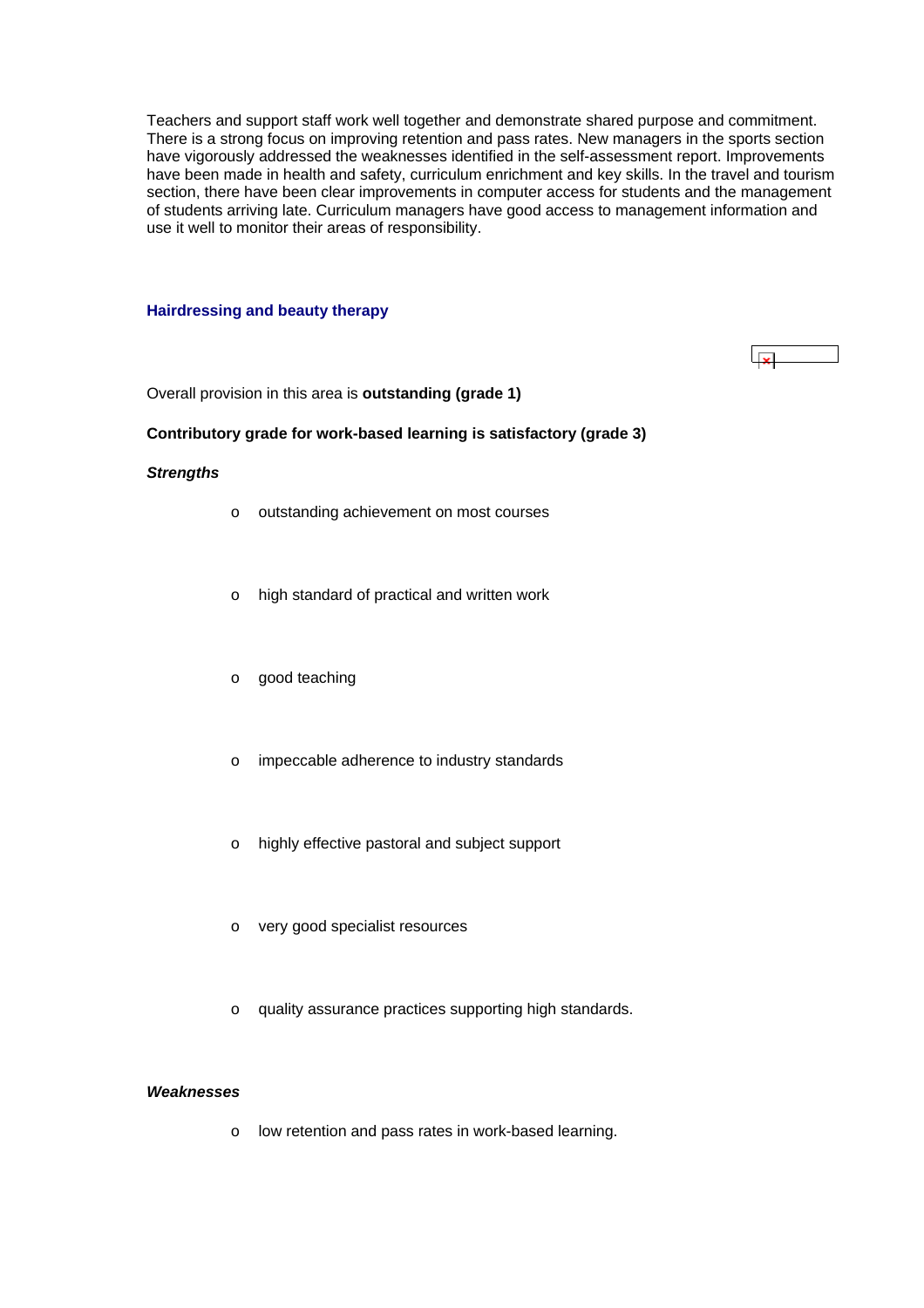Teachers and support staff work well together and demonstrate shared purpose and commitment. There is a strong focus on improving retention and pass rates. New managers in the sports section have vigorously addressed the weaknesses identified in the self-assessment report. Improvements have been made in health and safety, curriculum enrichment and key skills. In the travel and tourism section, there have been clear improvements in computer access for students and the management of students arriving late. Curriculum managers have good access to management information and use it well to monitor their areas of responsibility.

### Hairdressing and beauty therapy

Overall provision in this area is **outstanding (grade 1)**

**Contributory grade for work-based learning is satisfactory (grade 3)**

***Strengths***

- outstanding achievement on most courses
- high standard of practical and written work
- good teaching
- impeccable adherence to industry standards
- highly effective pastoral and subject support
- very good specialist resources
- quality assurance practices supporting high standards.

***Weaknesses***

- low retention and pass rates in work-based learning.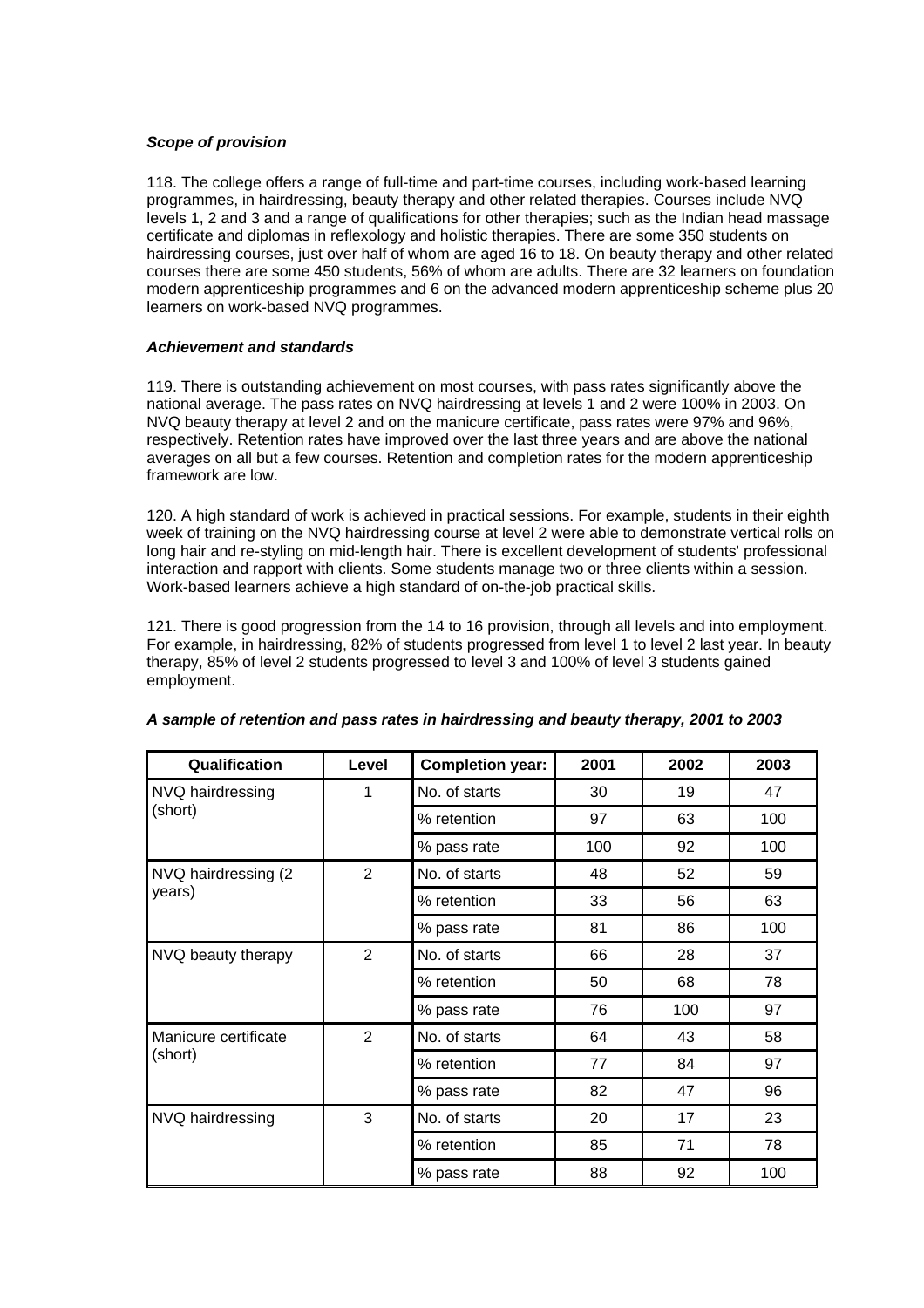***Scope of provision***

118. The college offers a range of full-time and part-time courses, including work-based learning programmes, in hairdressing, beauty therapy and other related therapies. Courses include NVQ levels 1, 2 and 3 and a range of qualifications for other therapies; such as the Indian head massage certificate and diplomas in reflexology and holistic therapies. There are some 350 students on hairdressing courses, just over half of whom are aged 16 to 18. On beauty therapy and other related courses there are some 450 students, 56% of whom are adults. There are 32 learners on foundation modern apprenticeship programmes and 6 on the advanced modern apprenticeship scheme plus 20 learners on work-based NVQ programmes.

***Achievement and standards***

119. There is outstanding achievement on most courses, with pass rates significantly above the national average. The pass rates on NVQ hairdressing at levels 1 and 2 were 100% in 2003. On NVQ beauty therapy at level 2 and on the manicure certificate, pass rates were 97% and 96%, respectively. Retention rates have improved over the last three years and are above the national averages on all but a few courses. Retention and completion rates for the modern apprenticeship framework are low.

120. A high standard of work is achieved in practical sessions. For example, students in their eighth week of training on the NVQ hairdressing course at level 2 were able to demonstrate vertical rolls on long hair and re-styling on mid-length hair. There is excellent development of students' professional interaction and rapport with clients. Some students manage two or three clients within a session. Work-based learners achieve a high standard of on-the-job practical skills.

121. There is good progression from the 14 to 16 provision, through all levels and into employment. For example, in hairdressing, 82% of students progressed from level 1 to level 2 last year. In beauty therapy, 85% of level 2 students progressed to level 3 and 100% of level 3 students gained employment.

***A sample of retention and pass rates in hairdressing and beauty therapy, 2001 to 2003***

| Qualification | Level | Completion year: | 2001 | 2002 | 2003 |
|---|---|---|---|---|---|
| NVQ hairdressing (short) | 1 | No. of starts | 30 | 19 | 47 |
| | | % retention | 97 | 63 | 100 |
| | | % pass rate | 100 | 92 | 100 |
| NVQ hairdressing (2 years) | 2 | No. of starts | 48 | 52 | 59 |
| | | % retention | 33 | 56 | 63 |
| | | % pass rate | 81 | 86 | 100 |
| NVQ beauty therapy | 2 | No. of starts | 66 | 28 | 37 |
| | | % retention | 50 | 68 | 78 |
| | | % pass rate | 76 | 100 | 97 |
| Manicure certificate (short) | 2 | No. of starts | 64 | 43 | 58 |
| | | % retention | 77 | 84 | 97 |
| | | % pass rate | 82 | 47 | 96 |
| NVQ hairdressing | 3 | No. of starts | 20 | 17 | 23 |
| | | % retention | 85 | 71 | 78 |
| | | % pass rate | 88 | 92 | 100 |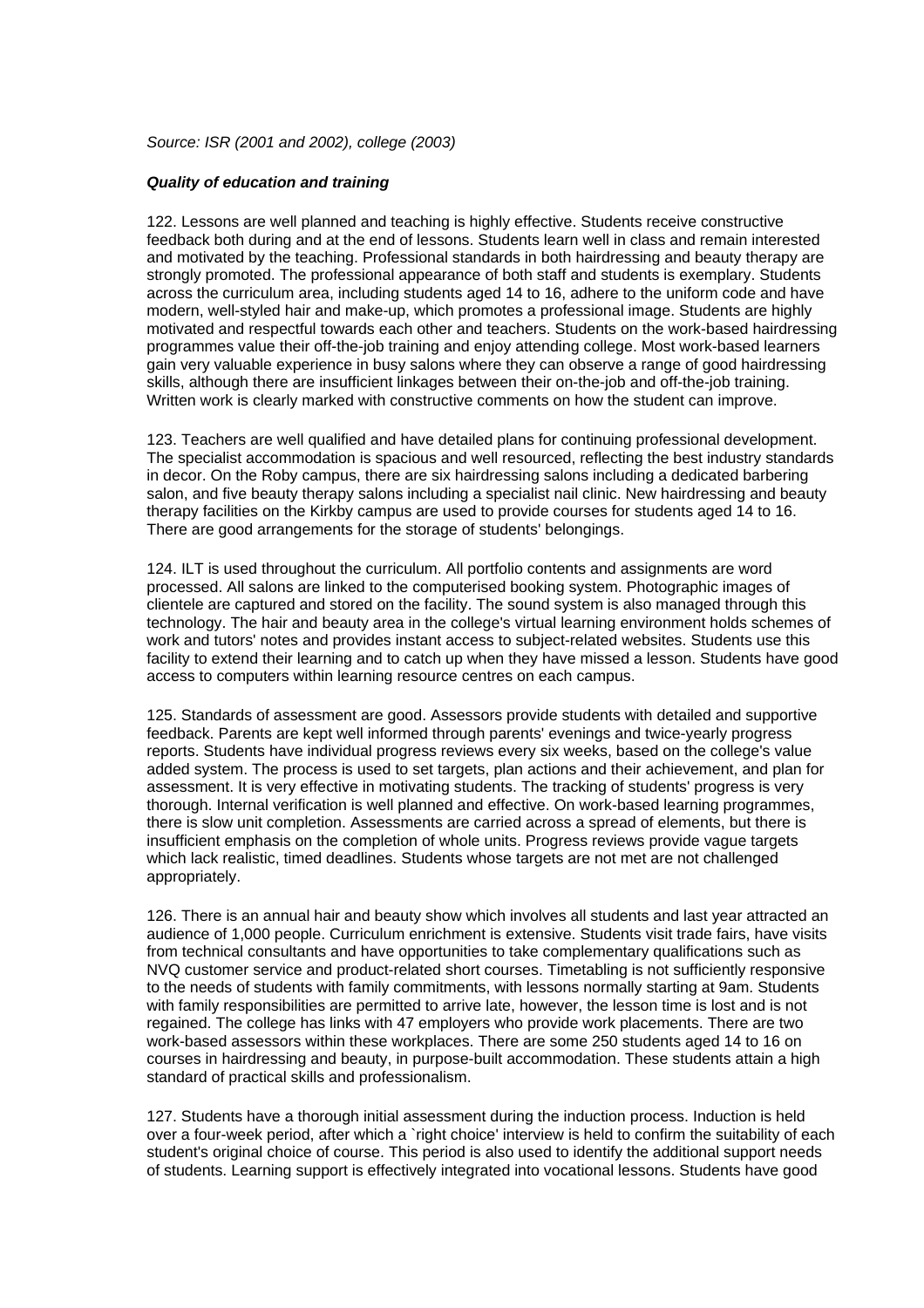*Source: ISR (2001 and 2002), college (2003)*

***Quality of education and training***

122. Lessons are well planned and teaching is highly effective. Students receive constructive feedback both during and at the end of lessons. Students learn well in class and remain interested and motivated by the teaching. Professional standards in both hairdressing and beauty therapy are strongly promoted. The professional appearance of both staff and students is exemplary. Students across the curriculum area, including students aged 14 to 16, adhere to the uniform code and have modern, well-styled hair and make-up, which promotes a professional image. Students are highly motivated and respectful towards each other and teachers. Students on the work-based hairdressing programmes value their off-the-job training and enjoy attending college. Most work-based learners gain very valuable experience in busy salons where they can observe a range of good hairdressing skills, although there are insufficient linkages between their on-the-job and off-the-job training. Written work is clearly marked with constructive comments on how the student can improve.

123. Teachers are well qualified and have detailed plans for continuing professional development. The specialist accommodation is spacious and well resourced, reflecting the best industry standards in decor. On the Roby campus, there are six hairdressing salons including a dedicated barbering salon, and five beauty therapy salons including a specialist nail clinic. New hairdressing and beauty therapy facilities on the Kirkby campus are used to provide courses for students aged 14 to 16. There are good arrangements for the storage of students' belongings.

124. ILT is used throughout the curriculum. All portfolio contents and assignments are word processed. All salons are linked to the computerised booking system. Photographic images of clientele are captured and stored on the facility. The sound system is also managed through this technology. The hair and beauty area in the college's virtual learning environment holds schemes of work and tutors' notes and provides instant access to subject-related websites. Students use this facility to extend their learning and to catch up when they have missed a lesson. Students have good access to computers within learning resource centres on each campus.

125. Standards of assessment are good. Assessors provide students with detailed and supportive feedback. Parents are kept well informed through parents' evenings and twice-yearly progress reports. Students have individual progress reviews every six weeks, based on the college's value added system. The process is used to set targets, plan actions and their achievement, and plan for assessment. It is very effective in motivating students. The tracking of students' progress is very thorough. Internal verification is well planned and effective. On work-based learning programmes, there is slow unit completion. Assessments are carried across a spread of elements, but there is insufficient emphasis on the completion of whole units. Progress reviews provide vague targets which lack realistic, timed deadlines. Students whose targets are not met are not challenged appropriately.

126. There is an annual hair and beauty show which involves all students and last year attracted an audience of 1,000 people. Curriculum enrichment is extensive. Students visit trade fairs, have visits from technical consultants and have opportunities to take complementary qualifications such as NVQ customer service and product-related short courses. Timetabling is not sufficiently responsive to the needs of students with family commitments, with lessons normally starting at 9am. Students with family responsibilities are permitted to arrive late, however, the lesson time is lost and is not regained. The college has links with 47 employers who provide work placements. There are two work-based assessors within these workplaces. There are some 250 students aged 14 to 16 on courses in hairdressing and beauty, in purpose-built accommodation. These students attain a high standard of practical skills and professionalism.

127. Students have a thorough initial assessment during the induction process. Induction is held over a four-week period, after which a `right choice' interview is held to confirm the suitability of each student's original choice of course. This period is also used to identify the additional support needs of students. Learning support is effectively integrated into vocational lessons. Students have good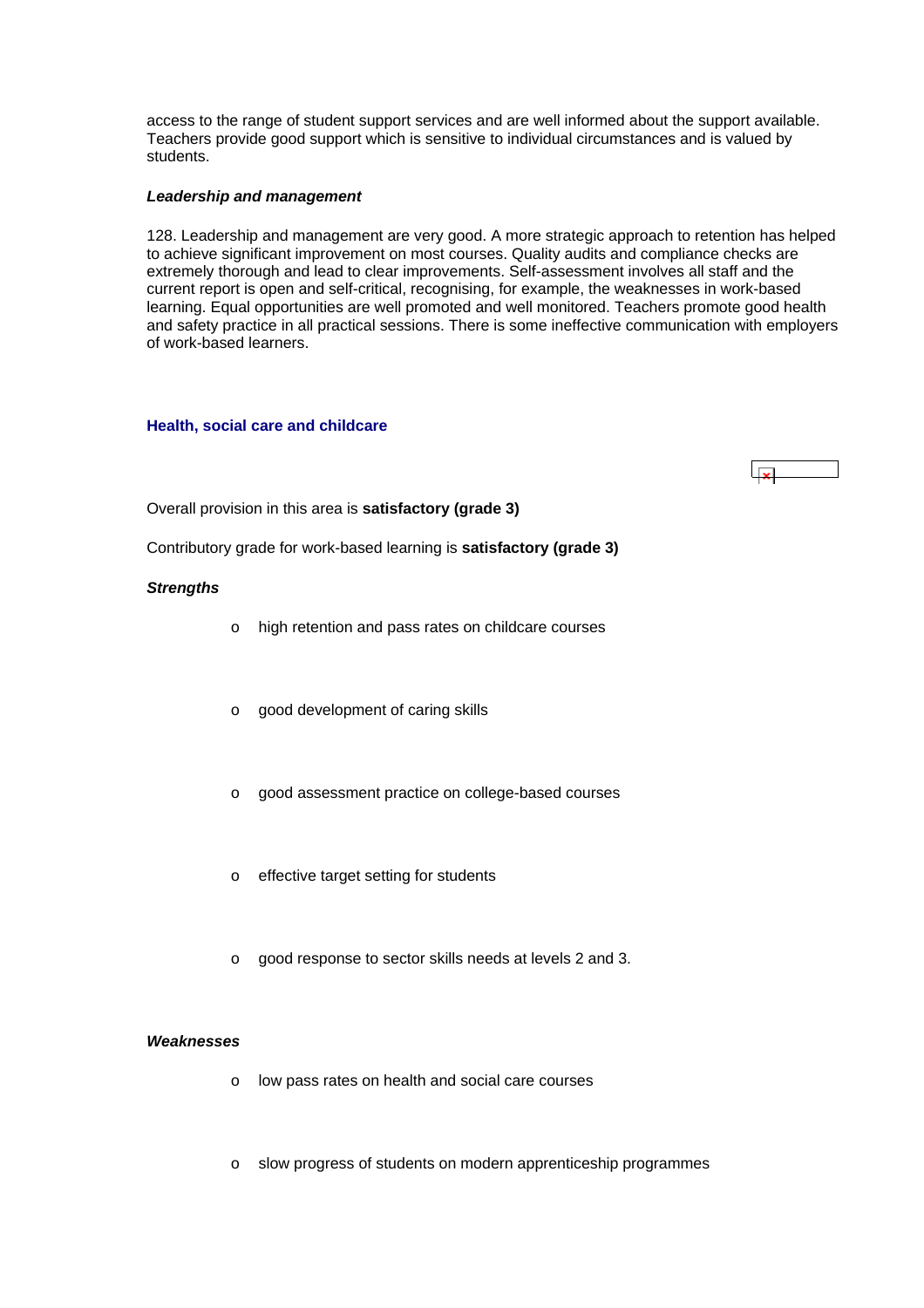access to the range of student support services and are well informed about the support available. Teachers provide good support which is sensitive to individual circumstances and is valued by students.

***Leadership and management***

128. Leadership and management are very good. A more strategic approach to retention has helped to achieve significant improvement on most courses. Quality audits and compliance checks are extremely thorough and lead to clear improvements. Self-assessment involves all staff and the current report is open and self-critical, recognising, for example, the weaknesses in work-based learning. Equal opportunities are well promoted and well monitored. Teachers promote good health and safety practice in all practical sessions. There is some ineffective communication with employers of work-based learners.

### Health, social care and childcare

Overall provision in this area is **satisfactory (grade 3)**

Contributory grade for work-based learning is **satisfactory (grade 3)**

***Strengths***

- high retention and pass rates on childcare courses
- good development of caring skills
- good assessment practice on college-based courses
- effective target setting for students
- good response to sector skills needs at levels 2 and 3.

***Weaknesses***

- low pass rates on health and social care courses
- slow progress of students on modern apprenticeship programmes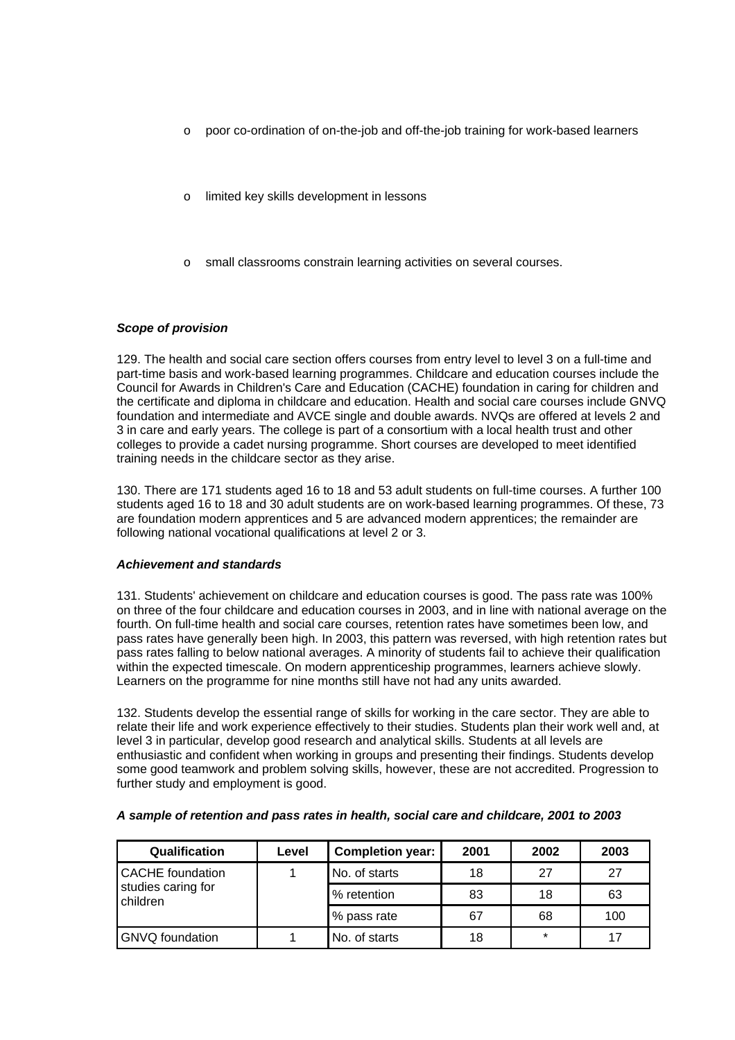- poor co-ordination of on-the-job and off-the-job training for work-based learners

- limited key skills development in lessons

- small classrooms constrain learning activities on several courses.

***Scope of provision***

129. The health and social care section offers courses from entry level to level 3 on a full-time and part-time basis and work-based learning programmes. Childcare and education courses include the Council for Awards in Children's Care and Education (CACHE) foundation in caring for children and the certificate and diploma in childcare and education. Health and social care courses include GNVQ foundation and intermediate and AVCE single and double awards. NVQs are offered at levels 2 and 3 in care and early years. The college is part of a consortium with a local health trust and other colleges to provide a cadet nursing programme. Short courses are developed to meet identified training needs in the childcare sector as they arise.

130. There are 171 students aged 16 to 18 and 53 adult students on full-time courses. A further 100 students aged 16 to 18 and 30 adult students are on work-based learning programmes. Of these, 73 are foundation modern apprentices and 5 are advanced modern apprentices; the remainder are following national vocational qualifications at level 2 or 3.

***Achievement and standards***

131. Students' achievement on childcare and education courses is good. The pass rate was 100% on three of the four childcare and education courses in 2003, and in line with national average on the fourth. On full-time health and social care courses, retention rates have sometimes been low, and pass rates have generally been high. In 2003, this pattern was reversed, with high retention rates but pass rates falling to below national averages. A minority of students fail to achieve their qualification within the expected timescale. On modern apprenticeship programmes, learners achieve slowly. Learners on the programme for nine months still have not had any units awarded.

132. Students develop the essential range of skills for working in the care sector. They are able to relate their life and work experience effectively to their studies. Students plan their work well and, at level 3 in particular, develop good research and analytical skills. Students at all levels are enthusiastic and confident when working in groups and presenting their findings. Students develop some good teamwork and problem solving skills, however, these are not accredited. Progression to further study and employment is good.

***A sample of retention and pass rates in health, social care and childcare, 2001 to 2003***

| Qualification | Level | Completion year: | 2001 | 2002 | 2003 |
|---|---|---|---|---|---|
| CACHE foundation studies caring for children | 1 | No. of starts | 18 | 27 | 27 |
| | | % retention | 83 | 18 | 63 |
| | | % pass rate | 67 | 68 | 100 |
| GNVQ foundation | 1 | No. of starts | 18 | * | 17 |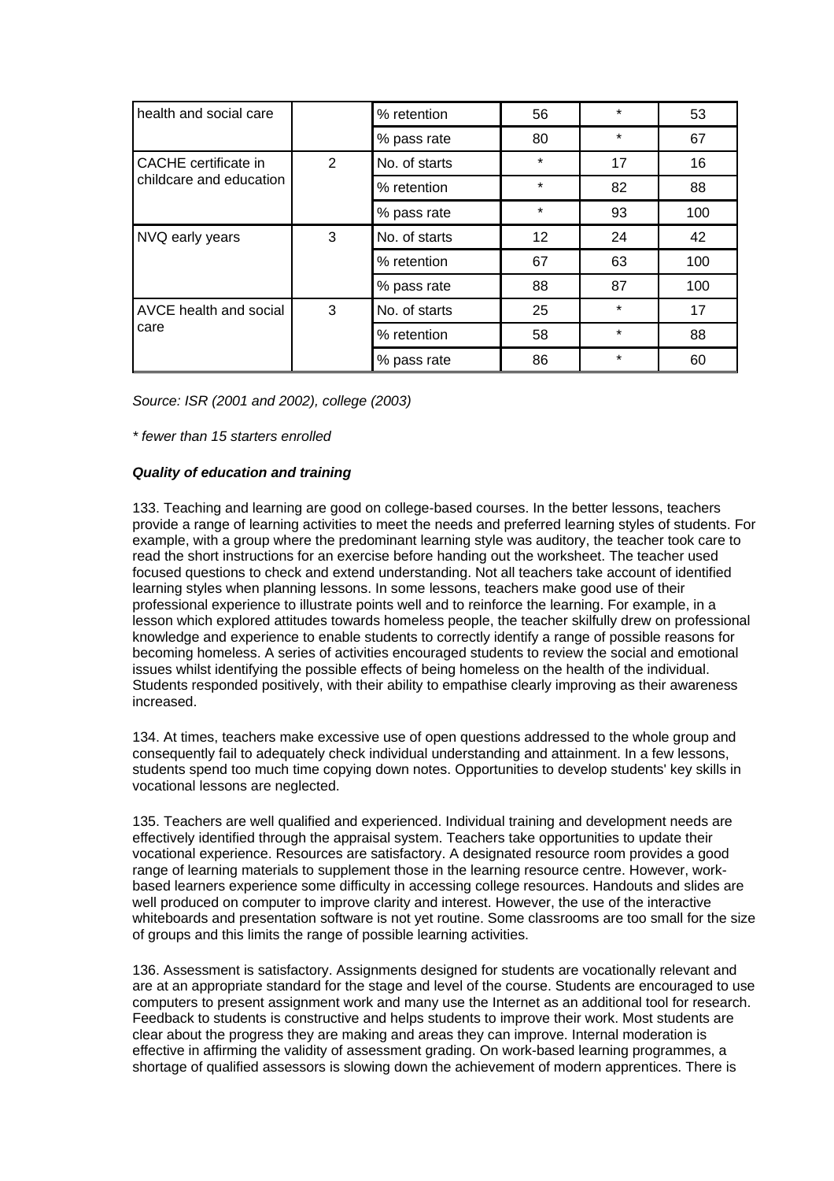| health and social care | | % retention | 56 | * | 53 |
|---|---|---|---|---|---|
| | | % pass rate | 80 | * | 67 |
| CACHE certificate in childcare and education | 2 | No. of starts | * | 17 | 16 |
| | | % retention | * | 82 | 88 |
| | | % pass rate | * | 93 | 100 |
| NVQ early years | 3 | No. of starts | 12 | 24 | 42 |
| | | % retention | 67 | 63 | 100 |
| | | % pass rate | 88 | 87 | 100 |
| AVCE health and social care | 3 | No. of starts | 25 | * | 17 |
| | | % retention | 58 | * | 88 |
| | | % pass rate | 86 | * | 60 |

*Source: ISR (2001 and 2002), college (2003)*

*\* fewer than 15 starters enrolled*

***Quality of education and training***

133. Teaching and learning are good on college-based courses. In the better lessons, teachers provide a range of learning activities to meet the needs and preferred learning styles of students. For example, with a group where the predominant learning style was auditory, the teacher took care to read the short instructions for an exercise before handing out the worksheet. The teacher used focused questions to check and extend understanding. Not all teachers take account of identified learning styles when planning lessons. In some lessons, teachers make good use of their professional experience to illustrate points well and to reinforce the learning. For example, in a lesson which explored attitudes towards homeless people, the teacher skilfully drew on professional knowledge and experience to enable students to correctly identify a range of possible reasons for becoming homeless. A series of activities encouraged students to review the social and emotional issues whilst identifying the possible effects of being homeless on the health of the individual. Students responded positively, with their ability to empathise clearly improving as their awareness increased.

134. At times, teachers make excessive use of open questions addressed to the whole group and consequently fail to adequately check individual understanding and attainment. In a few lessons, students spend too much time copying down notes. Opportunities to develop students' key skills in vocational lessons are neglected.

135. Teachers are well qualified and experienced. Individual training and development needs are effectively identified through the appraisal system. Teachers take opportunities to update their vocational experience. Resources are satisfactory. A designated resource room provides a good range of learning materials to supplement those in the learning resource centre. However, work-based learners experience some difficulty in accessing college resources. Handouts and slides are well produced on computer to improve clarity and interest. However, the use of the interactive whiteboards and presentation software is not yet routine. Some classrooms are too small for the size of groups and this limits the range of possible learning activities.

136. Assessment is satisfactory. Assignments designed for students are vocationally relevant and are at an appropriate standard for the stage and level of the course. Students are encouraged to use computers to present assignment work and many use the Internet as an additional tool for research. Feedback to students is constructive and helps students to improve their work. Most students are clear about the progress they are making and areas they can improve. Internal moderation is effective in affirming the validity of assessment grading. On work-based learning programmes, a shortage of qualified assessors is slowing down the achievement of modern apprentices. There is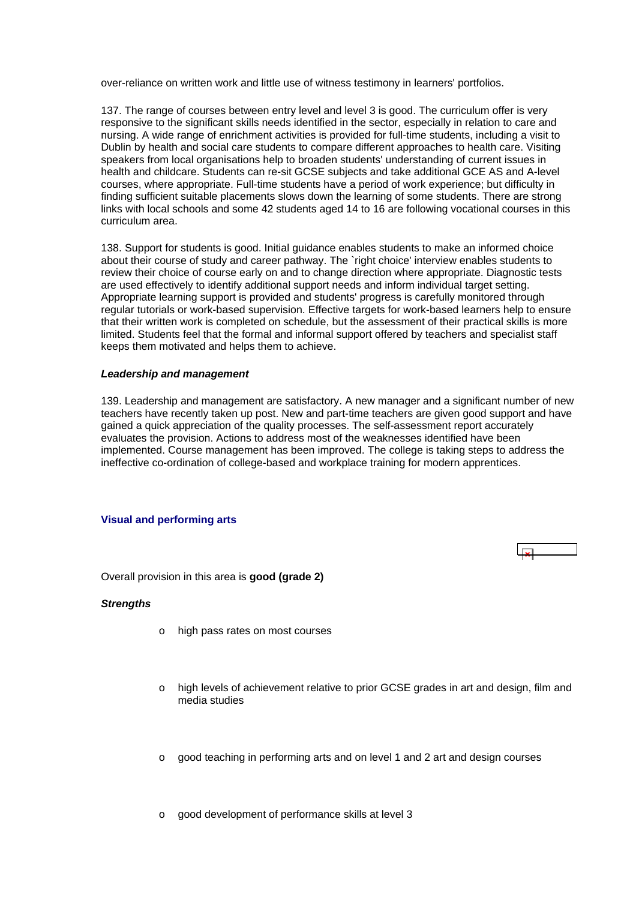over-reliance on written work and little use of witness testimony in learners' portfolios.

137. The range of courses between entry level and level 3 is good. The curriculum offer is very responsive to the significant skills needs identified in the sector, especially in relation to care and nursing. A wide range of enrichment activities is provided for full-time students, including a visit to Dublin by health and social care students to compare different approaches to health care. Visiting speakers from local organisations help to broaden students' understanding of current issues in health and childcare. Students can re-sit GCSE subjects and take additional GCE AS and A-level courses, where appropriate. Full-time students have a period of work experience; but difficulty in finding sufficient suitable placements slows down the learning of some students. There are strong links with local schools and some 42 students aged 14 to 16 are following vocational courses in this curriculum area.

138. Support for students is good. Initial guidance enables students to make an informed choice about their course of study and career pathway. The `right choice' interview enables students to review their choice of course early on and to change direction where appropriate. Diagnostic tests are used effectively to identify additional support needs and inform individual target setting. Appropriate learning support is provided and students' progress is carefully monitored through regular tutorials or work-based supervision. Effective targets for work-based learners help to ensure that their written work is completed on schedule, but the assessment of their practical skills is more limited. Students feel that the formal and informal support offered by teachers and specialist staff keeps them motivated and helps them to achieve.

***Leadership and management***

139. Leadership and management are satisfactory. A new manager and a significant number of new teachers have recently taken up post. New and part-time teachers are given good support and have gained a quick appreciation of the quality processes. The self-assessment report accurately evaluates the provision. Actions to address most of the weaknesses identified have been implemented. Course management has been improved. The college is taking steps to address the ineffective co-ordination of college-based and workplace training for modern apprentices.

### Visual and performing arts

Overall provision in this area is **good (grade 2)**

***Strengths***

- high pass rates on most courses
- high levels of achievement relative to prior GCSE grades in art and design, film and media studies
- good teaching in performing arts and on level 1 and 2 art and design courses
- good development of performance skills at level 3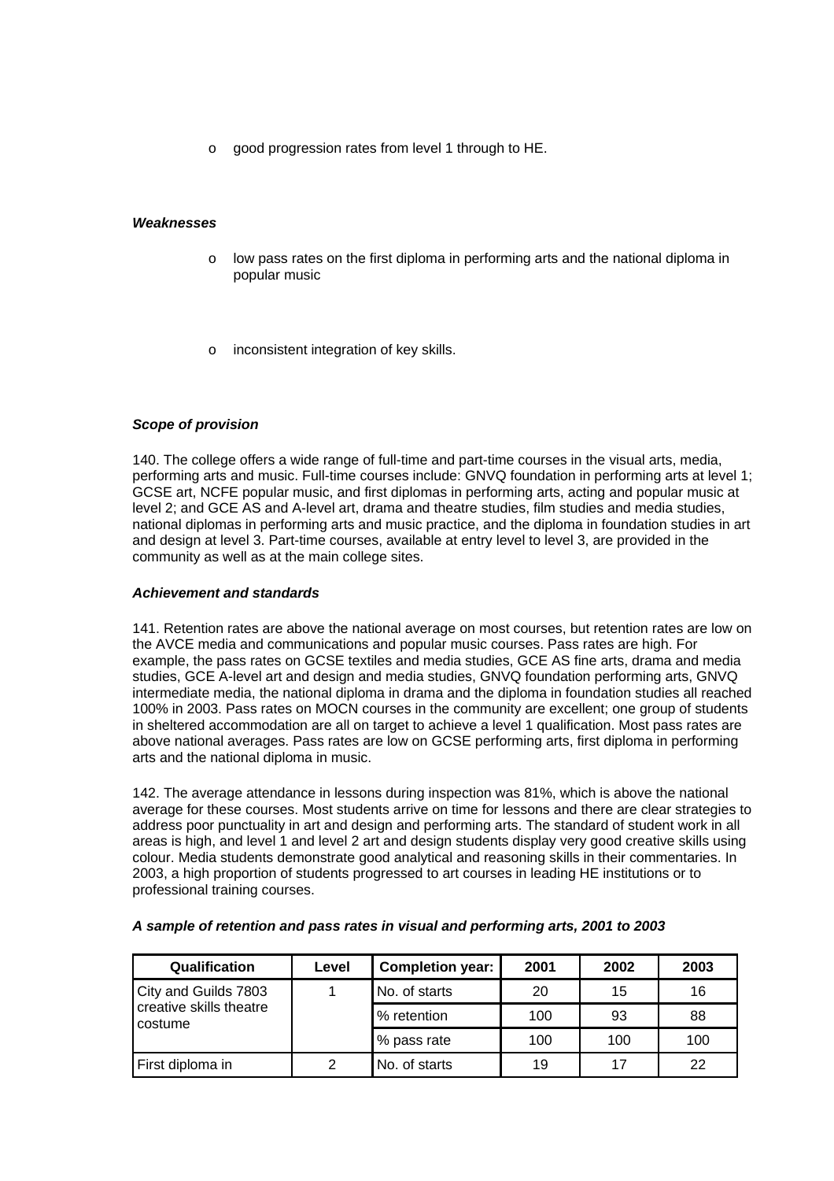- good progression rates from level 1 through to HE.

***Weaknesses***

- low pass rates on the first diploma in performing arts and the national diploma in popular music
- inconsistent integration of key skills.

***Scope of provision***

140. The college offers a wide range of full-time and part-time courses in the visual arts, media, performing arts and music. Full-time courses include: GNVQ foundation in performing arts at level 1; GCSE art, NCFE popular music, and first diplomas in performing arts, acting and popular music at level 2; and GCE AS and A-level art, drama and theatre studies, film studies and media studies, national diplomas in performing arts and music practice, and the diploma in foundation studies in art and design at level 3. Part-time courses, available at entry level to level 3, are provided in the community as well as at the main college sites.

***Achievement and standards***

141. Retention rates are above the national average on most courses, but retention rates are low on the AVCE media and communications and popular music courses. Pass rates are high. For example, the pass rates on GCSE textiles and media studies, GCE AS fine arts, drama and media studies, GCE A-level art and design and media studies, GNVQ foundation performing arts, GNVQ intermediate media, the national diploma in drama and the diploma in foundation studies all reached 100% in 2003. Pass rates on MOCN courses in the community are excellent; one group of students in sheltered accommodation are all on target to achieve a level 1 qualification. Most pass rates are above national averages. Pass rates are low on GCSE performing arts, first diploma in performing arts and the national diploma in music.

142. The average attendance in lessons during inspection was 81%, which is above the national average for these courses. Most students arrive on time for lessons and there are clear strategies to address poor punctuality in art and design and performing arts. The standard of student work in all areas is high, and level 1 and level 2 art and design students display very good creative skills using colour. Media students demonstrate good analytical and reasoning skills in their commentaries. In 2003, a high proportion of students progressed to art courses in leading HE institutions or to professional training courses.

***A sample of retention and pass rates in visual and performing arts, 2001 to 2003***

| Qualification | Level | Completion year: | 2001 | 2002 | 2003 |
|---|---|---|---|---|---|
| City and Guilds 7803 creative skills theatre costume | 1 | No. of starts | 20 | 15 | 16 |
| | | % retention | 100 | 93 | 88 |
| | | % pass rate | 100 | 100 | 100 |
| First diploma in | 2 | No. of starts | 19 | 17 | 22 |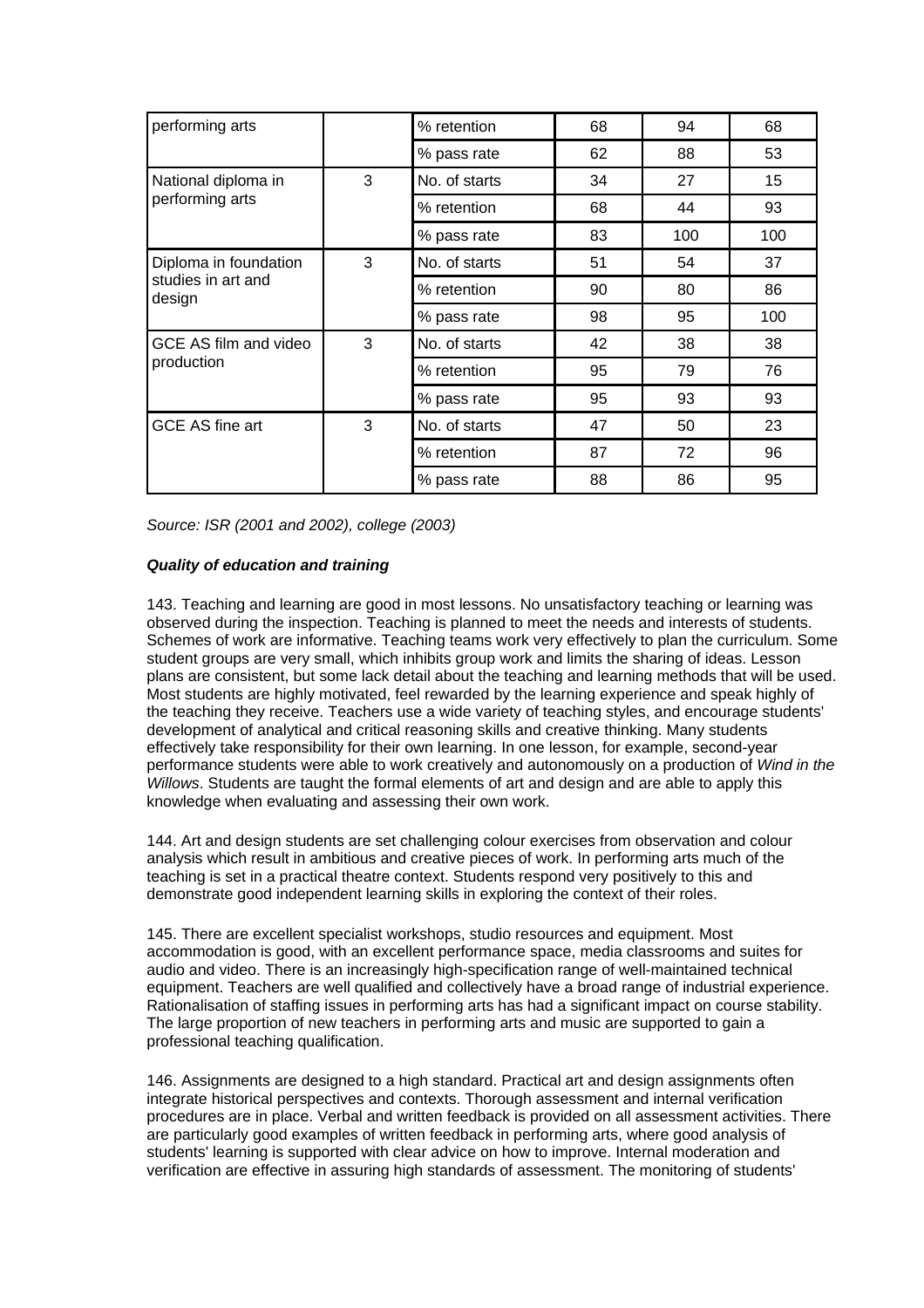| performing arts | | % retention | 68 | 94 | 68 |
|---|---|---|---|---|---|
| | | % pass rate | 62 | 88 | 53 |
| National diploma in performing arts | 3 | No. of starts | 34 | 27 | 15 |
| | | % retention | 68 | 44 | 93 |
| | | % pass rate | 83 | 100 | 100 |
| Diploma in foundation studies in art and design | 3 | No. of starts | 51 | 54 | 37 |
| | | % retention | 90 | 80 | 86 |
| | | % pass rate | 98 | 95 | 100 |
| GCE AS film and video production | 3 | No. of starts | 42 | 38 | 38 |
| | | % retention | 95 | 79 | 76 |
| | | % pass rate | 95 | 93 | 93 |
| GCE AS fine art | 3 | No. of starts | 47 | 50 | 23 |
| | | % retention | 87 | 72 | 96 |
| | | % pass rate | 88 | 86 | 95 |

*Source: ISR (2001 and 2002), college (2003)*

***Quality of education and training***

143. Teaching and learning are good in most lessons. No unsatisfactory teaching or learning was observed during the inspection. Teaching is planned to meet the needs and interests of students. Schemes of work are informative. Teaching teams work very effectively to plan the curriculum. Some student groups are very small, which inhibits group work and limits the sharing of ideas. Lesson plans are consistent, but some lack detail about the teaching and learning methods that will be used. Most students are highly motivated, feel rewarded by the learning experience and speak highly of the teaching they receive. Teachers use a wide variety of teaching styles, and encourage students' development of analytical and critical reasoning skills and creative thinking. Many students effectively take responsibility for their own learning. In one lesson, for example, second-year performance students were able to work creatively and autonomously on a production of *Wind in the Willows*. Students are taught the formal elements of art and design and are able to apply this knowledge when evaluating and assessing their own work.

144. Art and design students are set challenging colour exercises from observation and colour analysis which result in ambitious and creative pieces of work. In performing arts much of the teaching is set in a practical theatre context. Students respond very positively to this and demonstrate good independent learning skills in exploring the context of their roles.

145. There are excellent specialist workshops, studio resources and equipment. Most accommodation is good, with an excellent performance space, media classrooms and suites for audio and video. There is an increasingly high-specification range of well-maintained technical equipment. Teachers are well qualified and collectively have a broad range of industrial experience. Rationalisation of staffing issues in performing arts has had a significant impact on course stability. The large proportion of new teachers in performing arts and music are supported to gain a professional teaching qualification.

146. Assignments are designed to a high standard. Practical art and design assignments often integrate historical perspectives and contexts. Thorough assessment and internal verification procedures are in place. Verbal and written feedback is provided on all assessment activities. There are particularly good examples of written feedback in performing arts, where good analysis of students' learning is supported with clear advice on how to improve. Internal moderation and verification are effective in assuring high standards of assessment. The monitoring of students'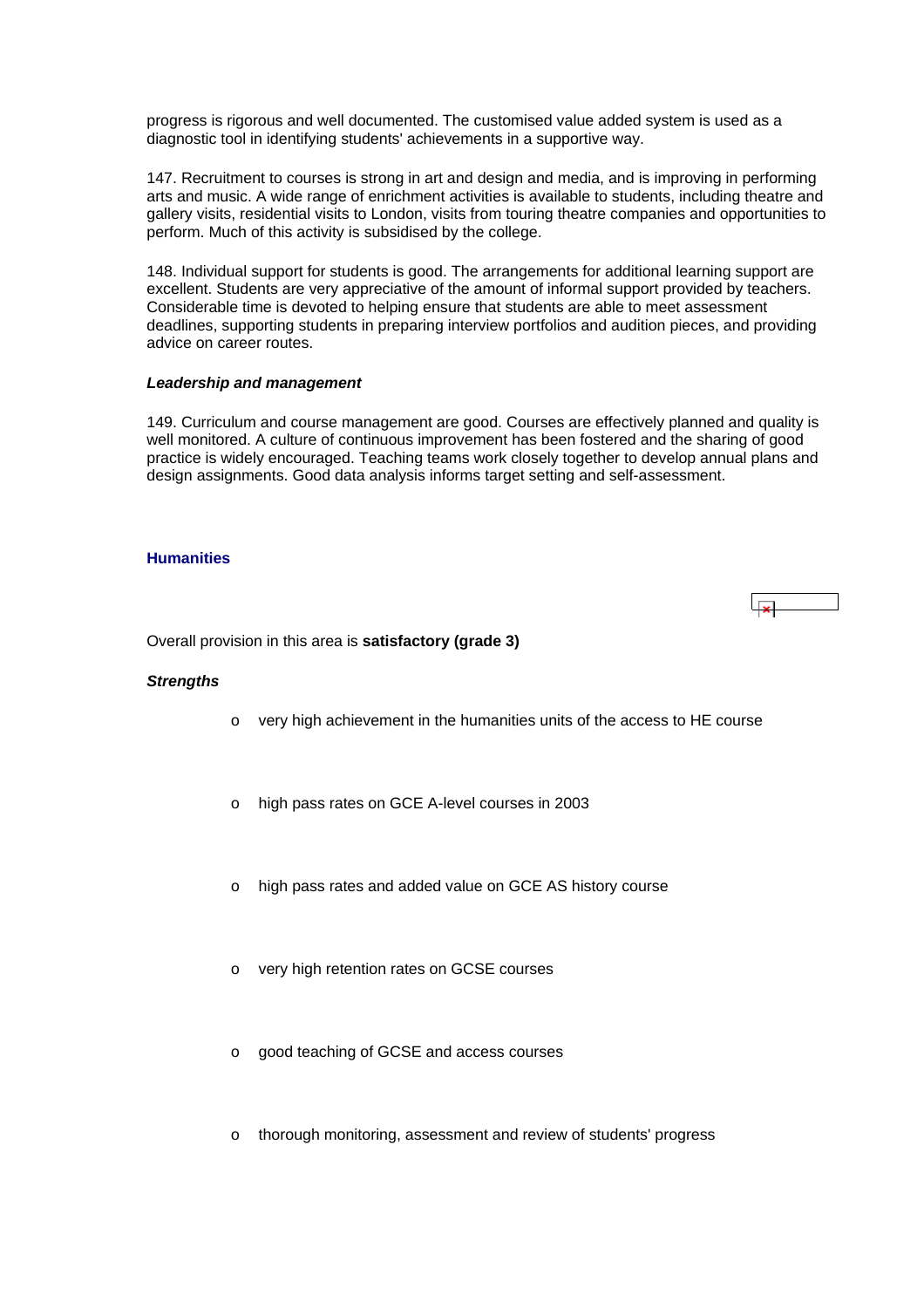progress is rigorous and well documented. The customised value added system is used as a diagnostic tool in identifying students' achievements in a supportive way.

147. Recruitment to courses is strong in art and design and media, and is improving in performing arts and music. A wide range of enrichment activities is available to students, including theatre and gallery visits, residential visits to London, visits from touring theatre companies and opportunities to perform. Much of this activity is subsidised by the college.

148. Individual support for students is good. The arrangements for additional learning support are excellent. Students are very appreciative of the amount of informal support provided by teachers. Considerable time is devoted to helping ensure that students are able to meet assessment deadlines, supporting students in preparing interview portfolios and audition pieces, and providing advice on career routes.

*Leadership and management*

149. Curriculum and course management are good. Courses are effectively planned and quality is well monitored. A culture of continuous improvement has been fostered and the sharing of good practice is widely encouraged. Teaching teams work closely together to develop annual plans and design assignments. Good data analysis informs target setting and self-assessment.

### Humanities

Overall provision in this area is **satisfactory (grade 3)**

***Strengths***

- very high achievement in the humanities units of the access to HE course
- high pass rates on GCE A-level courses in 2003
- high pass rates and added value on GCE AS history course
- very high retention rates on GCSE courses
- good teaching of GCSE and access courses
- thorough monitoring, assessment and review of students' progress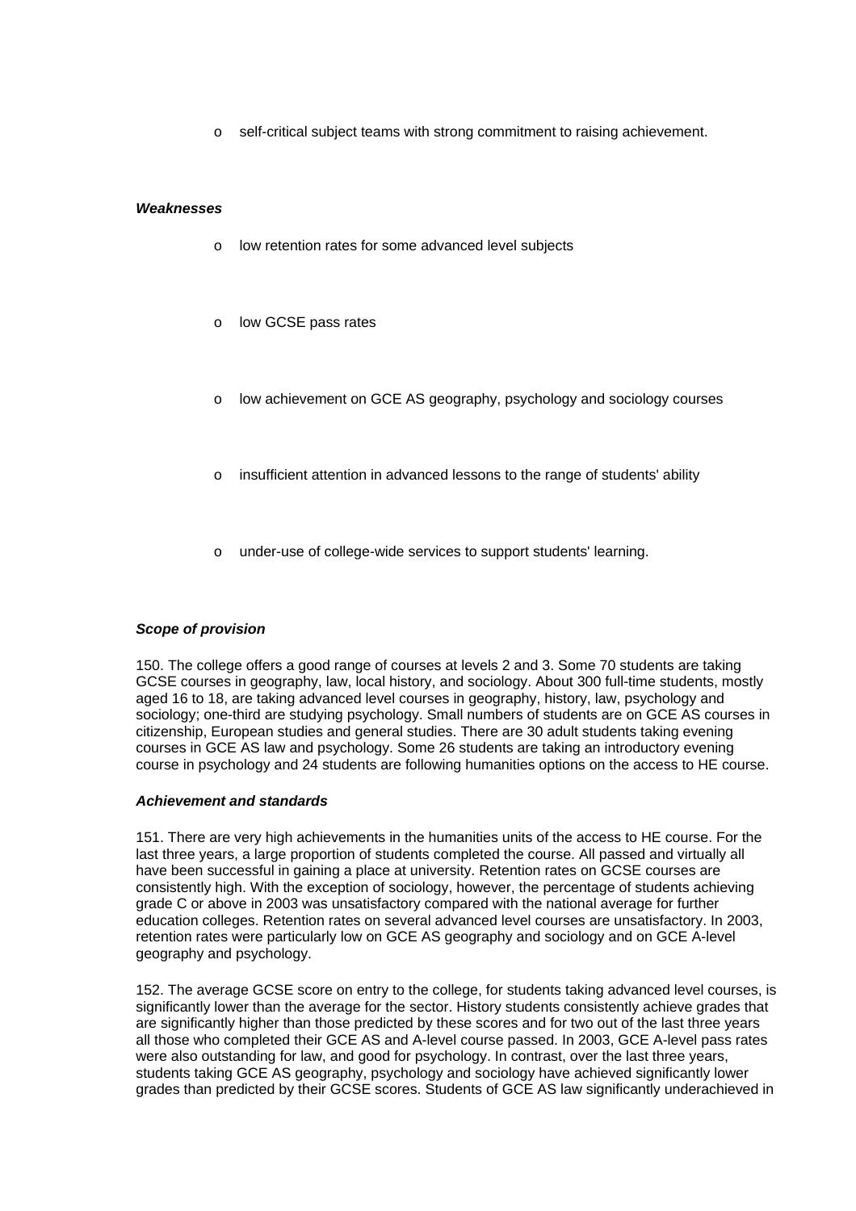- self-critical subject teams with strong commitment to raising achievement.

***Weaknesses***

- low retention rates for some advanced level subjects
- low GCSE pass rates
- low achievement on GCE AS geography, psychology and sociology courses
- insufficient attention in advanced lessons to the range of students' ability
- under-use of college-wide services to support students' learning.

***Scope of provision***

150. The college offers a good range of courses at levels 2 and 3. Some 70 students are taking GCSE courses in geography, law, local history, and sociology. About 300 full-time students, mostly aged 16 to 18, are taking advanced level courses in geography, history, law, psychology and sociology; one-third are studying psychology. Small numbers of students are on GCE AS courses in citizenship, European studies and general studies. There are 30 adult students taking evening courses in GCE AS law and psychology. Some 26 students are taking an introductory evening course in psychology and 24 students are following humanities options on the access to HE course.

***Achievement and standards***

151. There are very high achievements in the humanities units of the access to HE course. For the last three years, a large proportion of students completed the course. All passed and virtually all have been successful in gaining a place at university. Retention rates on GCSE courses are consistently high. With the exception of sociology, however, the percentage of students achieving grade C or above in 2003 was unsatisfactory compared with the national average for further education colleges. Retention rates on several advanced level courses are unsatisfactory. In 2003, retention rates were particularly low on GCE AS geography and sociology and on GCE A-level geography and psychology.

152. The average GCSE score on entry to the college, for students taking advanced level courses, is significantly lower than the average for the sector. History students consistently achieve grades that are significantly higher than those predicted by these scores and for two out of the last three years all those who completed their GCE AS and A-level course passed. In 2003, GCE A-level pass rates were also outstanding for law, and good for psychology. In contrast, over the last three years, students taking GCE AS geography, psychology and sociology have achieved significantly lower grades than predicted by their GCSE scores. Students of GCE AS law significantly underachieved in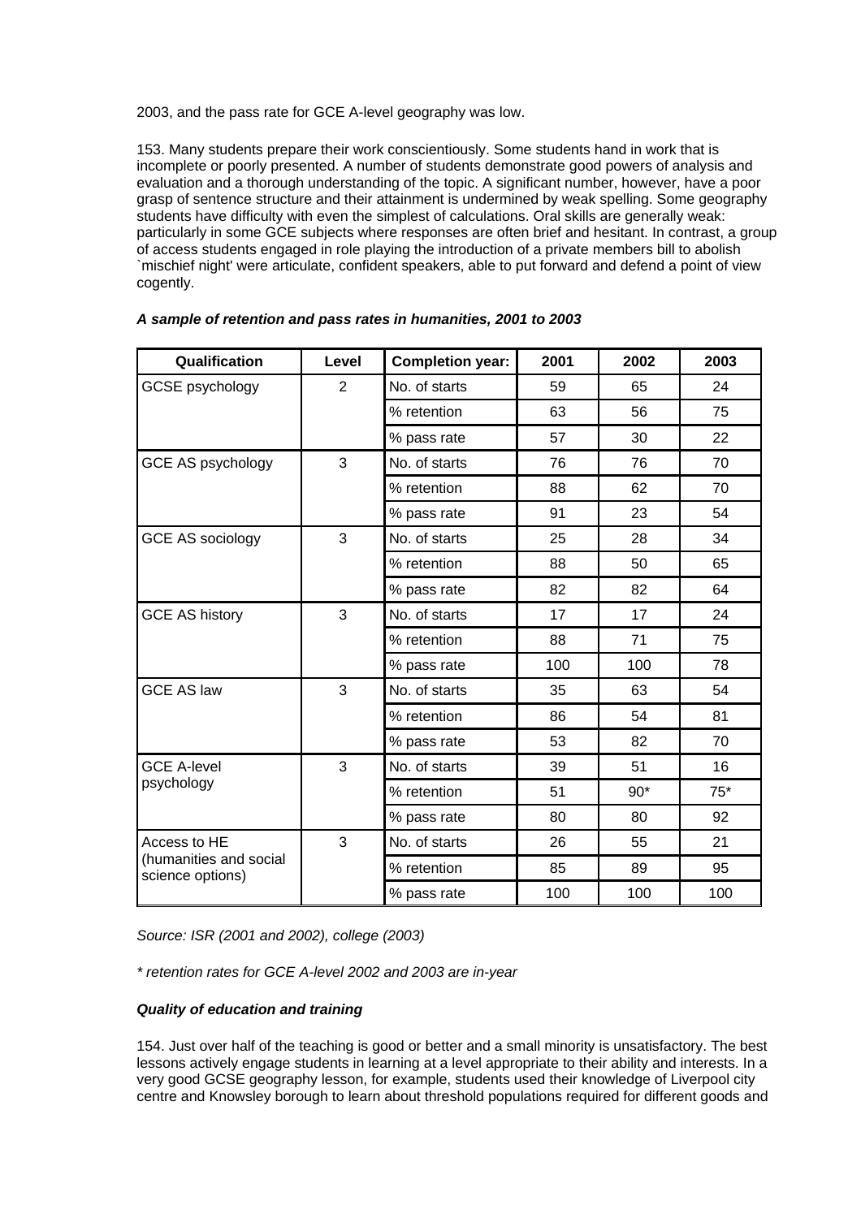2003, and the pass rate for GCE A-level geography was low.

153. Many students prepare their work conscientiously. Some students hand in work that is incomplete or poorly presented. A number of students demonstrate good powers of analysis and evaluation and a thorough understanding of the topic. A significant number, however, have a poor grasp of sentence structure and their attainment is undermined by weak spelling. Some geography students have difficulty with even the simplest of calculations. Oral skills are generally weak: particularly in some GCE subjects where responses are often brief and hesitant. In contrast, a group of access students engaged in role playing the introduction of a private members bill to abolish `mischief night' were articulate, confident speakers, able to put forward and defend a point of view cogently.

***A sample of retention and pass rates in humanities, 2001 to 2003***

| Qualification | Level | Completion year: | 2001 | 2002 | 2003 |
|---|---|---|---|---|---|
| GCSE psychology | 2 | No. of starts | 59 | 65 | 24 |
| | | % retention | 63 | 56 | 75 |
| | | % pass rate | 57 | 30 | 22 |
| GCE AS psychology | 3 | No. of starts | 76 | 76 | 70 |
| | | % retention | 88 | 62 | 70 |
| | | % pass rate | 91 | 23 | 54 |
| GCE AS sociology | 3 | No. of starts | 25 | 28 | 34 |
| | | % retention | 88 | 50 | 65 |
| | | % pass rate | 82 | 82 | 64 |
| GCE AS history | 3 | No. of starts | 17 | 17 | 24 |
| | | % retention | 88 | 71 | 75 |
| | | % pass rate | 100 | 100 | 78 |
| GCE AS law | 3 | No. of starts | 35 | 63 | 54 |
| | | % retention | 86 | 54 | 81 |
| | | % pass rate | 53 | 82 | 70 |
| GCE A-level psychology | 3 | No. of starts | 39 | 51 | 16 |
| | | % retention | 51 | 90* | 75* |
| | | % pass rate | 80 | 80 | 92 |
| Access to HE (humanities and social science options) | 3 | No. of starts | 26 | 55 | 21 |
| | | % retention | 85 | 89 | 95 |
| | | % pass rate | 100 | 100 | 100 |

*Source: ISR (2001 and 2002), college (2003)*

*\* retention rates for GCE A-level 2002 and 2003 are in-year*

***Quality of education and training***

154. Just over half of the teaching is good or better and a small minority is unsatisfactory. The best lessons actively engage students in learning at a level appropriate to their ability and interests. In a very good GCSE geography lesson, for example, students used their knowledge of Liverpool city centre and Knowsley borough to learn about threshold populations required for different goods and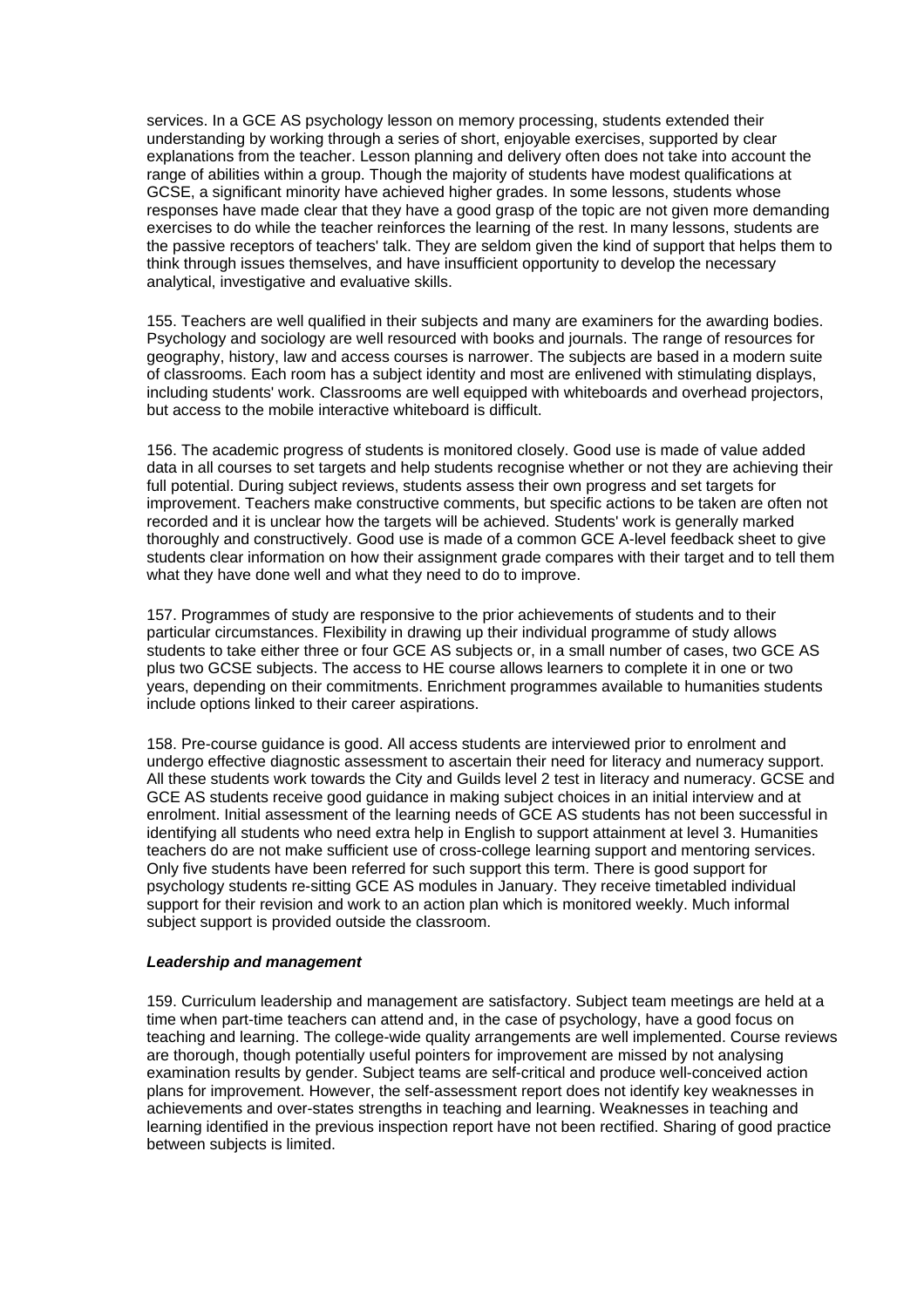services. In a GCE AS psychology lesson on memory processing, students extended their understanding by working through a series of short, enjoyable exercises, supported by clear explanations from the teacher. Lesson planning and delivery often does not take into account the range of abilities within a group. Though the majority of students have modest qualifications at GCSE, a significant minority have achieved higher grades. In some lessons, students whose responses have made clear that they have a good grasp of the topic are not given more demanding exercises to do while the teacher reinforces the learning of the rest. In many lessons, students are the passive receptors of teachers' talk. They are seldom given the kind of support that helps them to think through issues themselves, and have insufficient opportunity to develop the necessary analytical, investigative and evaluative skills.

155. Teachers are well qualified in their subjects and many are examiners for the awarding bodies. Psychology and sociology are well resourced with books and journals. The range of resources for geography, history, law and access courses is narrower. The subjects are based in a modern suite of classrooms. Each room has a subject identity and most are enlivened with stimulating displays, including students' work. Classrooms are well equipped with whiteboards and overhead projectors, but access to the mobile interactive whiteboard is difficult.

156. The academic progress of students is monitored closely. Good use is made of value added data in all courses to set targets and help students recognise whether or not they are achieving their full potential. During subject reviews, students assess their own progress and set targets for improvement. Teachers make constructive comments, but specific actions to be taken are often not recorded and it is unclear how the targets will be achieved. Students' work is generally marked thoroughly and constructively. Good use is made of a common GCE A-level feedback sheet to give students clear information on how their assignment grade compares with their target and to tell them what they have done well and what they need to do to improve.

157. Programmes of study are responsive to the prior achievements of students and to their particular circumstances. Flexibility in drawing up their individual programme of study allows students to take either three or four GCE AS subjects or, in a small number of cases, two GCE AS plus two GCSE subjects. The access to HE course allows learners to complete it in one or two years, depending on their commitments. Enrichment programmes available to humanities students include options linked to their career aspirations.

158. Pre-course guidance is good. All access students are interviewed prior to enrolment and undergo effective diagnostic assessment to ascertain their need for literacy and numeracy support. All these students work towards the City and Guilds level 2 test in literacy and numeracy. GCSE and GCE AS students receive good guidance in making subject choices in an initial interview and at enrolment. Initial assessment of the learning needs of GCE AS students has not been successful in identifying all students who need extra help in English to support attainment at level 3. Humanities teachers do are not make sufficient use of cross-college learning support and mentoring services. Only five students have been referred for such support this term. There is good support for psychology students re-sitting GCE AS modules in January. They receive timetabled individual support for their revision and work to an action plan which is monitored weekly. Much informal subject support is provided outside the classroom.

***Leadership and management***

159. Curriculum leadership and management are satisfactory. Subject team meetings are held at a time when part-time teachers can attend and, in the case of psychology, have a good focus on teaching and learning. The college-wide quality arrangements are well implemented. Course reviews are thorough, though potentially useful pointers for improvement are missed by not analysing examination results by gender. Subject teams are self-critical and produce well-conceived action plans for improvement. However, the self-assessment report does not identify key weaknesses in achievements and over-states strengths in teaching and learning. Weaknesses in teaching and learning identified in the previous inspection report have not been rectified. Sharing of good practice between subjects is limited.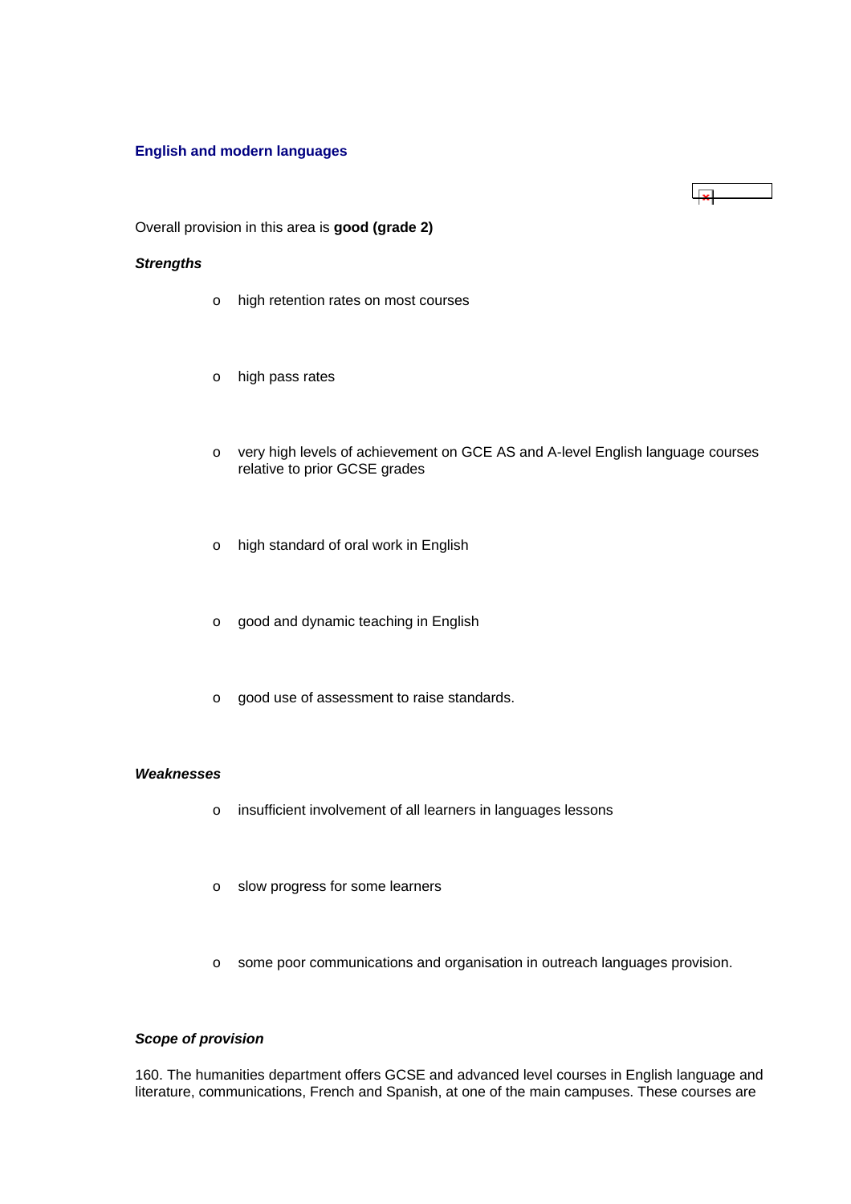### English and modern languages

Overall provision in this area is **good (grade 2)**

***Strengths***

- high retention rates on most courses
- high pass rates
- very high levels of achievement on GCE AS and A-level English language courses relative to prior GCSE grades
- high standard of oral work in English
- good and dynamic teaching in English
- good use of assessment to raise standards.

***Weaknesses***

- insufficient involvement of all learners in languages lessons
- slow progress for some learners
- some poor communications and organisation in outreach languages provision.

***Scope of provision***

160. The humanities department offers GCSE and advanced level courses in English language and literature, communications, French and Spanish, at one of the main campuses. These courses are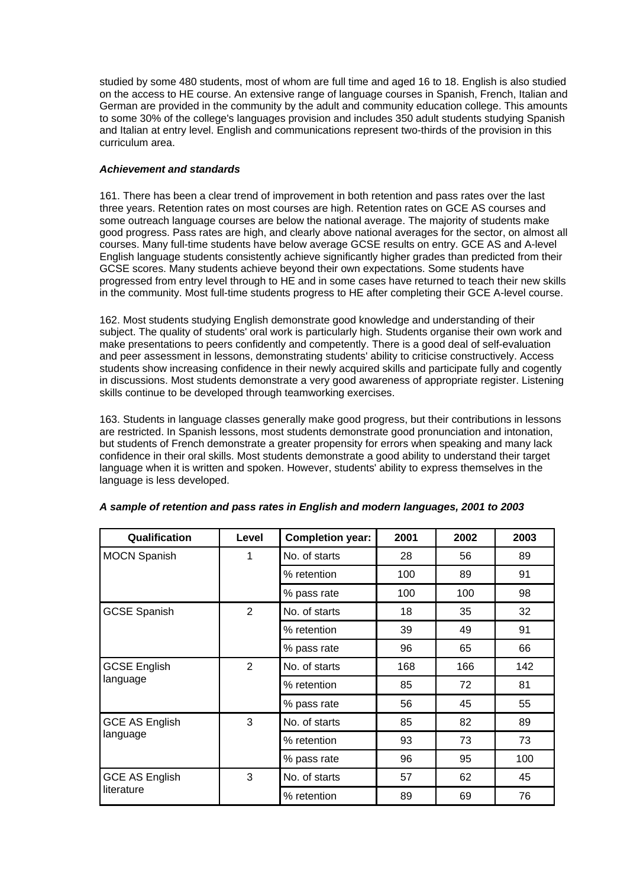studied by some 480 students, most of whom are full time and aged 16 to 18. English is also studied on the access to HE course. An extensive range of language courses in Spanish, French, Italian and German are provided in the community by the adult and community education college. This amounts to some 30% of the college's languages provision and includes 350 adult students studying Spanish and Italian at entry level. English and communications represent two-thirds of the provision in this curriculum area.

***Achievement and standards***

161. There has been a clear trend of improvement in both retention and pass rates over the last three years. Retention rates on most courses are high. Retention rates on GCE AS courses and some outreach language courses are below the national average. The majority of students make good progress. Pass rates are high, and clearly above national averages for the sector, on almost all courses. Many full-time students have below average GCSE results on entry. GCE AS and A-level English language students consistently achieve significantly higher grades than predicted from their GCSE scores. Many students achieve beyond their own expectations. Some students have progressed from entry level through to HE and in some cases have returned to teach their new skills in the community. Most full-time students progress to HE after completing their GCE A-level course.

162. Most students studying English demonstrate good knowledge and understanding of their subject. The quality of students' oral work is particularly high. Students organise their own work and make presentations to peers confidently and competently. There is a good deal of self-evaluation and peer assessment in lessons, demonstrating students' ability to criticise constructively. Access students show increasing confidence in their newly acquired skills and participate fully and cogently in discussions. Most students demonstrate a very good awareness of appropriate register. Listening skills continue to be developed through teamworking exercises.

163. Students in language classes generally make good progress, but their contributions in lessons are restricted. In Spanish lessons, most students demonstrate good pronunciation and intonation, but students of French demonstrate a greater propensity for errors when speaking and many lack confidence in their oral skills. Most students demonstrate a good ability to understand their target language when it is written and spoken. However, students' ability to express themselves in the language is less developed.

***A sample of retention and pass rates in English and modern languages, 2001 to 2003***

| Qualification | Level | Completion year: | 2001 | 2002 | 2003 |
|---|---|---|---|---|---|
| MOCN Spanish | 1 | No. of starts | 28 | 56 | 89 |
| | | % retention | 100 | 89 | 91 |
| | | % pass rate | 100 | 100 | 98 |
| GCSE Spanish | 2 | No. of starts | 18 | 35 | 32 |
| | | % retention | 39 | 49 | 91 |
| | | % pass rate | 96 | 65 | 66 |
| GCSE English language | 2 | No. of starts | 168 | 166 | 142 |
| | | % retention | 85 | 72 | 81 |
| | | % pass rate | 56 | 45 | 55 |
| GCE AS English language | 3 | No. of starts | 85 | 82 | 89 |
| | | % retention | 93 | 73 | 73 |
| | | % pass rate | 96 | 95 | 100 |
| GCE AS English literature | 3 | No. of starts | 57 | 62 | 45 |
| | | % retention | 89 | 69 | 76 |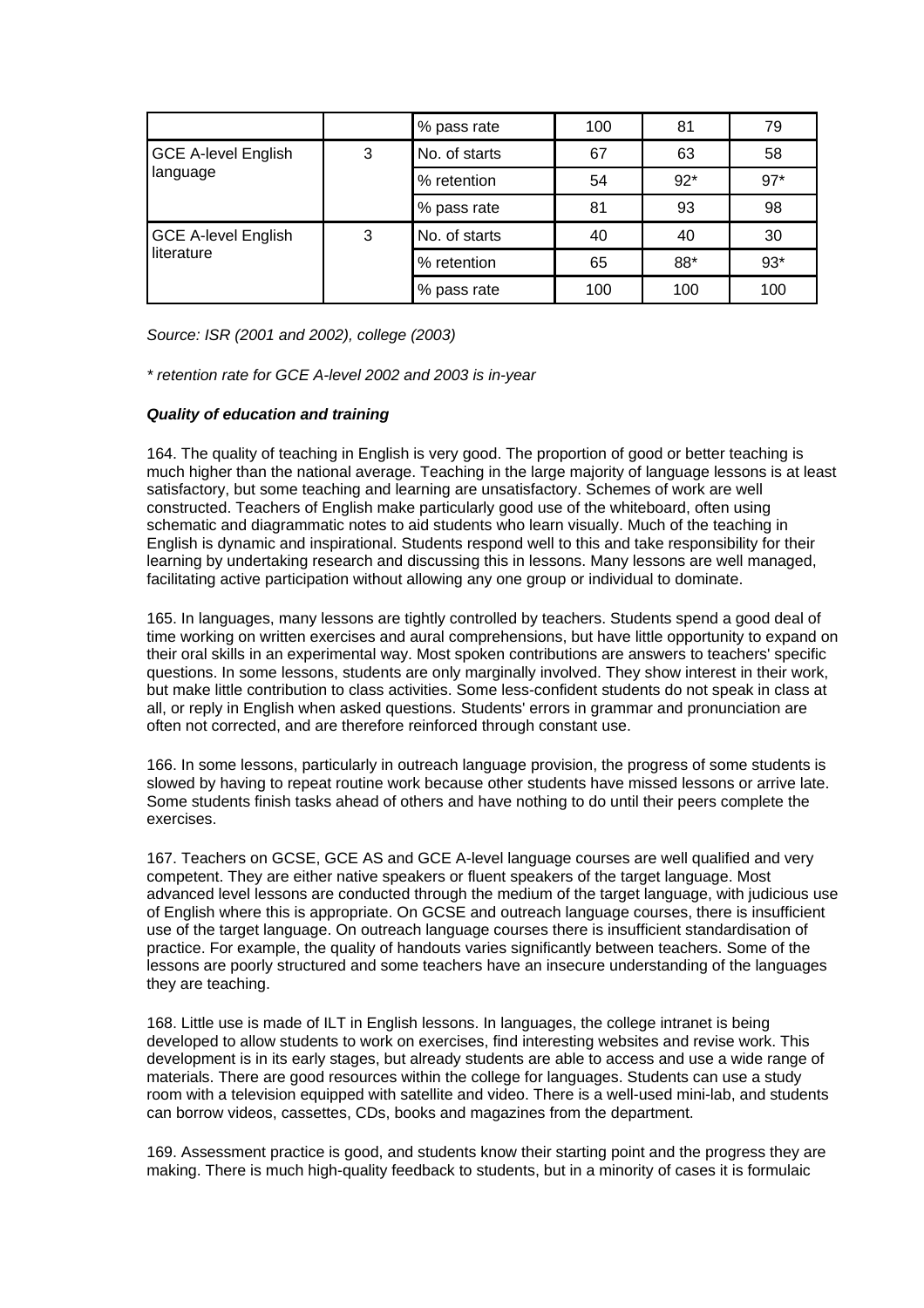| | | | | | |
|---|---|---|---|---|---|
| | | % pass rate | 100 | 81 | 79 |
| GCE A-level English language | 3 | No. of starts | 67 | 63 | 58 |
| | | % retention | 54 | 92* | 97* |
| | | % pass rate | 81 | 93 | 98 |
| GCE A-level English literature | 3 | No. of starts | 40 | 40 | 30 |
| | | % retention | 65 | 88* | 93* |
| | | % pass rate | 100 | 100 | 100 |

*Source: ISR (2001 and 2002), college (2003)*

*\* retention rate for GCE A-level 2002 and 2003 is in-year*

***Quality of education and training***

164. The quality of teaching in English is very good. The proportion of good or better teaching is much higher than the national average. Teaching in the large majority of language lessons is at least satisfactory, but some teaching and learning are unsatisfactory. Schemes of work are well constructed. Teachers of English make particularly good use of the whiteboard, often using schematic and diagrammatic notes to aid students who learn visually. Much of the teaching in English is dynamic and inspirational. Students respond well to this and take responsibility for their learning by undertaking research and discussing this in lessons. Many lessons are well managed, facilitating active participation without allowing any one group or individual to dominate.

165. In languages, many lessons are tightly controlled by teachers. Students spend a good deal of time working on written exercises and aural comprehensions, but have little opportunity to expand on their oral skills in an experimental way. Most spoken contributions are answers to teachers' specific questions. In some lessons, students are only marginally involved. They show interest in their work, but make little contribution to class activities. Some less-confident students do not speak in class at all, or reply in English when asked questions. Students' errors in grammar and pronunciation are often not corrected, and are therefore reinforced through constant use.

166. In some lessons, particularly in outreach language provision, the progress of some students is slowed by having to repeat routine work because other students have missed lessons or arrive late. Some students finish tasks ahead of others and have nothing to do until their peers complete the exercises.

167. Teachers on GCSE, GCE AS and GCE A-level language courses are well qualified and very competent. They are either native speakers or fluent speakers of the target language. Most advanced level lessons are conducted through the medium of the target language, with judicious use of English where this is appropriate. On GCSE and outreach language courses, there is insufficient use of the target language. On outreach language courses there is insufficient standardisation of practice. For example, the quality of handouts varies significantly between teachers. Some of the lessons are poorly structured and some teachers have an insecure understanding of the languages they are teaching.

168. Little use is made of ILT in English lessons. In languages, the college intranet is being developed to allow students to work on exercises, find interesting websites and revise work. This development is in its early stages, but already students are able to access and use a wide range of materials. There are good resources within the college for languages. Students can use a study room with a television equipped with satellite and video. There is a well-used mini-lab, and students can borrow videos, cassettes, CDs, books and magazines from the department.

169. Assessment practice is good, and students know their starting point and the progress they are making. There is much high-quality feedback to students, but in a minority of cases it is formulaic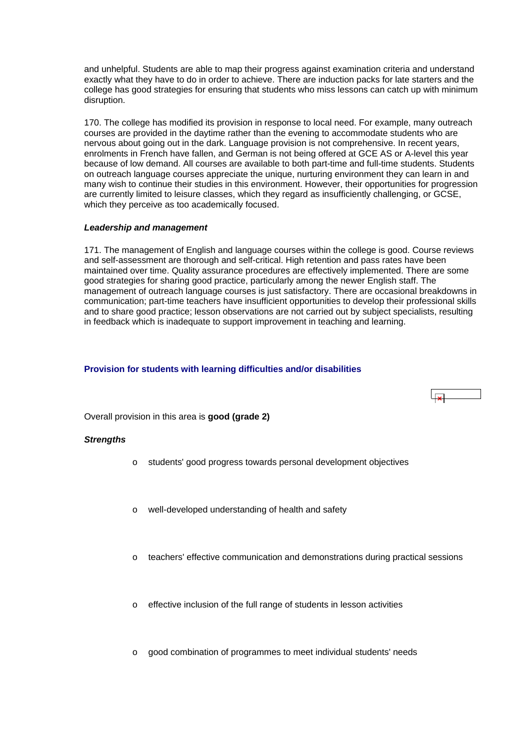and unhelpful. Students are able to map their progress against examination criteria and understand exactly what they have to do in order to achieve. There are induction packs for late starters and the college has good strategies for ensuring that students who miss lessons can catch up with minimum disruption.

170. The college has modified its provision in response to local need. For example, many outreach courses are provided in the daytime rather than the evening to accommodate students who are nervous about going out in the dark. Language provision is not comprehensive. In recent years, enrolments in French have fallen, and German is not being offered at GCE AS or A-level this year because of low demand. All courses are available to both part-time and full-time students. Students on outreach language courses appreciate the unique, nurturing environment they can learn in and many wish to continue their studies in this environment. However, their opportunities for progression are currently limited to leisure classes, which they regard as insufficiently challenging, or GCSE, which they perceive as too academically focused.

***Leadership and management***

171. The management of English and language courses within the college is good. Course reviews and self-assessment are thorough and self-critical. High retention and pass rates have been maintained over time. Quality assurance procedures are effectively implemented. There are some good strategies for sharing good practice, particularly among the newer English staff. The management of outreach language courses is just satisfactory. There are occasional breakdowns in communication; part-time teachers have insufficient opportunities to develop their professional skills and to share good practice; lesson observations are not carried out by subject specialists, resulting in feedback which is inadequate to support improvement in teaching and learning.

### Provision for students with learning difficulties and/or disabilities

Overall provision in this area is **good (grade 2)**

***Strengths***

- students' good progress towards personal development objectives
- well-developed understanding of health and safety
- teachers' effective communication and demonstrations during practical sessions
- effective inclusion of the full range of students in lesson activities
- good combination of programmes to meet individual students' needs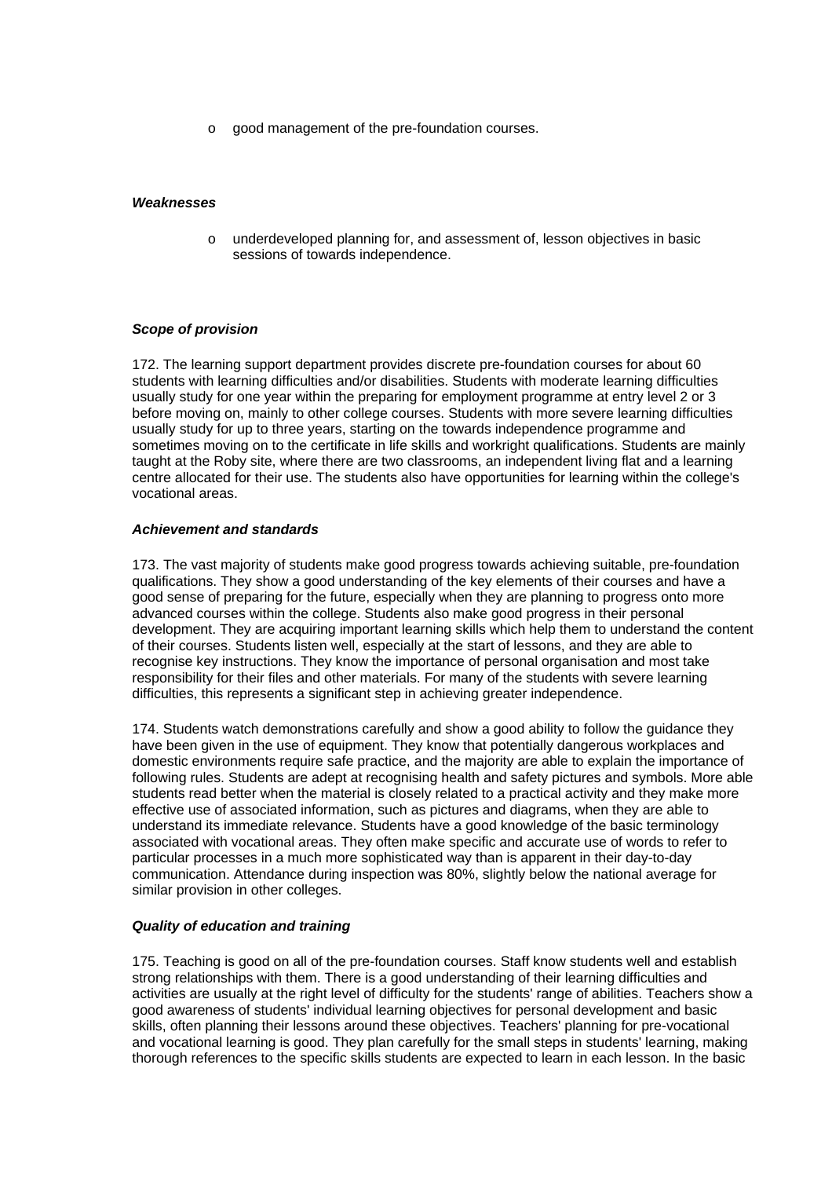- good management of the pre-foundation courses.

***Weaknesses***

- underdeveloped planning for, and assessment of, lesson objectives in basic sessions of towards independence.

***Scope of provision***

172. The learning support department provides discrete pre-foundation courses for about 60 students with learning difficulties and/or disabilities. Students with moderate learning difficulties usually study for one year within the preparing for employment programme at entry level 2 or 3 before moving on, mainly to other college courses. Students with more severe learning difficulties usually study for up to three years, starting on the towards independence programme and sometimes moving on to the certificate in life skills and workright qualifications. Students are mainly taught at the Roby site, where there are two classrooms, an independent living flat and a learning centre allocated for their use. The students also have opportunities for learning within the college's vocational areas.

***Achievement and standards***

173. The vast majority of students make good progress towards achieving suitable, pre-foundation qualifications. They show a good understanding of the key elements of their courses and have a good sense of preparing for the future, especially when they are planning to progress onto more advanced courses within the college. Students also make good progress in their personal development. They are acquiring important learning skills which help them to understand the content of their courses. Students listen well, especially at the start of lessons, and they are able to recognise key instructions. They know the importance of personal organisation and most take responsibility for their files and other materials. For many of the students with severe learning difficulties, this represents a significant step in achieving greater independence.

174. Students watch demonstrations carefully and show a good ability to follow the guidance they have been given in the use of equipment. They know that potentially dangerous workplaces and domestic environments require safe practice, and the majority are able to explain the importance of following rules. Students are adept at recognising health and safety pictures and symbols. More able students read better when the material is closely related to a practical activity and they make more effective use of associated information, such as pictures and diagrams, when they are able to understand its immediate relevance. Students have a good knowledge of the basic terminology associated with vocational areas. They often make specific and accurate use of words to refer to particular processes in a much more sophisticated way than is apparent in their day-to-day communication. Attendance during inspection was 80%, slightly below the national average for similar provision in other colleges.

***Quality of education and training***

175. Teaching is good on all of the pre-foundation courses. Staff know students well and establish strong relationships with them. There is a good understanding of their learning difficulties and activities are usually at the right level of difficulty for the students' range of abilities. Teachers show a good awareness of students' individual learning objectives for personal development and basic skills, often planning their lessons around these objectives. Teachers' planning for pre-vocational and vocational learning is good. They plan carefully for the small steps in students' learning, making thorough references to the specific skills students are expected to learn in each lesson. In the basic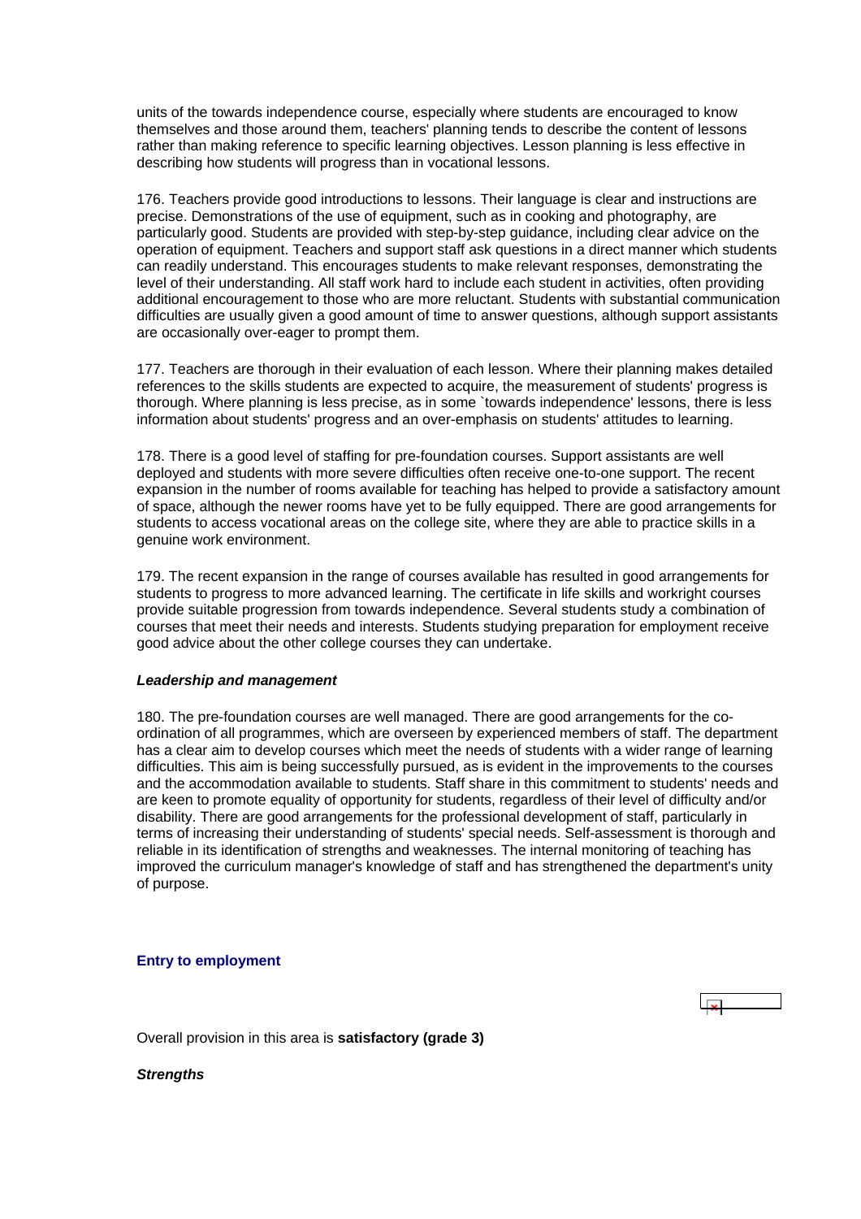units of the towards independence course, especially where students are encouraged to know themselves and those around them, teachers' planning tends to describe the content of lessons rather than making reference to specific learning objectives. Lesson planning is less effective in describing how students will progress than in vocational lessons.

176. Teachers provide good introductions to lessons. Their language is clear and instructions are precise. Demonstrations of the use of equipment, such as in cooking and photography, are particularly good. Students are provided with step-by-step guidance, including clear advice on the operation of equipment. Teachers and support staff ask questions in a direct manner which students can readily understand. This encourages students to make relevant responses, demonstrating the level of their understanding. All staff work hard to include each student in activities, often providing additional encouragement to those who are more reluctant. Students with substantial communication difficulties are usually given a good amount of time to answer questions, although support assistants are occasionally over-eager to prompt them.

177. Teachers are thorough in their evaluation of each lesson. Where their planning makes detailed references to the skills students are expected to acquire, the measurement of students' progress is thorough. Where planning is less precise, as in some `towards independence' lessons, there is less information about students' progress and an over-emphasis on students' attitudes to learning.

178. There is a good level of staffing for pre-foundation courses. Support assistants are well deployed and students with more severe difficulties often receive one-to-one support. The recent expansion in the number of rooms available for teaching has helped to provide a satisfactory amount of space, although the newer rooms have yet to be fully equipped. There are good arrangements for students to access vocational areas on the college site, where they are able to practice skills in a genuine work environment.

179. The recent expansion in the range of courses available has resulted in good arrangements for students to progress to more advanced learning. The certificate in life skills and workright courses provide suitable progression from towards independence. Several students study a combination of courses that meet their needs and interests. Students studying preparation for employment receive good advice about the other college courses they can undertake.

***Leadership and management***

180. The pre-foundation courses are well managed. There are good arrangements for the co-ordination of all programmes, which are overseen by experienced members of staff. The department has a clear aim to develop courses which meet the needs of students with a wider range of learning difficulties. This aim is being successfully pursued, as is evident in the improvements to the courses and the accommodation available to students. Staff share in this commitment to students' needs and are keen to promote equality of opportunity for students, regardless of their level of difficulty and/or disability. There are good arrangements for the professional development of staff, particularly in terms of increasing their understanding of students' special needs. Self-assessment is thorough and reliable in its identification of strengths and weaknesses. The internal monitoring of teaching has improved the curriculum manager's knowledge of staff and has strengthened the department's unity of purpose.

**Entry to employment**

Overall provision in this area is **satisfactory (grade 3)**

***Strengths***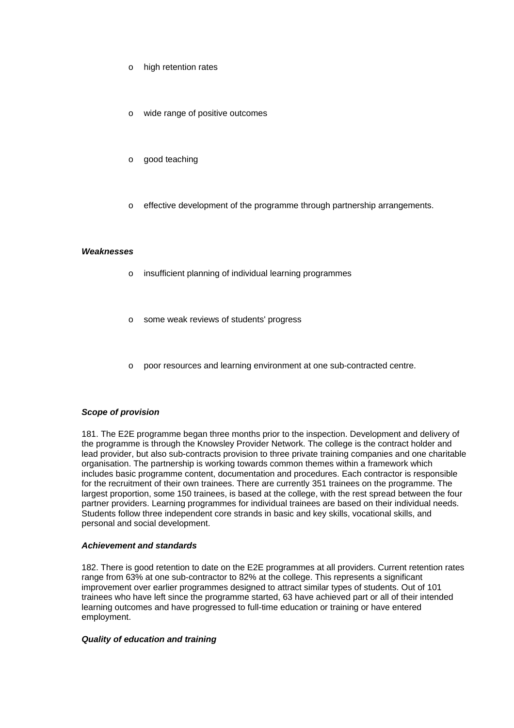- high retention rates
- wide range of positive outcomes
- good teaching
- effective development of the programme through partnership arrangements.

***Weaknesses***

- insufficient planning of individual learning programmes
- some weak reviews of students' progress
- poor resources and learning environment at one sub-contracted centre.

***Scope of provision***

181. The E2E programme began three months prior to the inspection. Development and delivery of the programme is through the Knowsley Provider Network. The college is the contract holder and lead provider, but also sub-contracts provision to three private training companies and one charitable organisation. The partnership is working towards common themes within a framework which includes basic programme content, documentation and procedures. Each contractor is responsible for the recruitment of their own trainees. There are currently 351 trainees on the programme. The largest proportion, some 150 trainees, is based at the college, with the rest spread between the four partner providers. Learning programmes for individual trainees are based on their individual needs. Students follow three independent core strands in basic and key skills, vocational skills, and personal and social development.

***Achievement and standards***

182. There is good retention to date on the E2E programmes at all providers. Current retention rates range from 63% at one sub-contractor to 82% at the college. This represents a significant improvement over earlier programmes designed to attract similar types of students. Out of 101 trainees who have left since the programme started, 63 have achieved part or all of their intended learning outcomes and have progressed to full-time education or training or have entered employment.

***Quality of education and training***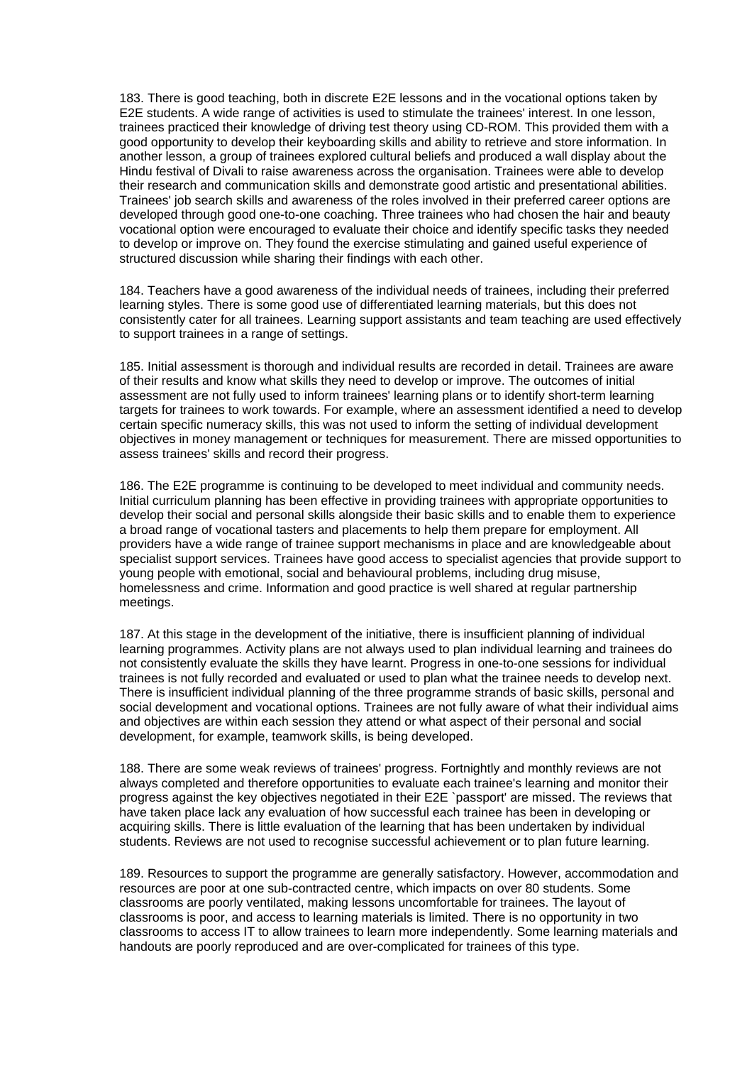183. There is good teaching, both in discrete E2E lessons and in the vocational options taken by E2E students. A wide range of activities is used to stimulate the trainees' interest. In one lesson, trainees practiced their knowledge of driving test theory using CD-ROM. This provided them with a good opportunity to develop their keyboarding skills and ability to retrieve and store information. In another lesson, a group of trainees explored cultural beliefs and produced a wall display about the Hindu festival of Divali to raise awareness across the organisation. Trainees were able to develop their research and communication skills and demonstrate good artistic and presentational abilities. Trainees' job search skills and awareness of the roles involved in their preferred career options are developed through good one-to-one coaching. Three trainees who had chosen the hair and beauty vocational option were encouraged to evaluate their choice and identify specific tasks they needed to develop or improve on. They found the exercise stimulating and gained useful experience of structured discussion while sharing their findings with each other.

184. Teachers have a good awareness of the individual needs of trainees, including their preferred learning styles. There is some good use of differentiated learning materials, but this does not consistently cater for all trainees. Learning support assistants and team teaching are used effectively to support trainees in a range of settings.

185. Initial assessment is thorough and individual results are recorded in detail. Trainees are aware of their results and know what skills they need to develop or improve. The outcomes of initial assessment are not fully used to inform trainees' learning plans or to identify short-term learning targets for trainees to work towards. For example, where an assessment identified a need to develop certain specific numeracy skills, this was not used to inform the setting of individual development objectives in money management or techniques for measurement. There are missed opportunities to assess trainees' skills and record their progress.

186. The E2E programme is continuing to be developed to meet individual and community needs. Initial curriculum planning has been effective in providing trainees with appropriate opportunities to develop their social and personal skills alongside their basic skills and to enable them to experience a broad range of vocational tasters and placements to help them prepare for employment. All providers have a wide range of trainee support mechanisms in place and are knowledgeable about specialist support services. Trainees have good access to specialist agencies that provide support to young people with emotional, social and behavioural problems, including drug misuse, homelessness and crime. Information and good practice is well shared at regular partnership meetings.

187. At this stage in the development of the initiative, there is insufficient planning of individual learning programmes. Activity plans are not always used to plan individual learning and trainees do not consistently evaluate the skills they have learnt. Progress in one-to-one sessions for individual trainees is not fully recorded and evaluated or used to plan what the trainee needs to develop next. There is insufficient individual planning of the three programme strands of basic skills, personal and social development and vocational options. Trainees are not fully aware of what their individual aims and objectives are within each session they attend or what aspect of their personal and social development, for example, teamwork skills, is being developed.

188. There are some weak reviews of trainees' progress. Fortnightly and monthly reviews are not always completed and therefore opportunities to evaluate each trainee's learning and monitor their progress against the key objectives negotiated in their E2E `passport' are missed. The reviews that have taken place lack any evaluation of how successful each trainee has been in developing or acquiring skills. There is little evaluation of the learning that has been undertaken by individual students. Reviews are not used to recognise successful achievement or to plan future learning.

189. Resources to support the programme are generally satisfactory. However, accommodation and resources are poor at one sub-contracted centre, which impacts on over 80 students. Some classrooms are poorly ventilated, making lessons uncomfortable for trainees. The layout of classrooms is poor, and access to learning materials is limited. There is no opportunity in two classrooms to access IT to allow trainees to learn more independently. Some learning materials and handouts are poorly reproduced and are over-complicated for trainees of this type.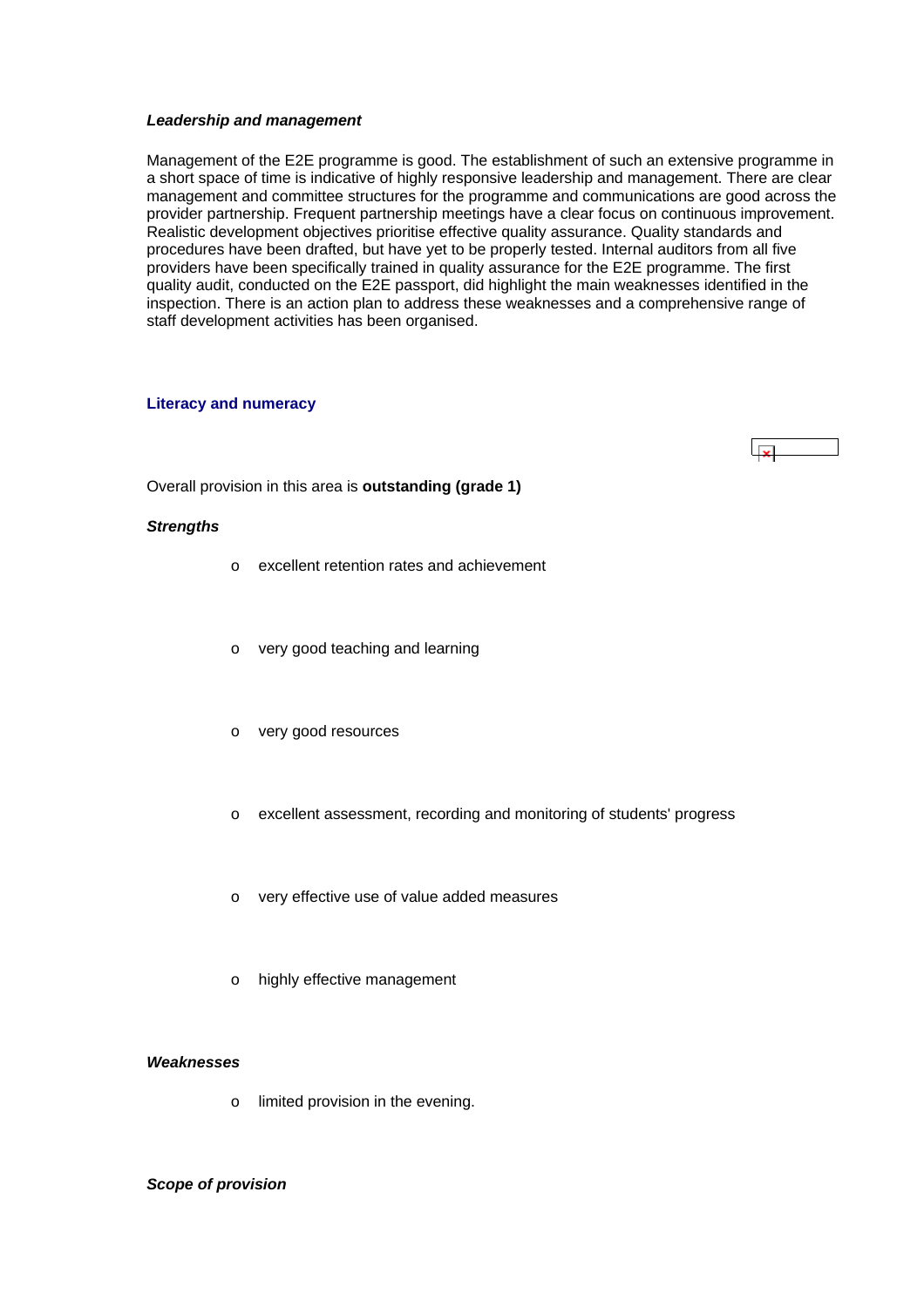***Leadership and management***

Management of the E2E programme is good. The establishment of such an extensive programme in a short space of time is indicative of highly responsive leadership and management. There are clear management and committee structures for the programme and communications are good across the provider partnership. Frequent partnership meetings have a clear focus on continuous improvement. Realistic development objectives prioritise effective quality assurance. Quality standards and procedures have been drafted, but have yet to be properly tested. Internal auditors from all five providers have been specifically trained in quality assurance for the E2E programme. The first quality audit, conducted on the E2E passport, did highlight the main weaknesses identified in the inspection. There is an action plan to address these weaknesses and a comprehensive range of staff development activities has been organised.

## Literacy and numeracy

Overall provision in this area is **outstanding (grade 1)**

***Strengths***

- excellent retention rates and achievement
- very good teaching and learning
- very good resources
- excellent assessment, recording and monitoring of students' progress
- very effective use of value added measures
- highly effective management

***Weaknesses***

- limited provision in the evening.

***Scope of provision***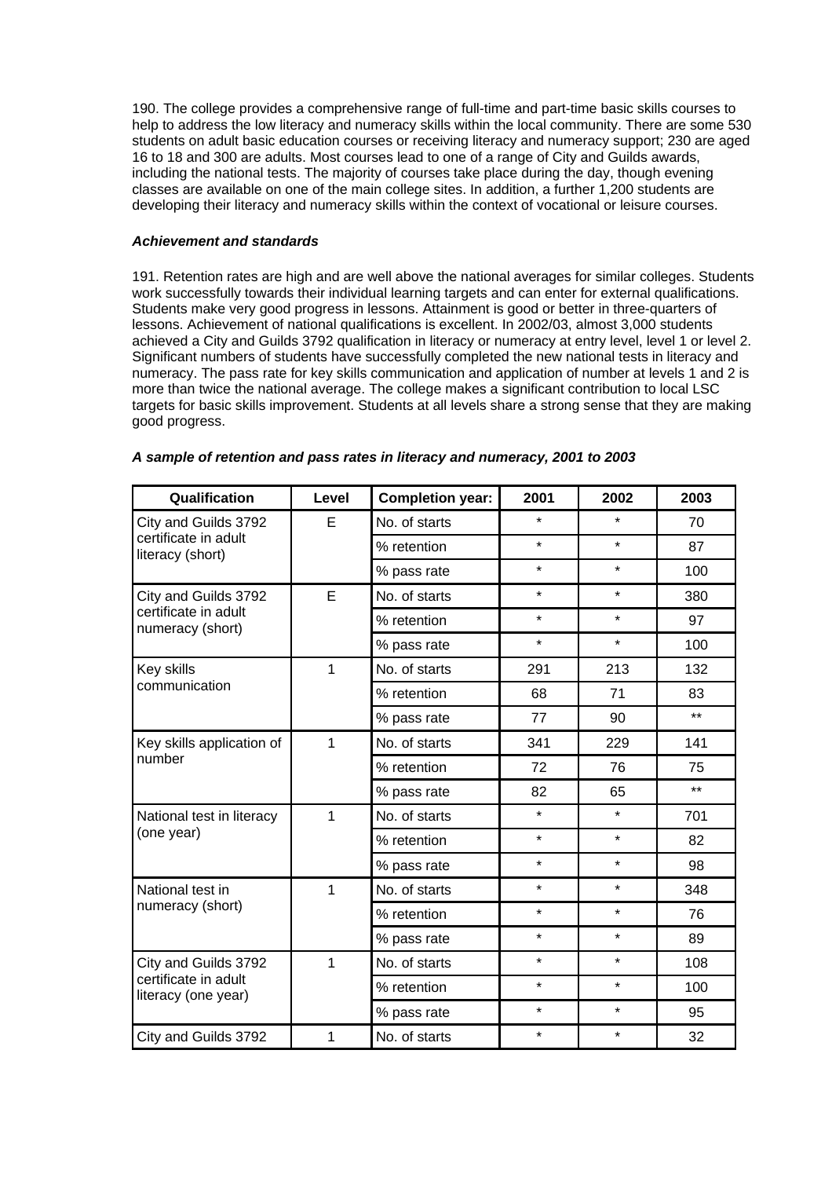190. The college provides a comprehensive range of full-time and part-time basic skills courses to help to address the low literacy and numeracy skills within the local community. There are some 530 students on adult basic education courses or receiving literacy and numeracy support; 230 are aged 16 to 18 and 300 are adults. Most courses lead to one of a range of City and Guilds awards, including the national tests. The majority of courses take place during the day, though evening classes are available on one of the main college sites. In addition, a further 1,200 students are developing their literacy and numeracy skills within the context of vocational or leisure courses.

***Achievement and standards***

191. Retention rates are high and are well above the national averages for similar colleges. Students work successfully towards their individual learning targets and can enter for external qualifications. Students make very good progress in lessons. Attainment is good or better in three-quarters of lessons. Achievement of national qualifications is excellent. In 2002/03, almost 3,000 students achieved a City and Guilds 3792 qualification in literacy or numeracy at entry level, level 1 or level 2. Significant numbers of students have successfully completed the new national tests in literacy and numeracy. The pass rate for key skills communication and application of number at levels 1 and 2 is more than twice the national average. The college makes a significant contribution to local LSC targets for basic skills improvement. Students at all levels share a strong sense that they are making good progress.

***A sample of retention and pass rates in literacy and numeracy, 2001 to 2003***

| Qualification | Level | Completion year: | 2001 | 2002 | 2003 |
|---|---|---|---|---|---|
| City and Guilds 3792 certificate in adult literacy (short) | E | No. of starts | * | * | 70 |
| | | % retention | * | * | 87 |
| | | % pass rate | * | * | 100 |
| City and Guilds 3792 certificate in adult numeracy (short) | E | No. of starts | * | * | 380 |
| | | % retention | * | * | 97 |
| | | % pass rate | * | * | 100 |
| Key skills communication | 1 | No. of starts | 291 | 213 | 132 |
| | | % retention | 68 | 71 | 83 |
| | | % pass rate | 77 | 90 | ** |
| Key skills application of number | 1 | No. of starts | 341 | 229 | 141 |
| | | % retention | 72 | 76 | 75 |
| | | % pass rate | 82 | 65 | ** |
| National test in literacy (one year) | 1 | No. of starts | * | * | 701 |
| | | % retention | * | * | 82 |
| | | % pass rate | * | * | 98 |
| National test in numeracy (short) | 1 | No. of starts | * | * | 348 |
| | | % retention | * | * | 76 |
| | | % pass rate | * | * | 89 |
| City and Guilds 3792 certificate in adult literacy (one year) | 1 | No. of starts | * | * | 108 |
| | | % retention | * | * | 100 |
| | | % pass rate | * | * | 95 |
| City and Guilds 3792 | 1 | No. of starts | * | * | 32 |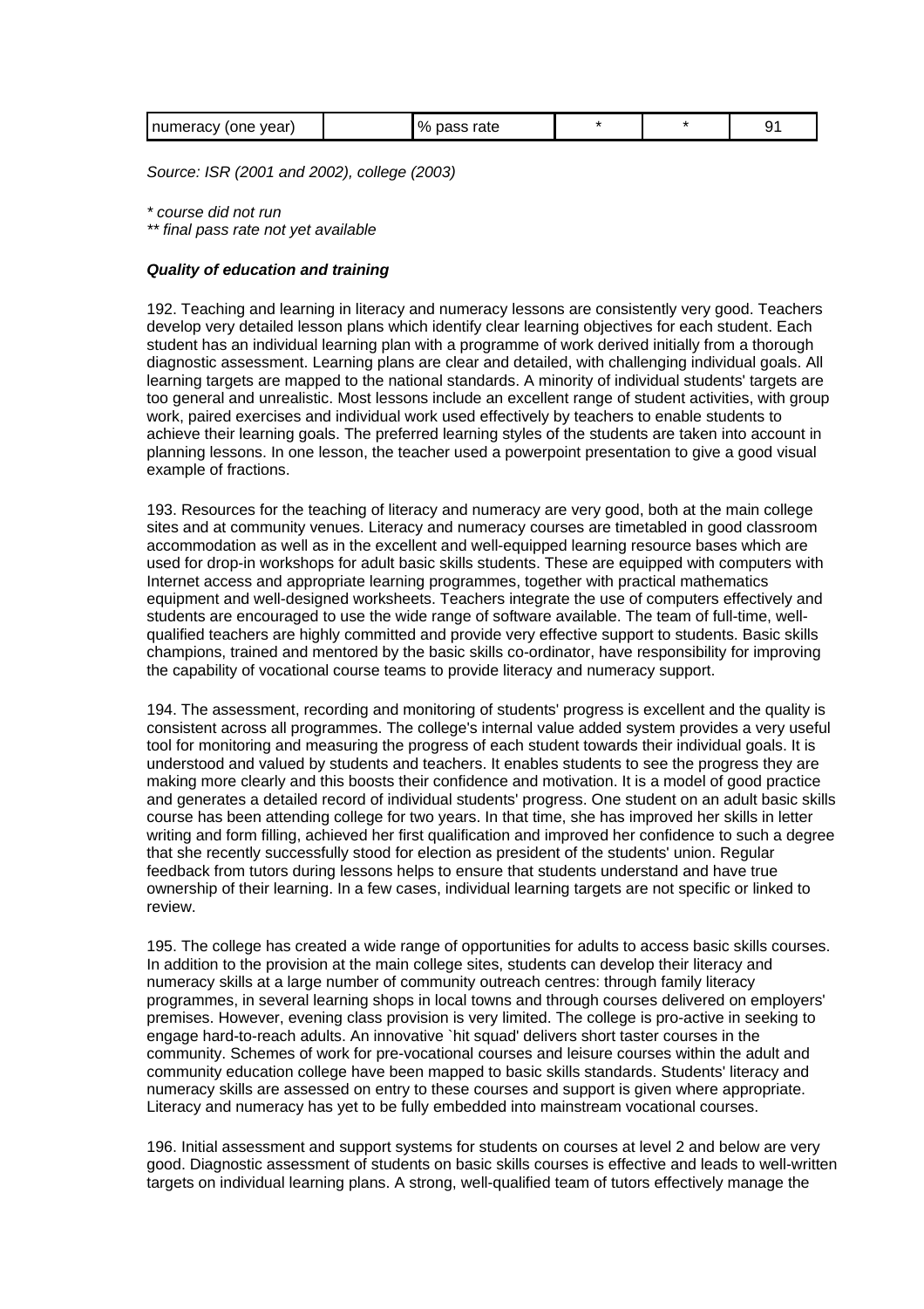| numeracy (one year) | | % pass rate | * | * | 91 |
|---|---|---|---|---|---|

*Source: ISR (2001 and 2002), college (2003)*

*\* course did not run*
*\*\* final pass rate not yet available*

***Quality of education and training***

192. Teaching and learning in literacy and numeracy lessons are consistently very good. Teachers develop very detailed lesson plans which identify clear learning objectives for each student. Each student has an individual learning plan with a programme of work derived initially from a thorough diagnostic assessment. Learning plans are clear and detailed, with challenging individual goals. All learning targets are mapped to the national standards. A minority of individual students' targets are too general and unrealistic. Most lessons include an excellent range of student activities, with group work, paired exercises and individual work used effectively by teachers to enable students to achieve their learning goals. The preferred learning styles of the students are taken into account in planning lessons. In one lesson, the teacher used a powerpoint presentation to give a good visual example of fractions.

193. Resources for the teaching of literacy and numeracy are very good, both at the main college sites and at community venues. Literacy and numeracy courses are timetabled in good classroom accommodation as well as in the excellent and well-equipped learning resource bases which are used for drop-in workshops for adult basic skills students. These are equipped with computers with Internet access and appropriate learning programmes, together with practical mathematics equipment and well-designed worksheets. Teachers integrate the use of computers effectively and students are encouraged to use the wide range of software available. The team of full-time, well-qualified teachers are highly committed and provide very effective support to students. Basic skills champions, trained and mentored by the basic skills co-ordinator, have responsibility for improving the capability of vocational course teams to provide literacy and numeracy support.

194. The assessment, recording and monitoring of students' progress is excellent and the quality is consistent across all programmes. The college's internal value added system provides a very useful tool for monitoring and measuring the progress of each student towards their individual goals. It is understood and valued by students and teachers. It enables students to see the progress they are making more clearly and this boosts their confidence and motivation. It is a model of good practice and generates a detailed record of individual students' progress. One student on an adult basic skills course has been attending college for two years. In that time, she has improved her skills in letter writing and form filling, achieved her first qualification and improved her confidence to such a degree that she recently successfully stood for election as president of the students' union. Regular feedback from tutors during lessons helps to ensure that students understand and have true ownership of their learning. In a few cases, individual learning targets are not specific or linked to review.

195. The college has created a wide range of opportunities for adults to access basic skills courses. In addition to the provision at the main college sites, students can develop their literacy and numeracy skills at a large number of community outreach centres: through family literacy programmes, in several learning shops in local towns and through courses delivered on employers' premises. However, evening class provision is very limited. The college is pro-active in seeking to engage hard-to-reach adults. An innovative `hit squad' delivers short taster courses in the community. Schemes of work for pre-vocational courses and leisure courses within the adult and community education college have been mapped to basic skills standards. Students' literacy and numeracy skills are assessed on entry to these courses and support is given where appropriate. Literacy and numeracy has yet to be fully embedded into mainstream vocational courses.

196. Initial assessment and support systems for students on courses at level 2 and below are very good. Diagnostic assessment of students on basic skills courses is effective and leads to well-written targets on individual learning plans. A strong, well-qualified team of tutors effectively manage the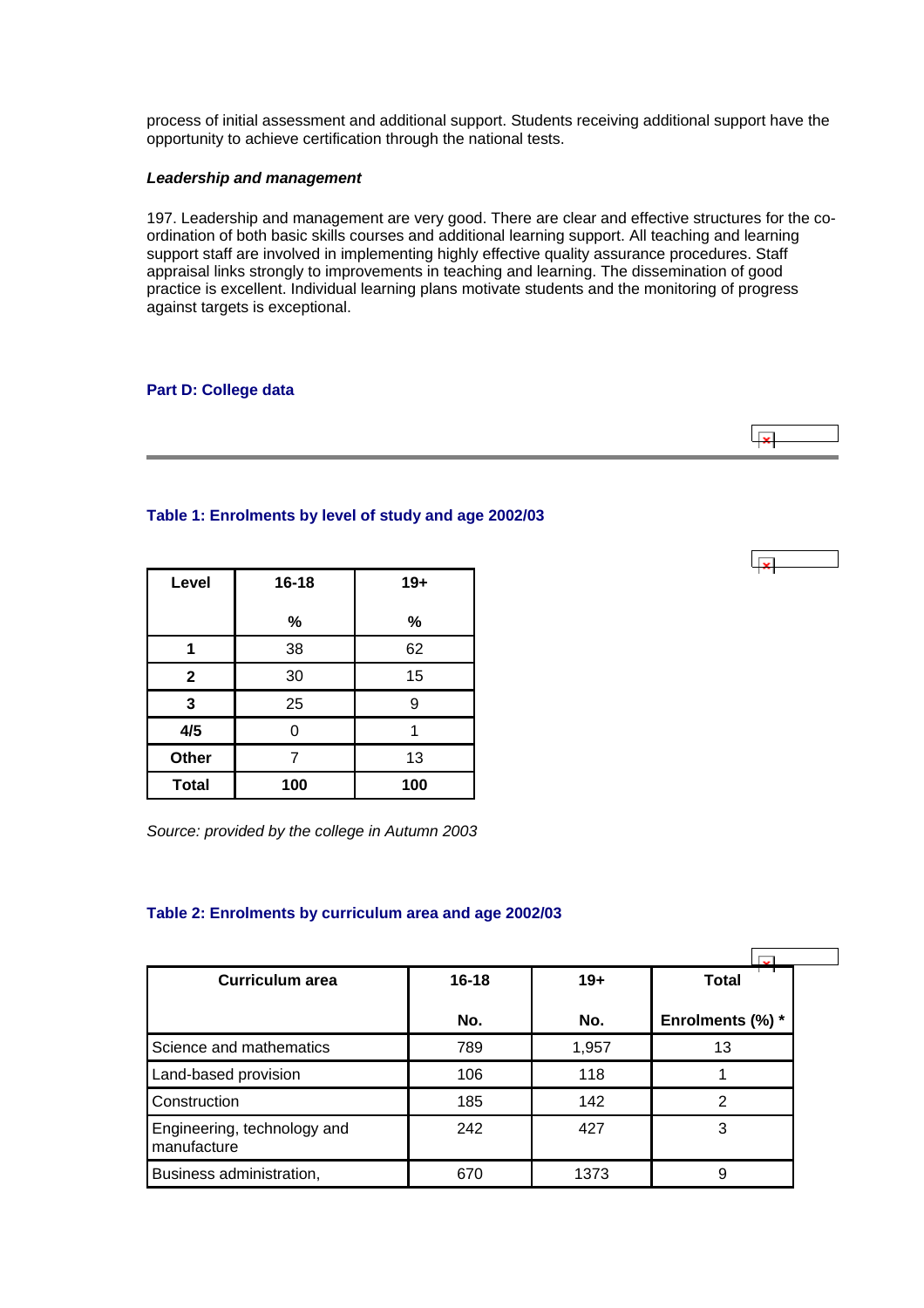process of initial assessment and additional support. Students receiving additional support have the opportunity to achieve certification through the national tests.

***Leadership and management***

197. Leadership and management are very good. There are clear and effective structures for the co-ordination of both basic skills courses and additional learning support. All teaching and learning support staff are involved in implementing highly effective quality assurance procedures. Staff appraisal links strongly to improvements in teaching and learning. The dissemination of good practice is excellent. Individual learning plans motivate students and the monitoring of progress against targets is exceptional.

## Part D: College data

### Table 1: Enrolments by level of study and age 2002/03

| Level | 16-18 | 19+ |
|---|---|---|
| | % | % |
| 1 | 38 | 62 |
| 2 | 30 | 15 |
| 3 | 25 | 9 |
| 4/5 | 0 | 1 |
| Other | 7 | 13 |
| Total | 100 | 100 |

*Source: provided by the college in Autumn 2003*

### Table 2: Enrolments by curriculum area and age 2002/03

| Curriculum area | 16-18 | 19+ | Total |
|---|---|---|---|
| | No. | No. | Enrolments (%) * |
| Science and mathematics | 789 | 1,957 | 13 |
| Land-based provision | 106 | 118 | 1 |
| Construction | 185 | 142 | 2 |
| Engineering, technology and manufacture | 242 | 427 | 3 |
| Business administration, | 670 | 1373 | 9 |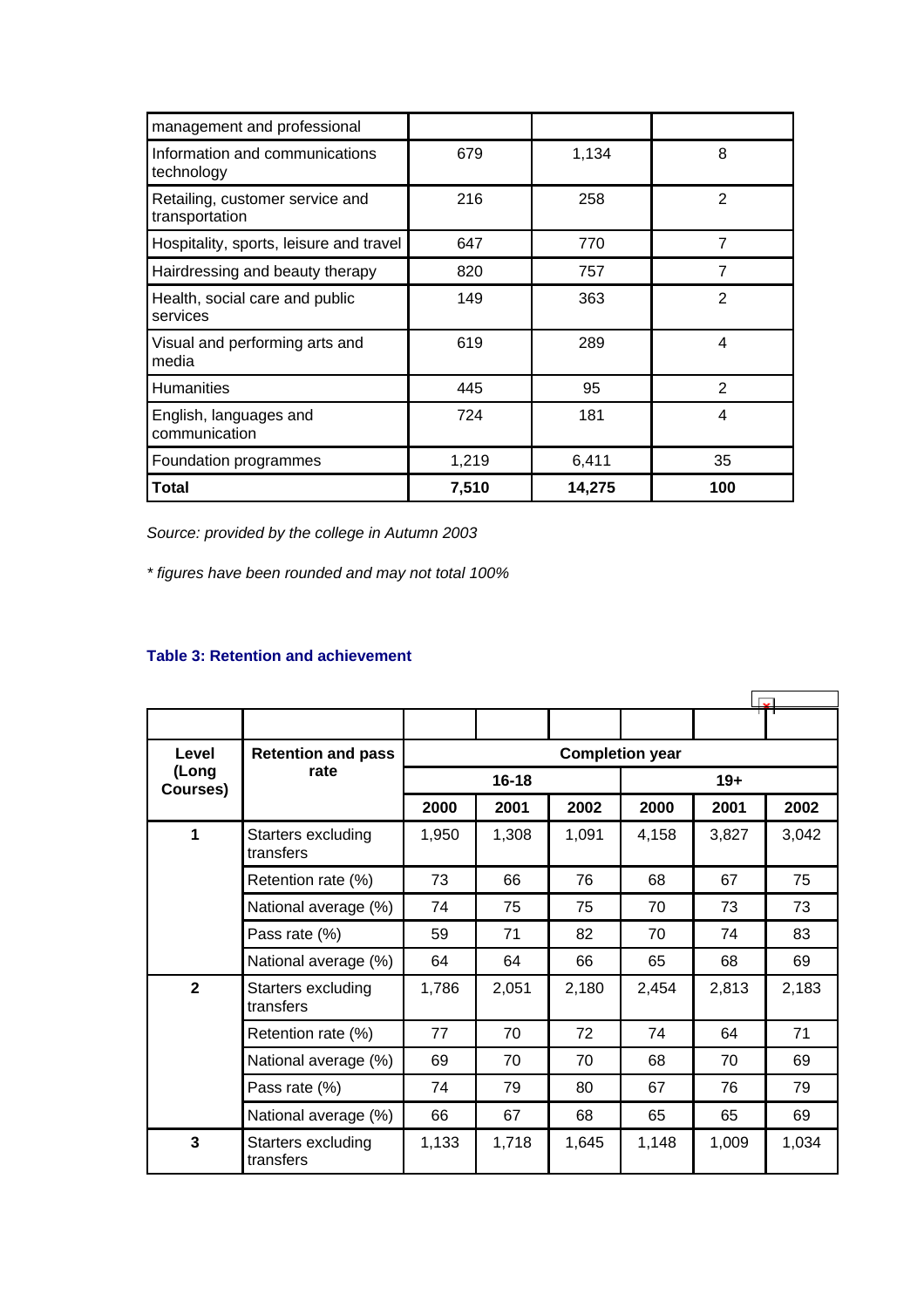| | | | |
|---|---|---|---|
| management and professional | | | |
| Information and communications technology | 679 | 1,134 | 8 |
| Retailing, customer service and transportation | 216 | 258 | 2 |
| Hospitality, sports, leisure and travel | 647 | 770 | 7 |
| Hairdressing and beauty therapy | 820 | 757 | 7 |
| Health, social care and public services | 149 | 363 | 2 |
| Visual and performing arts and media | 619 | 289 | 4 |
| Humanities | 445 | 95 | 2 |
| English, languages and communication | 724 | 181 | 4 |
| Foundation programmes | 1,219 | 6,411 | 35 |
| **Total** | **7,510** | **14,275** | **100** |

*Source: provided by the college in Autumn 2003*

*\* figures have been rounded and may not total 100%*

### Table 3: Retention and achievement

| Level (Long Courses) | Retention and pass rate | Completion year | | | | | |
|---|---|---|---|---|---|---|---|
| | | 16-18 | | | 19+ | | |
| | | 2000 | 2001 | 2002 | 2000 | 2001 | 2002 |
| 1 | Starters excluding transfers | 1,950 | 1,308 | 1,091 | 4,158 | 3,827 | 3,042 |
| | Retention rate (%) | 73 | 66 | 76 | 68 | 67 | 75 |
| | National average (%) | 74 | 75 | 75 | 70 | 73 | 73 |
| | Pass rate (%) | 59 | 71 | 82 | 70 | 74 | 83 |
| | National average (%) | 64 | 64 | 66 | 65 | 68 | 69 |
| 2 | Starters excluding transfers | 1,786 | 2,051 | 2,180 | 2,454 | 2,813 | 2,183 |
| | Retention rate (%) | 77 | 70 | 72 | 74 | 64 | 71 |
| | National average (%) | 69 | 70 | 70 | 68 | 70 | 69 |
| | Pass rate (%) | 74 | 79 | 80 | 67 | 76 | 79 |
| | National average (%) | 66 | 67 | 68 | 65 | 65 | 69 |
| 3 | Starters excluding transfers | 1,133 | 1,718 | 1,645 | 1,148 | 1,009 | 1,034 |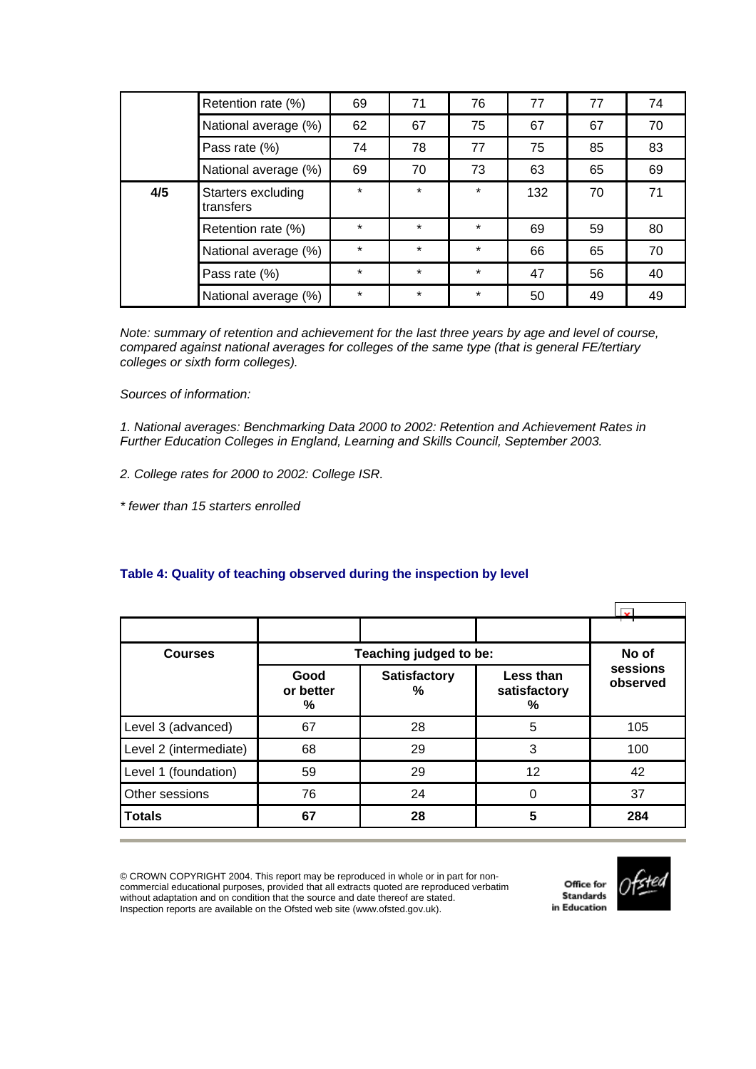| | | | | | | | |
|---|---|---|---|---|---|---|---|
| | Retention rate (%) | 69 | 71 | 76 | 77 | 77 | 74 |
| | National average (%) | 62 | 67 | 75 | 67 | 67 | 70 |
| | Pass rate (%) | 74 | 78 | 77 | 75 | 85 | 83 |
| | National average (%) | 69 | 70 | 73 | 63 | 65 | 69 |
| **4/5** | Starters excluding transfers | * | * | * | 132 | 70 | 71 |
| | Retention rate (%) | * | * | * | 69 | 59 | 80 |
| | National average (%) | * | * | * | 66 | 65 | 70 |
| | Pass rate (%) | * | * | * | 47 | 56 | 40 |
| | National average (%) | * | * | * | 50 | 49 | 49 |

*Note: summary of retention and achievement for the last three years by age and level of course, compared against national averages for colleges of the same type (that is general FE/tertiary colleges or sixth form colleges).*

*Sources of information:*

*1. National averages: Benchmarking Data 2000 to 2002: Retention and Achievement Rates in Further Education Colleges in England, Learning and Skills Council, September 2003.*

*2. College rates for 2000 to 2002: College ISR.*

*\* fewer than 15 starters enrolled*

### Table 4: Quality of teaching observed during the inspection by level

| Courses | Teaching judged to be: | | | No of sessions observed |
|---|---|---|---|---|
| | Good or better % | Satisfactory % | Less than satisfactory % | |
| Level 3 (advanced) | 67 | 28 | 5 | 105 |
| Level 2 (intermediate) | 68 | 29 | 3 | 100 |
| Level 1 (foundation) | 59 | 29 | 12 | 42 |
| Other sessions | 76 | 24 | 0 | 37 |
| **Totals** | **67** | **28** | **5** | **284** |

© CROWN COPYRIGHT 2004. This report may be reproduced in whole or in part for non-commercial educational purposes, provided that all extracts quoted are reproduced verbatim without adaptation and on condition that the source and date thereof are stated.
Inspection reports are available on the Ofsted web site (www.ofsted.gov.uk).